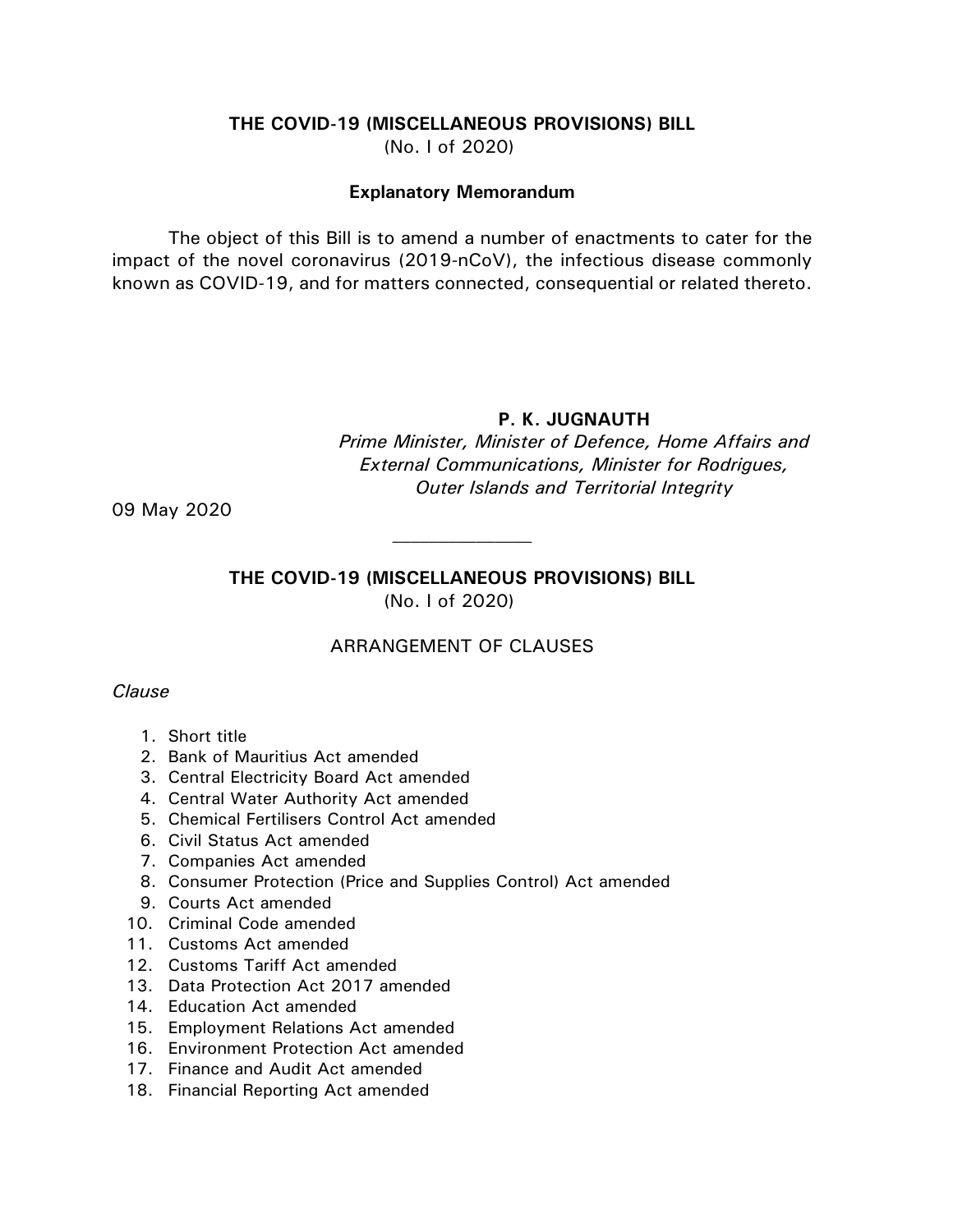**THE COVID-19 (MISCELLANEOUS PROVISIONS) BILL**
(No. I of 2020)

**Explanatory Memorandum**

The object of this Bill is to amend a number of enactments to cater for the impact of the novel coronavirus (2019-nCoV), the infectious disease commonly known as COVID-19, and for matters connected, consequential or related thereto.

**P. K. JUGNAUTH**
*Prime Minister, Minister of Defence, Home Affairs and External Communications, Minister for Rodrigues, Outer Islands and Territorial Integrity*

09 May 2020

---

**THE COVID-19 (MISCELLANEOUS PROVISIONS) BILL**
(No. I of 2020)

ARRANGEMENT OF CLAUSES

*Clause*

1. Short title
2. Bank of Mauritius Act amended
3. Central Electricity Board Act amended
4. Central Water Authority Act amended
5. Chemical Fertilisers Control Act amended
6. Civil Status Act amended
7. Companies Act amended
8. Consumer Protection (Price and Supplies Control) Act amended
9. Courts Act amended
10. Criminal Code amended
11. Customs Act amended
12. Customs Tariff Act amended
13. Data Protection Act 2017 amended
14. Education Act amended
15. Employment Relations Act amended
16. Environment Protection Act amended
17. Finance and Audit Act amended
18. Financial Reporting Act amended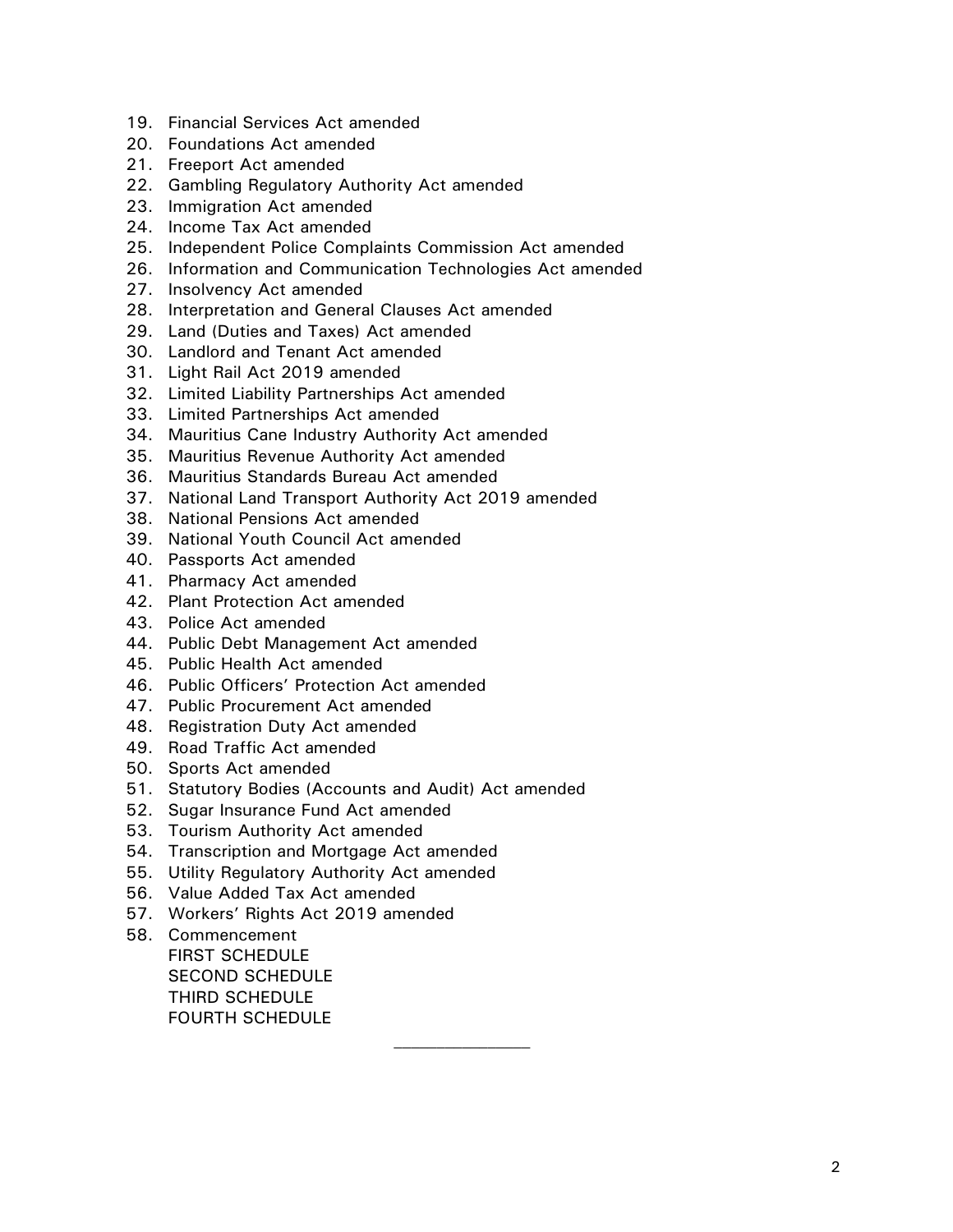19. Financial Services Act amended
20. Foundations Act amended
21. Freeport Act amended
22. Gambling Regulatory Authority Act amended
23. Immigration Act amended
24. Income Tax Act amended
25. Independent Police Complaints Commission Act amended
26. Information and Communication Technologies Act amended
27. Insolvency Act amended
28. Interpretation and General Clauses Act amended
29. Land (Duties and Taxes) Act amended
30. Landlord and Tenant Act amended
31. Light Rail Act 2019 amended
32. Limited Liability Partnerships Act amended
33. Limited Partnerships Act amended
34. Mauritius Cane Industry Authority Act amended
35. Mauritius Revenue Authority Act amended
36. Mauritius Standards Bureau Act amended
37. National Land Transport Authority Act 2019 amended
38. National Pensions Act amended
39. National Youth Council Act amended
40. Passports Act amended
41. Pharmacy Act amended
42. Plant Protection Act amended
43. Police Act amended
44. Public Debt Management Act amended
45. Public Health Act amended
46. Public Officers' Protection Act amended
47. Public Procurement Act amended
48. Registration Duty Act amended
49. Road Traffic Act amended
50. Sports Act amended
51. Statutory Bodies (Accounts and Audit) Act amended
52. Sugar Insurance Fund Act amended
53. Tourism Authority Act amended
54. Transcription and Mortgage Act amended
55. Utility Regulatory Authority Act amended
56. Value Added Tax Act amended
57. Workers' Rights Act 2019 amended
58. Commencement

FIRST SCHEDULE

SECOND SCHEDULE

THIRD SCHEDULE

FOURTH SCHEDULE

---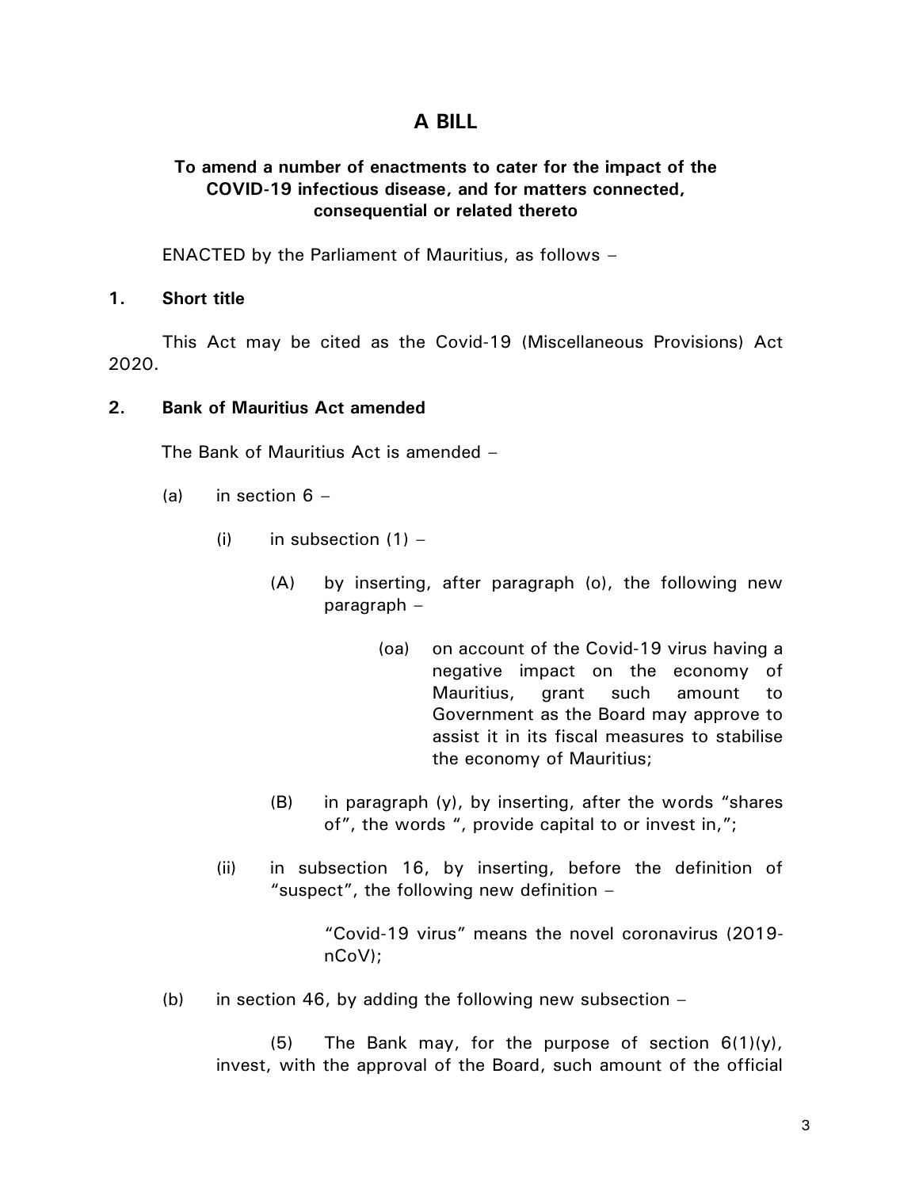# A BILL

**To amend a number of enactments to cater for the impact of the COVID-19 infectious disease, and for matters connected, consequential or related thereto**

ENACTED by the Parliament of Mauritius, as follows –

**1. Short title**

This Act may be cited as the Covid-19 (Miscellaneous Provisions) Act 2020.

**2. Bank of Mauritius Act amended**

The Bank of Mauritius Act is amended –

(a) in section 6 –

(i) in subsection (1) –

(A) by inserting, after paragraph (o), the following new paragraph –

(oa) on account of the Covid-19 virus having a negative impact on the economy of Mauritius, grant such amount to Government as the Board may approve to assist it in its fiscal measures to stabilise the economy of Mauritius;

(B) in paragraph (y), by inserting, after the words "shares of", the words ", provide capital to or invest in,";

(ii) in subsection 16, by inserting, before the definition of "suspect", the following new definition –

"Covid-19 virus" means the novel coronavirus (2019-nCoV);

(b) in section 46, by adding the following new subsection –

(5) The Bank may, for the purpose of section 6(1)(y), invest, with the approval of the Board, such amount of the official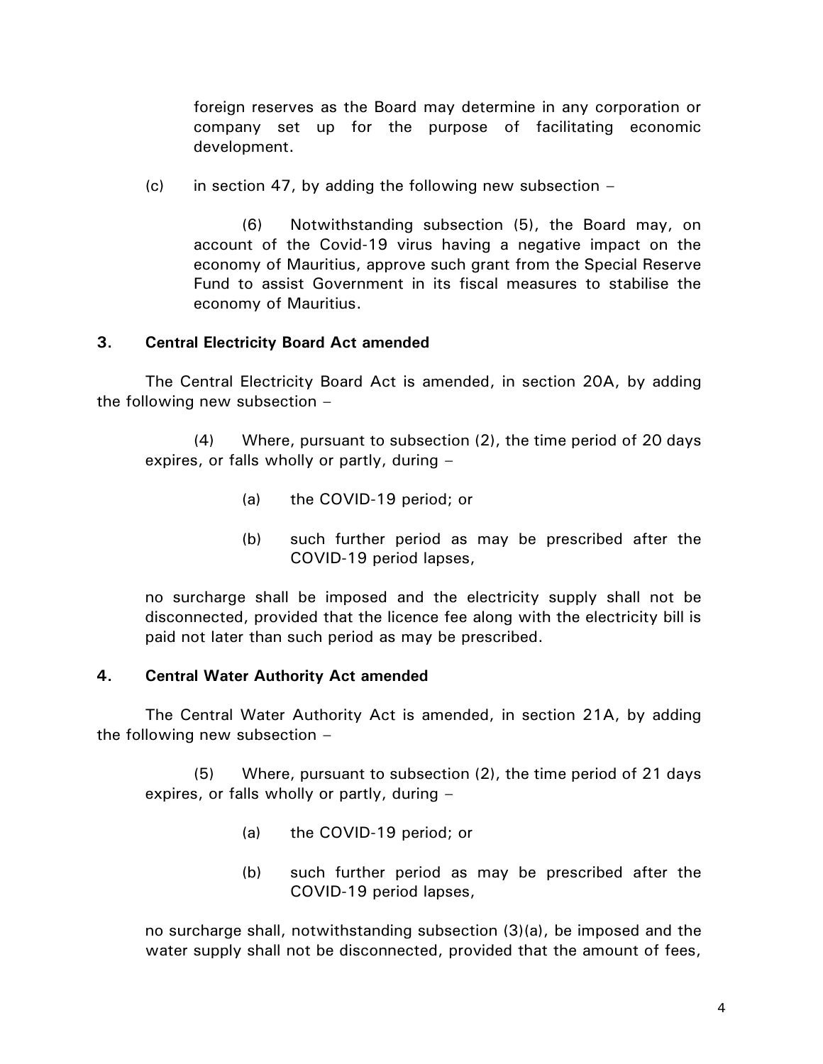foreign reserves as the Board may determine in any corporation or company set up for the purpose of facilitating economic development.

(c) in section 47, by adding the following new subsection –

(6) Notwithstanding subsection (5), the Board may, on account of the Covid-19 virus having a negative impact on the economy of Mauritius, approve such grant from the Special Reserve Fund to assist Government in its fiscal measures to stabilise the economy of Mauritius.

**3. Central Electricity Board Act amended**

The Central Electricity Board Act is amended, in section 20A, by adding the following new subsection –

(4) Where, pursuant to subsection (2), the time period of 20 days expires, or falls wholly or partly, during –

(a) the COVID-19 period; or

(b) such further period as may be prescribed after the COVID-19 period lapses,

no surcharge shall be imposed and the electricity supply shall not be disconnected, provided that the licence fee along with the electricity bill is paid not later than such period as may be prescribed.

**4. Central Water Authority Act amended**

The Central Water Authority Act is amended, in section 21A, by adding the following new subsection –

(5) Where, pursuant to subsection (2), the time period of 21 days expires, or falls wholly or partly, during –

(a) the COVID-19 period; or

(b) such further period as may be prescribed after the COVID-19 period lapses,

no surcharge shall, notwithstanding subsection (3)(a), be imposed and the water supply shall not be disconnected, provided that the amount of fees,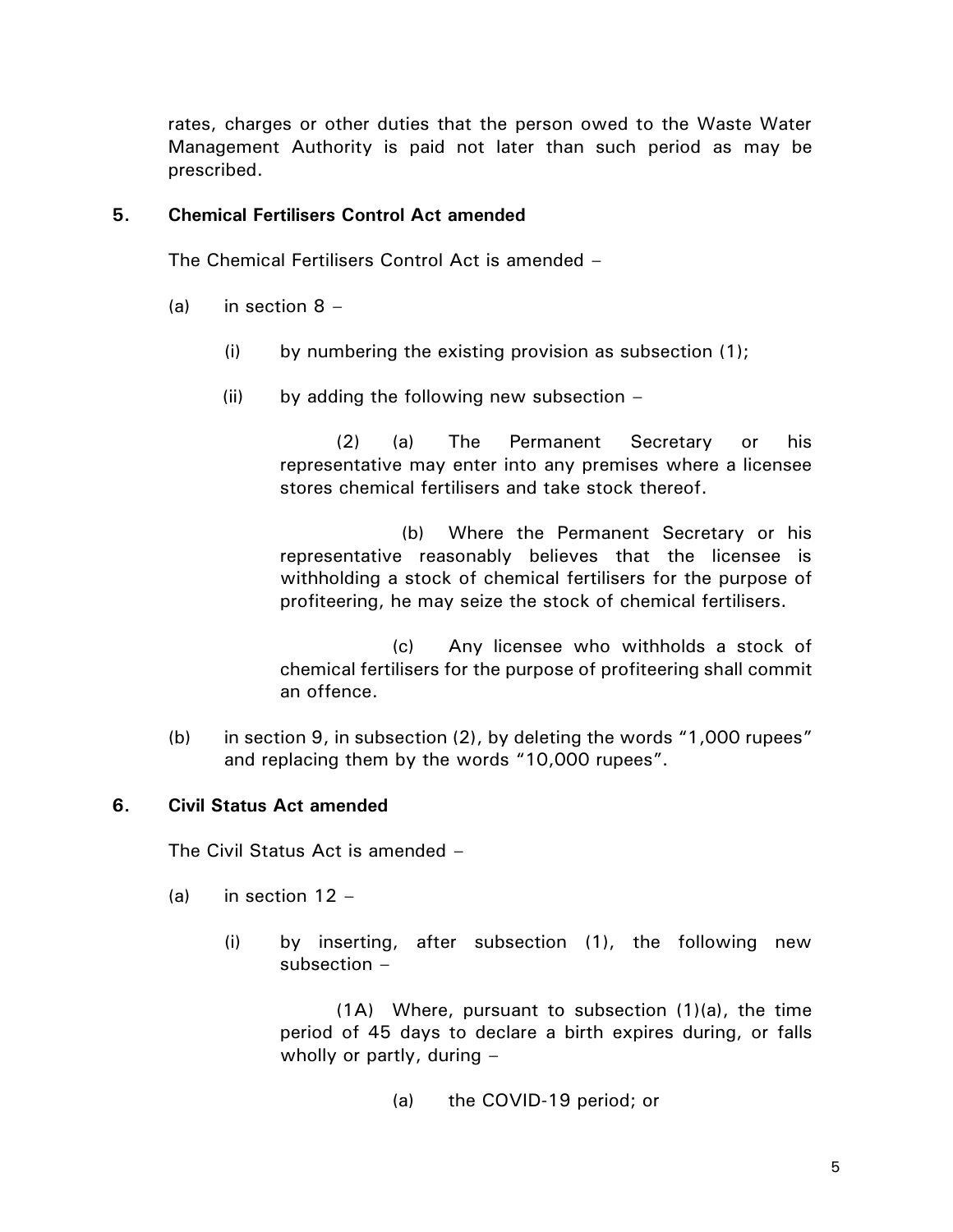rates, charges or other duties that the person owed to the Waste Water Management Authority is paid not later than such period as may be prescribed.

**5. Chemical Fertilisers Control Act amended**

The Chemical Fertilisers Control Act is amended –

(a) in section 8 –

(i) by numbering the existing provision as subsection (1);

(ii) by adding the following new subsection –

(2) (a) The Permanent Secretary or his representative may enter into any premises where a licensee stores chemical fertilisers and take stock thereof.

(b) Where the Permanent Secretary or his representative reasonably believes that the licensee is withholding a stock of chemical fertilisers for the purpose of profiteering, he may seize the stock of chemical fertilisers.

(c) Any licensee who withholds a stock of chemical fertilisers for the purpose of profiteering shall commit an offence.

(b) in section 9, in subsection (2), by deleting the words "1,000 rupees" and replacing them by the words "10,000 rupees".

**6. Civil Status Act amended**

The Civil Status Act is amended –

(a) in section 12 –

(i) by inserting, after subsection (1), the following new subsection –

(1A) Where, pursuant to subsection (1)(a), the time period of 45 days to declare a birth expires during, or falls wholly or partly, during –

(a) the COVID-19 period; or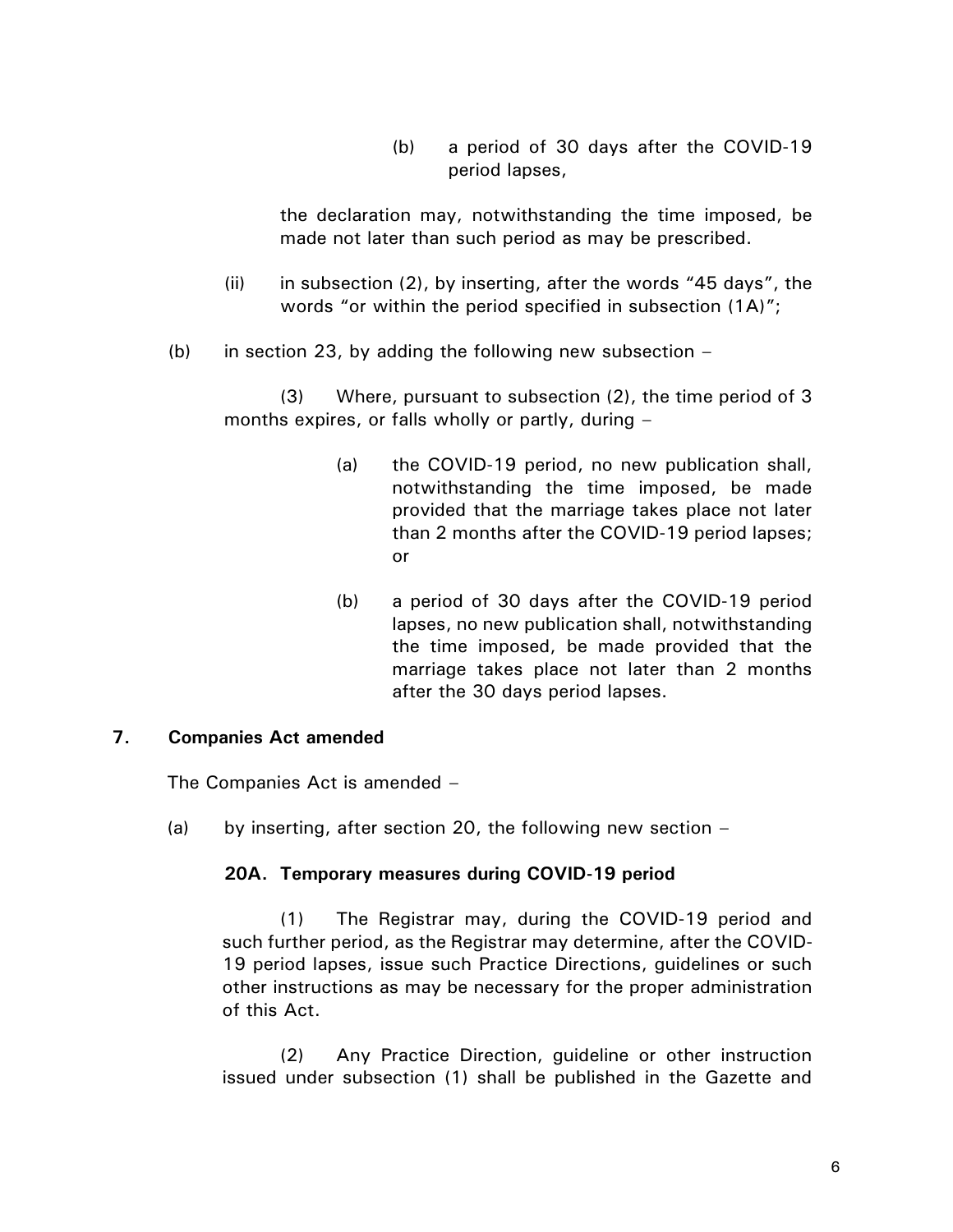(b) a period of 30 days after the COVID-19 period lapses,

the declaration may, notwithstanding the time imposed, be made not later than such period as may be prescribed.

(ii) in subsection (2), by inserting, after the words "45 days", the words "or within the period specified in subsection (1A)";

(b) in section 23, by adding the following new subsection –

(3) Where, pursuant to subsection (2), the time period of 3 months expires, or falls wholly or partly, during –

(a) the COVID-19 period, no new publication shall, notwithstanding the time imposed, be made provided that the marriage takes place not later than 2 months after the COVID-19 period lapses; or

(b) a period of 30 days after the COVID-19 period lapses, no new publication shall, notwithstanding the time imposed, be made provided that the marriage takes place not later than 2 months after the 30 days period lapses.

### 7. Companies Act amended

The Companies Act is amended –

(a) by inserting, after section 20, the following new section –

**20A. Temporary measures during COVID-19 period**

(1) The Registrar may, during the COVID-19 period and such further period, as the Registrar may determine, after the COVID-19 period lapses, issue such Practice Directions, guidelines or such other instructions as may be necessary for the proper administration of this Act.

(2) Any Practice Direction, guideline or other instruction issued under subsection (1) shall be published in the Gazette and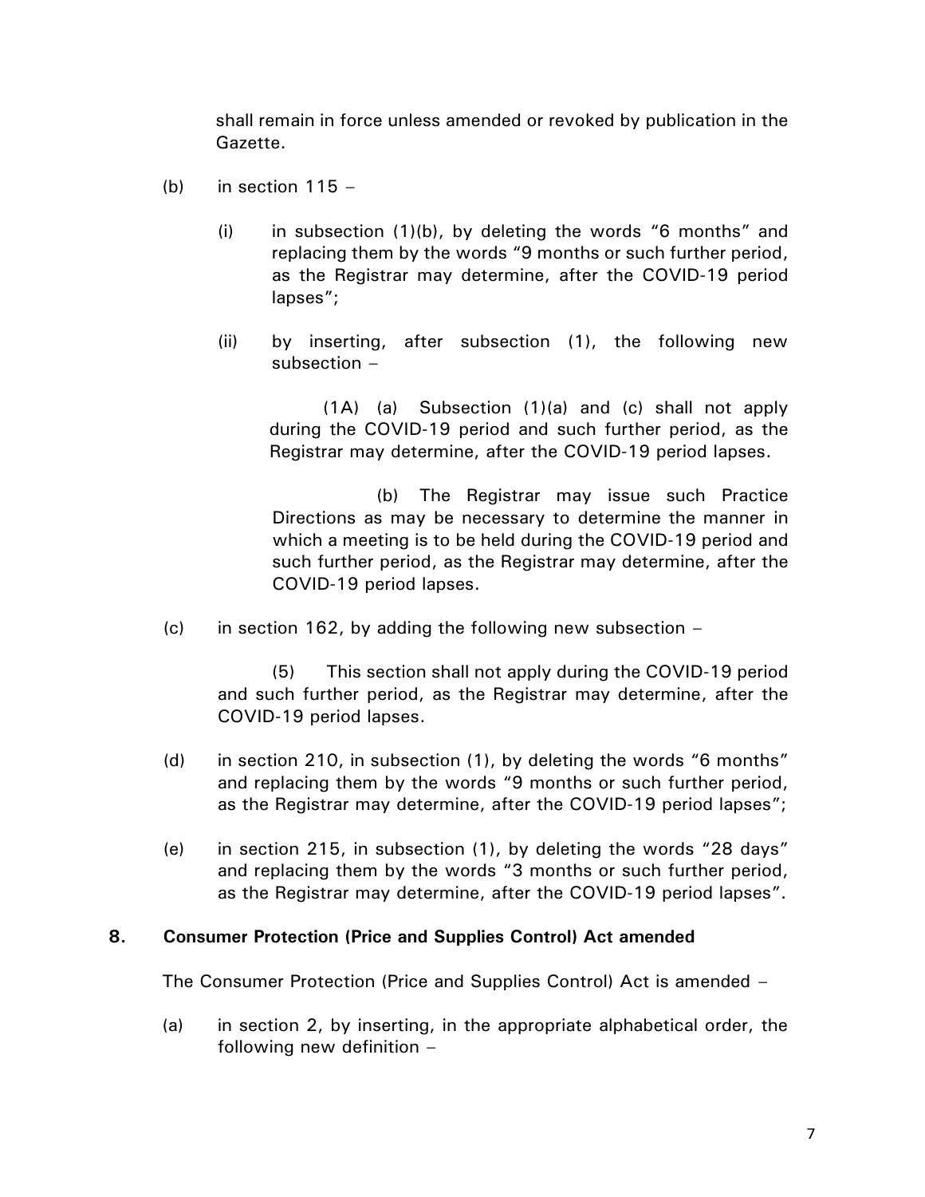shall remain in force unless amended or revoked by publication in the Gazette.

(b) in section 115 –

(i) in subsection (1)(b), by deleting the words "6 months" and replacing them by the words "9 months or such further period, as the Registrar may determine, after the COVID-19 period lapses";

(ii) by inserting, after subsection (1), the following new subsection –

(1A) (a) Subsection (1)(a) and (c) shall not apply during the COVID-19 period and such further period, as the Registrar may determine, after the COVID-19 period lapses.

(b) The Registrar may issue such Practice Directions as may be necessary to determine the manner in which a meeting is to be held during the COVID-19 period and such further period, as the Registrar may determine, after the COVID-19 period lapses.

(c) in section 162, by adding the following new subsection –

(5) This section shall not apply during the COVID-19 period and such further period, as the Registrar may determine, after the COVID-19 period lapses.

(d) in section 210, in subsection (1), by deleting the words "6 months" and replacing them by the words "9 months or such further period, as the Registrar may determine, after the COVID-19 period lapses";

(e) in section 215, in subsection (1), by deleting the words "28 days" and replacing them by the words "3 months or such further period, as the Registrar may determine, after the COVID-19 period lapses".

## 8. Consumer Protection (Price and Supplies Control) Act amended

The Consumer Protection (Price and Supplies Control) Act is amended –

(a) in section 2, by inserting, in the appropriate alphabetical order, the following new definition –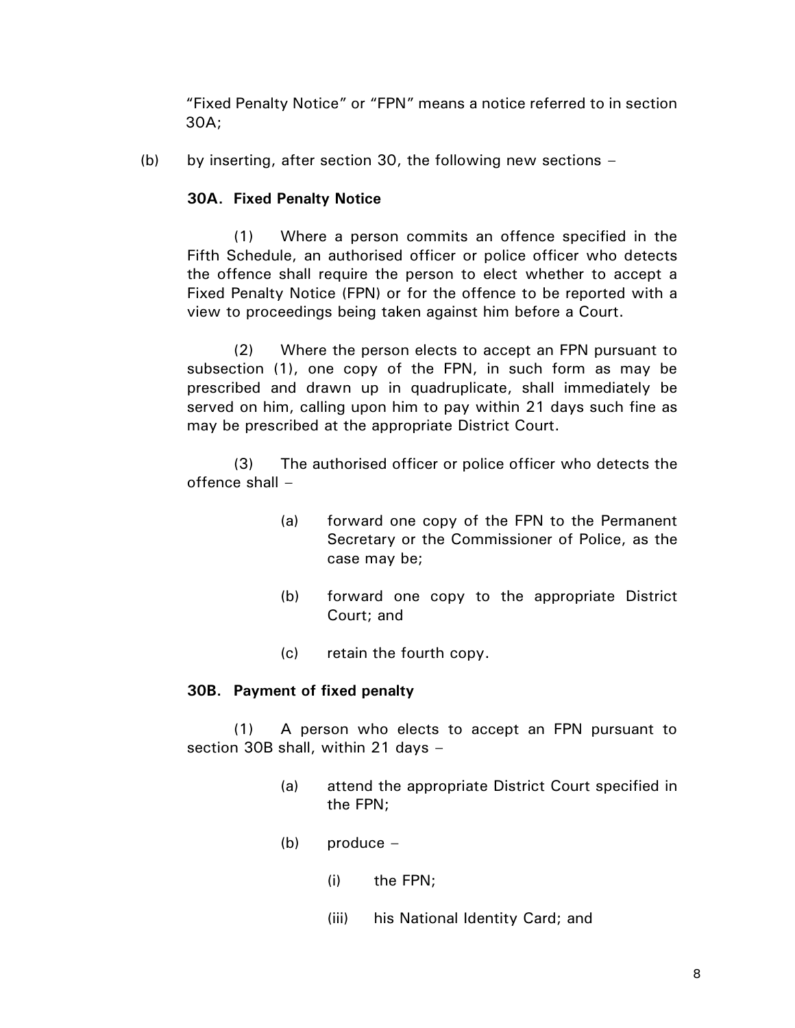"Fixed Penalty Notice" or "FPN" means a notice referred to in section 30A;

(b) by inserting, after section 30, the following new sections –

**30A. Fixed Penalty Notice**

(1) Where a person commits an offence specified in the Fifth Schedule, an authorised officer or police officer who detects the offence shall require the person to elect whether to accept a Fixed Penalty Notice (FPN) or for the offence to be reported with a view to proceedings being taken against him before a Court.

(2) Where the person elects to accept an FPN pursuant to subsection (1), one copy of the FPN, in such form as may be prescribed and drawn up in quadruplicate, shall immediately be served on him, calling upon him to pay within 21 days such fine as may be prescribed at the appropriate District Court.

(3) The authorised officer or police officer who detects the offence shall –

(a) forward one copy of the FPN to the Permanent Secretary or the Commissioner of Police, as the case may be;

(b) forward one copy to the appropriate District Court; and

(c) retain the fourth copy.

**30B. Payment of fixed penalty**

(1) A person who elects to accept an FPN pursuant to section 30B shall, within 21 days –

(a) attend the appropriate District Court specified in the FPN;

(b) produce –

(i) the FPN;

(iii) his National Identity Card; and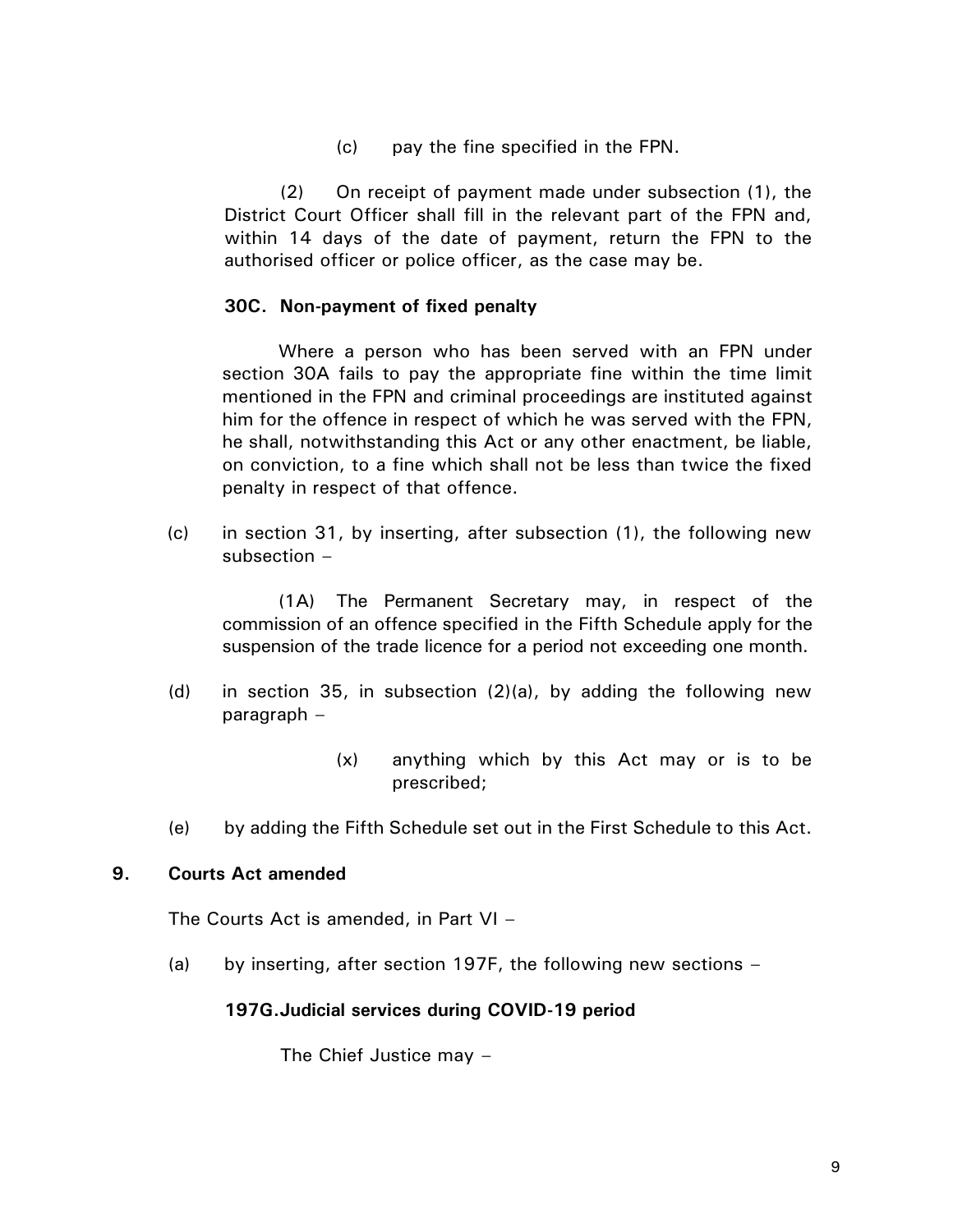(c) pay the fine specified in the FPN.

(2) On receipt of payment made under subsection (1), the District Court Officer shall fill in the relevant part of the FPN and, within 14 days of the date of payment, return the FPN to the authorised officer or police officer, as the case may be.

**30C. Non-payment of fixed penalty**

Where a person who has been served with an FPN under section 30A fails to pay the appropriate fine within the time limit mentioned in the FPN and criminal proceedings are instituted against him for the offence in respect of which he was served with the FPN, he shall, notwithstanding this Act or any other enactment, be liable, on conviction, to a fine which shall not be less than twice the fixed penalty in respect of that offence.

(c) in section 31, by inserting, after subsection (1), the following new subsection –

(1A) The Permanent Secretary may, in respect of the commission of an offence specified in the Fifth Schedule apply for the suspension of the trade licence for a period not exceeding one month.

(d) in section 35, in subsection (2)(a), by adding the following new paragraph –

(x) anything which by this Act may or is to be prescribed;

(e) by adding the Fifth Schedule set out in the First Schedule to this Act.

## 9. Courts Act amended

The Courts Act is amended, in Part VI –

(a) by inserting, after section 197F, the following new sections –

**197G. Judicial services during COVID-19 period**

The Chief Justice may –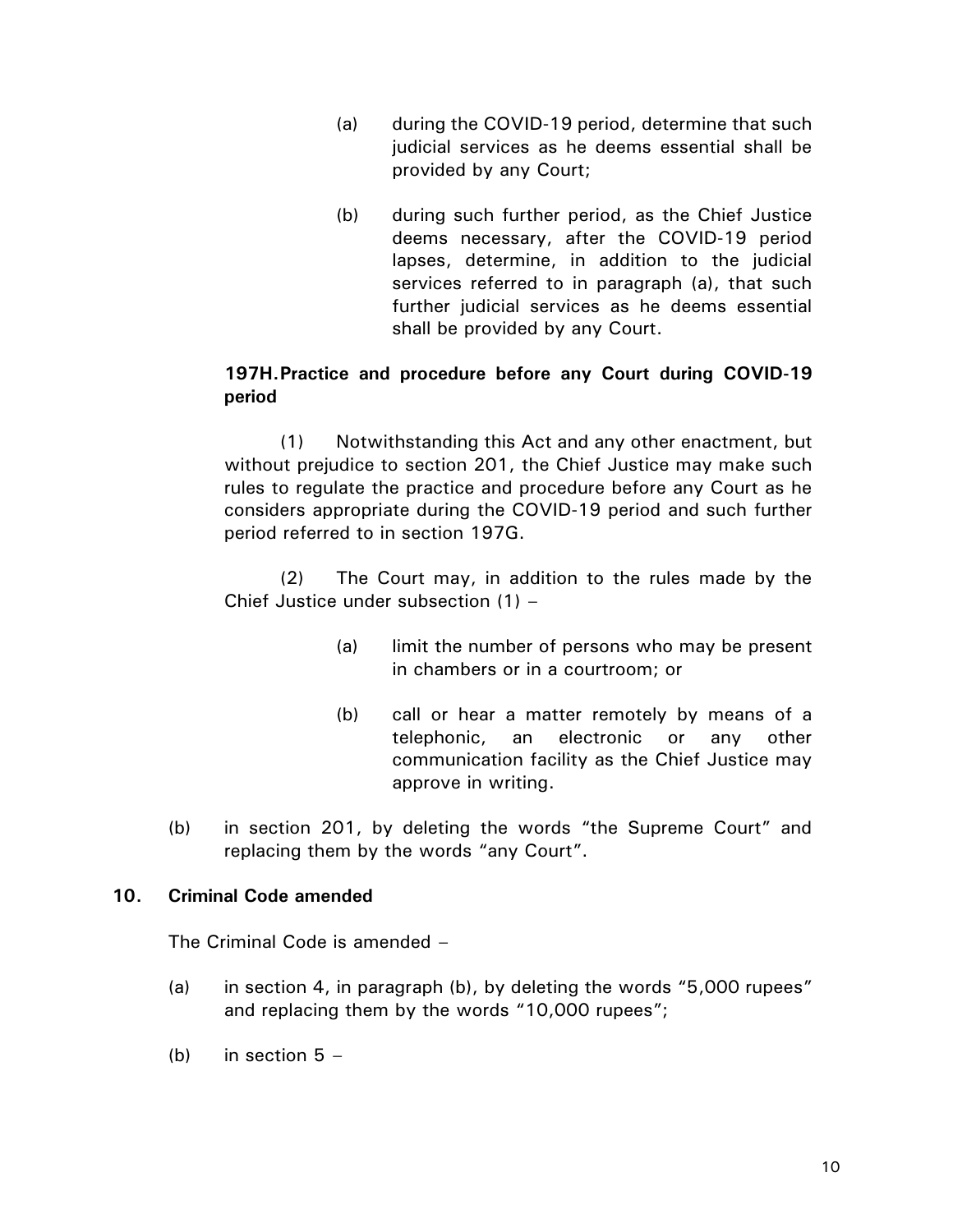(a) during the COVID-19 period, determine that such judicial services as he deems essential shall be provided by any Court;

(b) during such further period, as the Chief Justice deems necessary, after the COVID-19 period lapses, determine, in addition to the judicial services referred to in paragraph (a), that such further judicial services as he deems essential shall be provided by any Court.

**197H. Practice and procedure before any Court during COVID-19 period**

(1) Notwithstanding this Act and any other enactment, but without prejudice to section 201, the Chief Justice may make such rules to regulate the practice and procedure before any Court as he considers appropriate during the COVID-19 period and such further period referred to in section 197G.

(2) The Court may, in addition to the rules made by the Chief Justice under subsection (1) –

(a) limit the number of persons who may be present in chambers or in a courtroom; or

(b) call or hear a matter remotely by means of a telephonic, an electronic or any other communication facility as the Chief Justice may approve in writing.

(b) in section 201, by deleting the words "the Supreme Court" and replacing them by the words "any Court".

**10. Criminal Code amended**

The Criminal Code is amended –

(a) in section 4, in paragraph (b), by deleting the words "5,000 rupees" and replacing them by the words "10,000 rupees";

(b) in section 5 –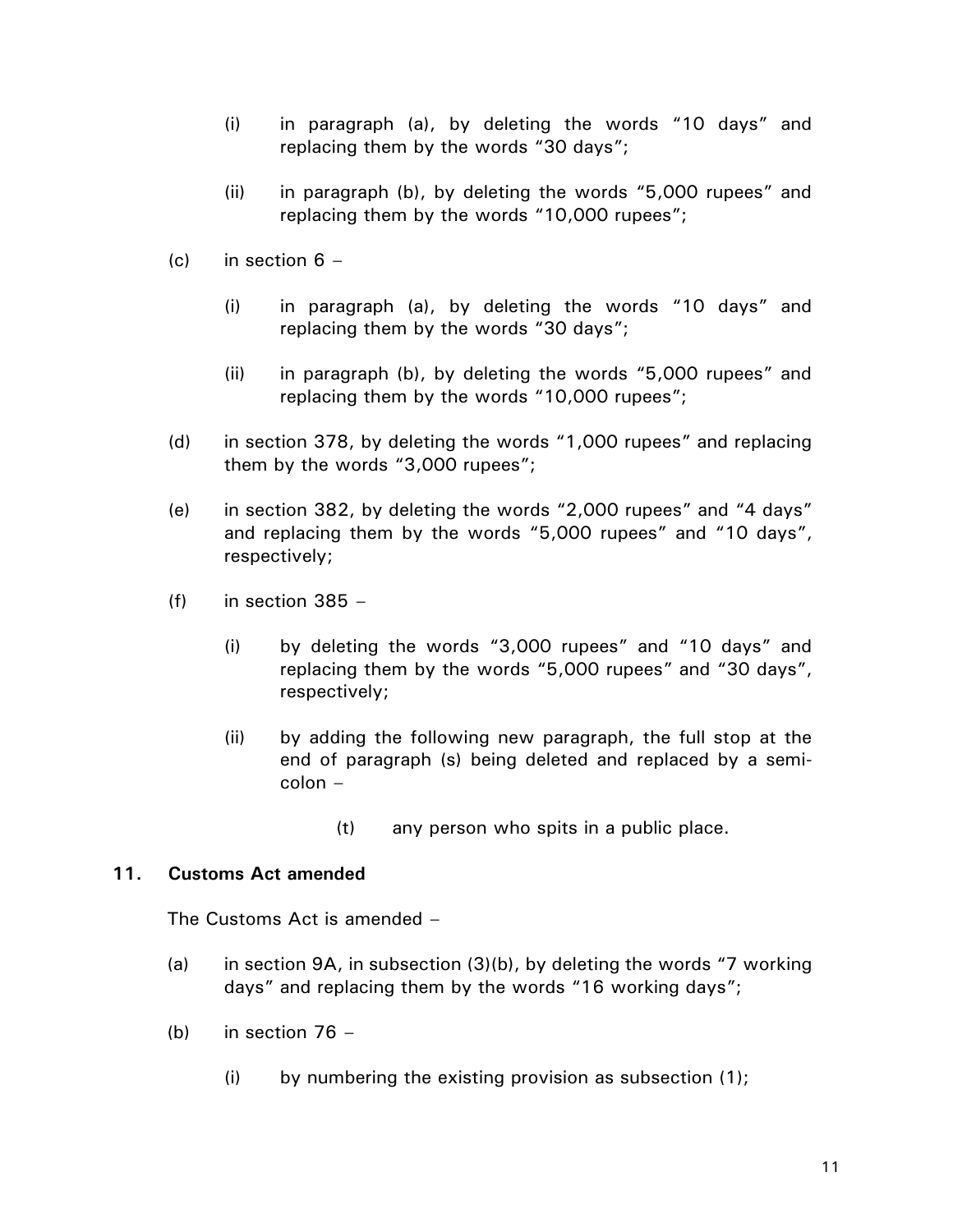(i) in paragraph (a), by deleting the words "10 days" and replacing them by the words "30 days";

(ii) in paragraph (b), by deleting the words "5,000 rupees" and replacing them by the words "10,000 rupees";

(c) in section 6 –

(i) in paragraph (a), by deleting the words "10 days" and replacing them by the words "30 days";

(ii) in paragraph (b), by deleting the words "5,000 rupees" and replacing them by the words "10,000 rupees";

(d) in section 378, by deleting the words "1,000 rupees" and replacing them by the words "3,000 rupees";

(e) in section 382, by deleting the words "2,000 rupees" and "4 days" and replacing them by the words "5,000 rupees" and "10 days", respectively;

(f) in section 385 –

(i) by deleting the words "3,000 rupees" and "10 days" and replacing them by the words "5,000 rupees" and "30 days", respectively;

(ii) by adding the following new paragraph, the full stop at the end of paragraph (s) being deleted and replaced by a semi-colon –

(t) any person who spits in a public place.

**11. Customs Act amended**

The Customs Act is amended –

(a) in section 9A, in subsection (3)(b), by deleting the words "7 working days" and replacing them by the words "16 working days";

(b) in section 76 –

(i) by numbering the existing provision as subsection (1);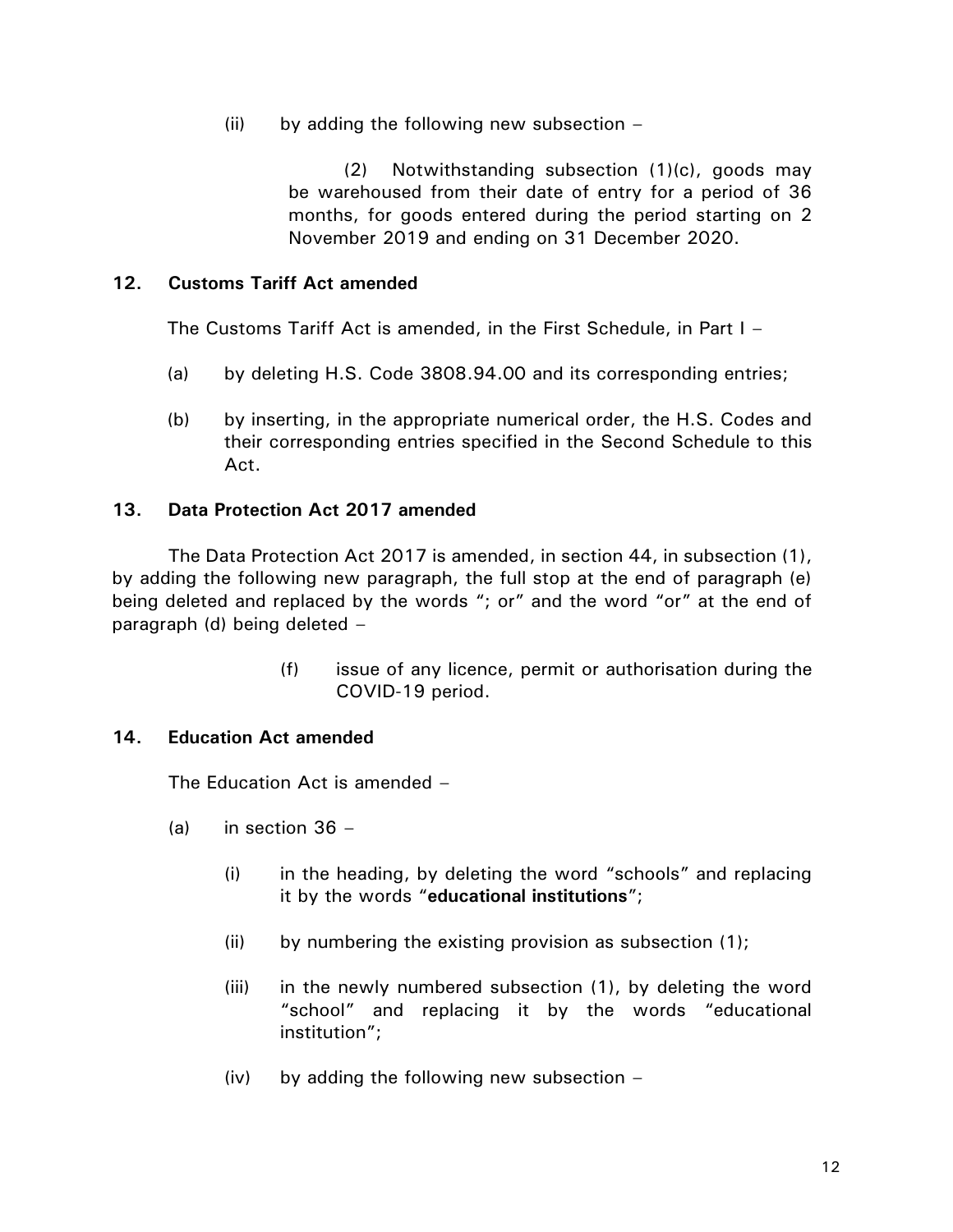(ii) by adding the following new subsection –

> (2) Notwithstanding subsection (1)(c), goods may be warehoused from their date of entry for a period of 36 months, for goods entered during the period starting on 2 November 2019 and ending on 31 December 2020.

**12. Customs Tariff Act amended**

The Customs Tariff Act is amended, in the First Schedule, in Part I –

(a) by deleting H.S. Code 3808.94.00 and its corresponding entries;

(b) by inserting, in the appropriate numerical order, the H.S. Codes and their corresponding entries specified in the Second Schedule to this Act.

**13. Data Protection Act 2017 amended**

The Data Protection Act 2017 is amended, in section 44, in subsection (1), by adding the following new paragraph, the full stop at the end of paragraph (e) being deleted and replaced by the words "; or" and the word "or" at the end of paragraph (d) being deleted –

> (f) issue of any licence, permit or authorisation during the COVID-19 period.

**14. Education Act amended**

The Education Act is amended –

(a) in section 36 –

(i) in the heading, by deleting the word "schools" and replacing it by the words "**educational institutions**";

(ii) by numbering the existing provision as subsection (1);

(iii) in the newly numbered subsection (1), by deleting the word "school" and replacing it by the words "educational institution";

(iv) by adding the following new subsection –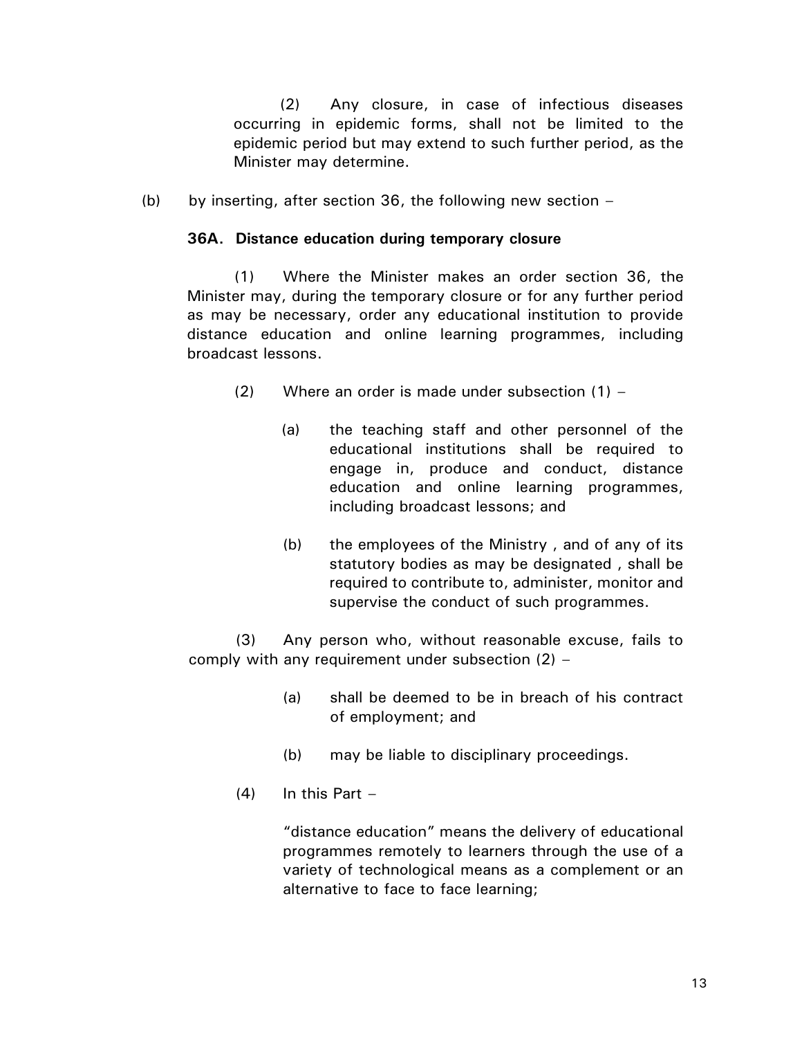(2) Any closure, in case of infectious diseases occurring in epidemic forms, shall not be limited to the epidemic period but may extend to such further period, as the Minister may determine.

(b) by inserting, after section 36, the following new section –

**36A. Distance education during temporary closure**

(1) Where the Minister makes an order section 36, the Minister may, during the temporary closure or for any further period as may be necessary, order any educational institution to provide distance education and online learning programmes, including broadcast lessons.

(2) Where an order is made under subsection (1) –

(a) the teaching staff and other personnel of the educational institutions shall be required to engage in, produce and conduct, distance education and online learning programmes, including broadcast lessons; and

(b) the employees of the Ministry , and of any of its statutory bodies as may be designated , shall be required to contribute to, administer, monitor and supervise the conduct of such programmes.

(3) Any person who, without reasonable excuse, fails to comply with any requirement under subsection (2) –

(a) shall be deemed to be in breach of his contract of employment; and

(b) may be liable to disciplinary proceedings.

(4) In this Part –

"distance education" means the delivery of educational programmes remotely to learners through the use of a variety of technological means as a complement or an alternative to face to face learning;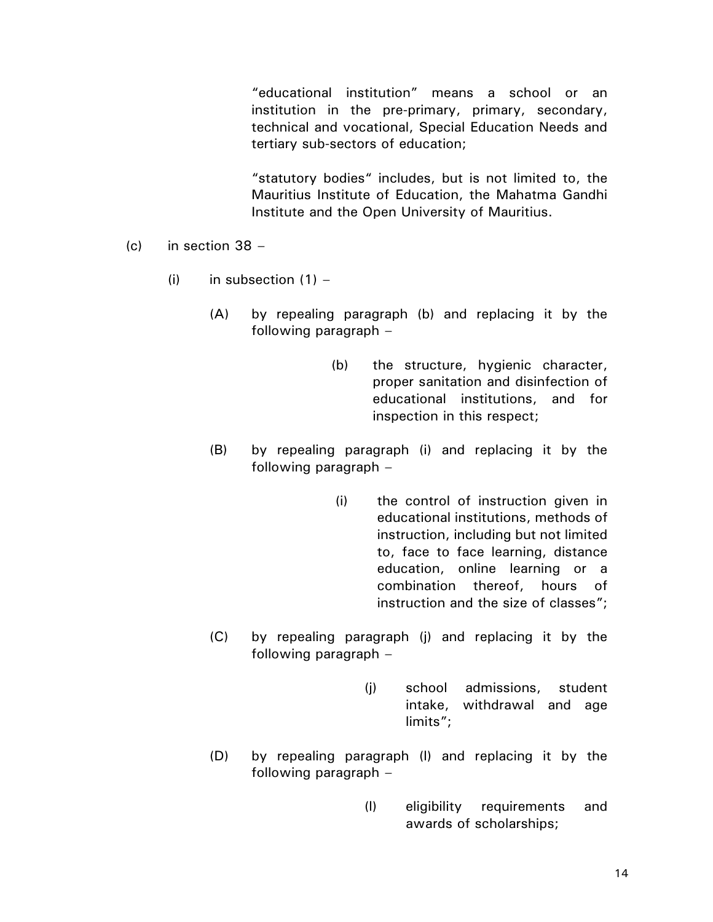"educational institution" means a school or an institution in the pre-primary, primary, secondary, technical and vocational, Special Education Needs and tertiary sub-sectors of education;

"statutory bodies" includes, but is not limited to, the Mauritius Institute of Education, the Mahatma Gandhi Institute and the Open University of Mauritius.

(c) in section 38 –

(i) in subsection (1) –

(A) by repealing paragraph (b) and replacing it by the following paragraph –

(b) the structure, hygienic character, proper sanitation and disinfection of educational institutions, and for inspection in this respect;

(B) by repealing paragraph (i) and replacing it by the following paragraph –

(i) the control of instruction given in educational institutions, methods of instruction, including but not limited to, face to face learning, distance education, online learning or a combination thereof, hours of instruction and the size of classes";

(C) by repealing paragraph (j) and replacing it by the following paragraph –

(j) school admissions, student intake, withdrawal and age limits";

(D) by repealing paragraph (l) and replacing it by the following paragraph –

(l) eligibility requirements and awards of scholarships;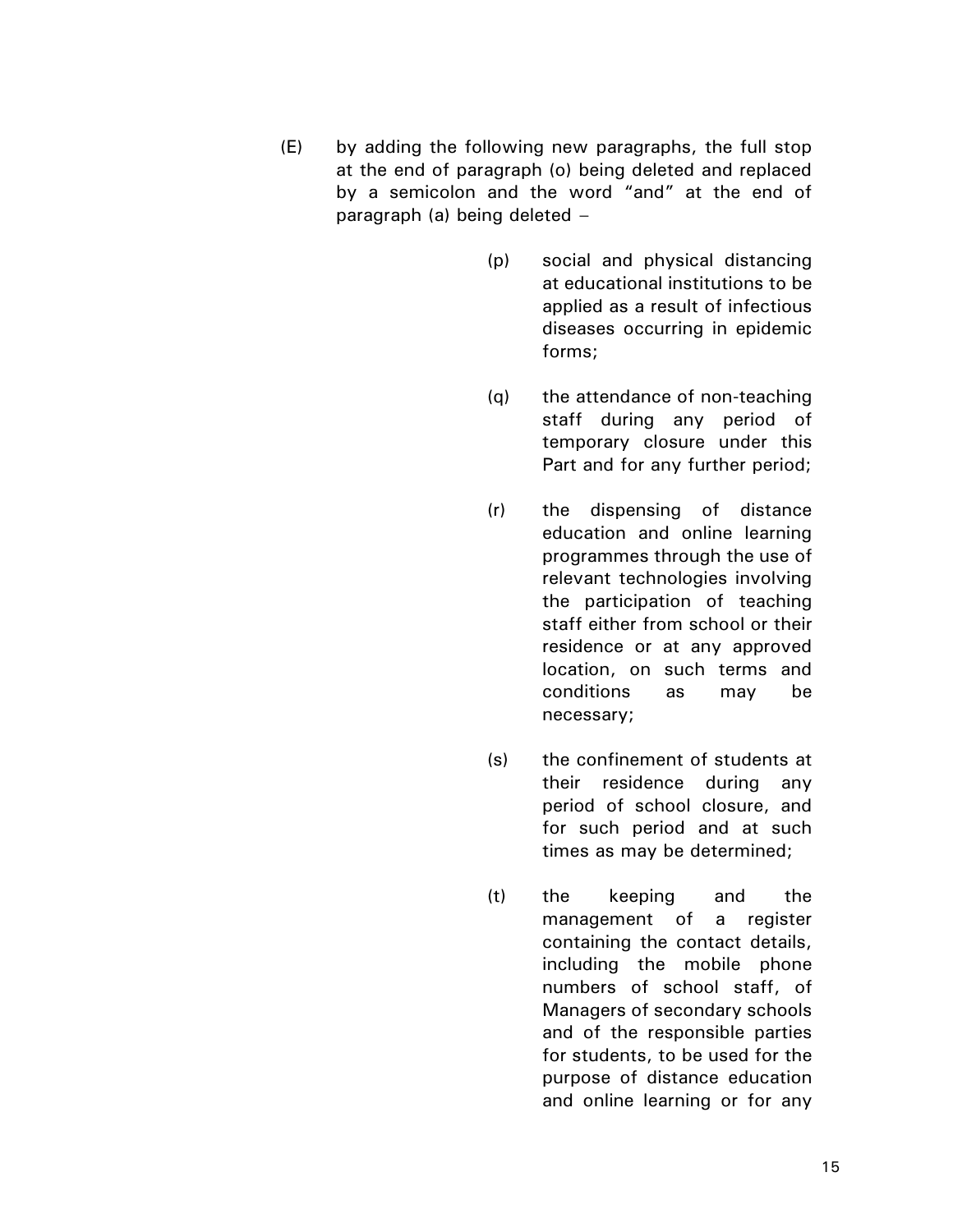(E) by adding the following new paragraphs, the full stop at the end of paragraph (o) being deleted and replaced by a semicolon and the word "and" at the end of paragraph (a) being deleted –

> (p) social and physical distancing at educational institutions to be applied as a result of infectious diseases occurring in epidemic forms;
>
> (q) the attendance of non-teaching staff during any period of temporary closure under this Part and for any further period;
>
> (r) the dispensing of distance education and online learning programmes through the use of relevant technologies involving the participation of teaching staff either from school or their residence or at any approved location, on such terms and conditions as may be necessary;
>
> (s) the confinement of students at their residence during any period of school closure, and for such period and at such times as may be determined;
>
> (t) the keeping and the management of a register containing the contact details, including the mobile phone numbers of school staff, of Managers of secondary schools and of the responsible parties for students, to be used for the purpose of distance education and online learning or for any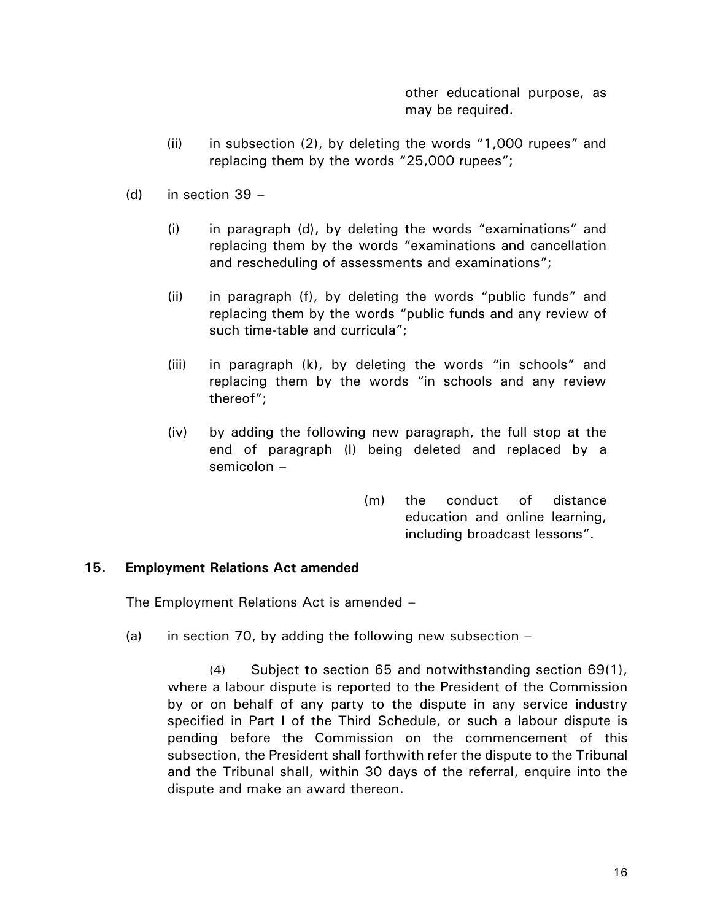other educational purpose, as may be required.

(ii) in subsection (2), by deleting the words "1,000 rupees" and replacing them by the words "25,000 rupees";

(d) in section 39 –

(i) in paragraph (d), by deleting the words "examinations" and replacing them by the words "examinations and cancellation and rescheduling of assessments and examinations";

(ii) in paragraph (f), by deleting the words "public funds" and replacing them by the words "public funds and any review of such time-table and curricula";

(iii) in paragraph (k), by deleting the words "in schools" and replacing them by the words "in schools and any review thereof";

(iv) by adding the following new paragraph, the full stop at the end of paragraph (l) being deleted and replaced by a semicolon –

(m) the conduct of distance education and online learning, including broadcast lessons".

**15. Employment Relations Act amended**

The Employment Relations Act is amended –

(a) in section 70, by adding the following new subsection –

(4) Subject to section 65 and notwithstanding section 69(1), where a labour dispute is reported to the President of the Commission by or on behalf of any party to the dispute in any service industry specified in Part I of the Third Schedule, or such a labour dispute is pending before the Commission on the commencement of this subsection, the President shall forthwith refer the dispute to the Tribunal and the Tribunal shall, within 30 days of the referral, enquire into the dispute and make an award thereon.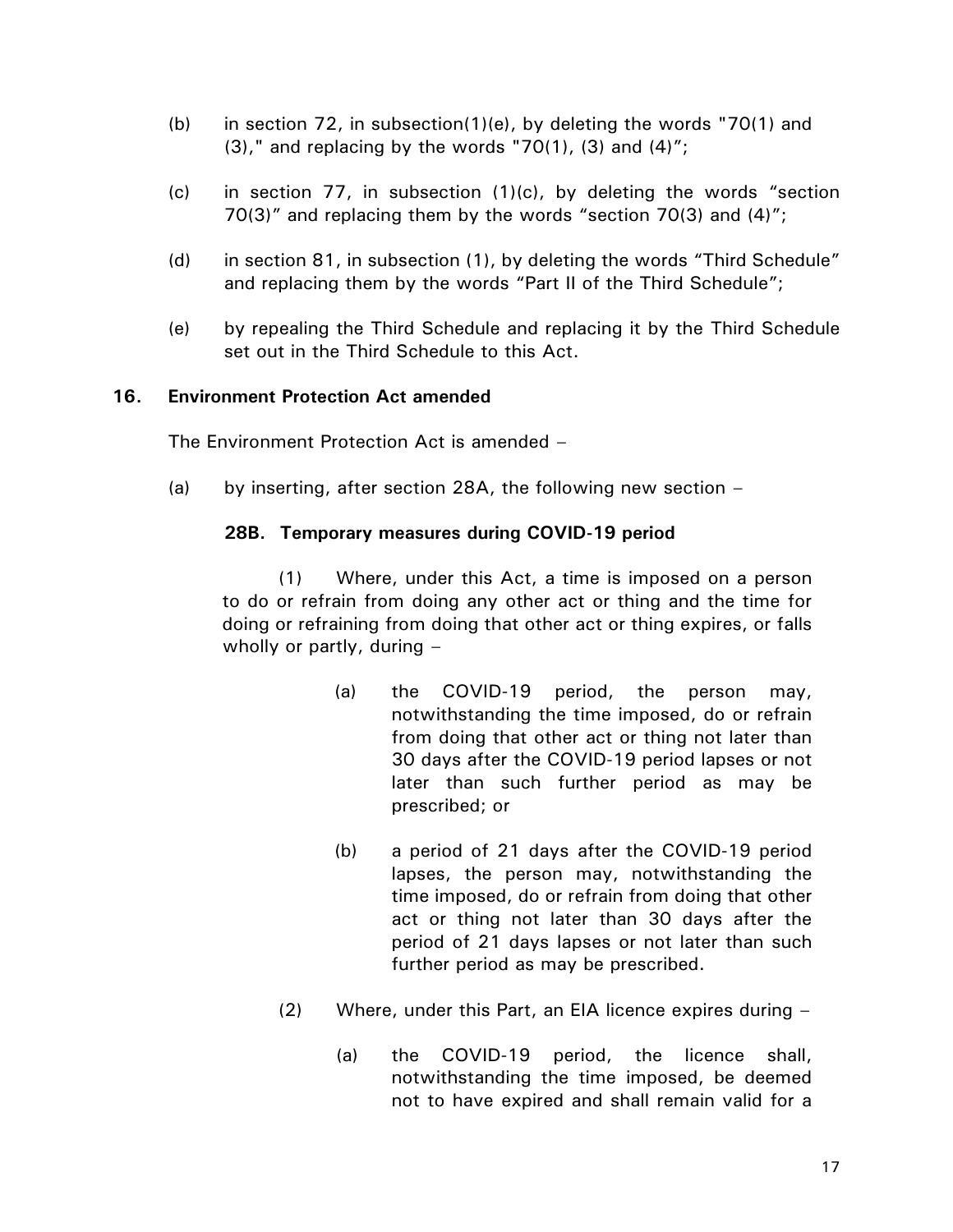(b) in section 72, in subsection(1)(e), by deleting the words "70(1) and (3)," and replacing by the words "70(1), (3) and (4)";

(c) in section 77, in subsection (1)(c), by deleting the words "section 70(3)" and replacing them by the words "section 70(3) and (4)";

(d) in section 81, in subsection (1), by deleting the words "Third Schedule" and replacing them by the words "Part II of the Third Schedule";

(e) by repealing the Third Schedule and replacing it by the Third Schedule set out in the Third Schedule to this Act.

**16. Environment Protection Act amended**

The Environment Protection Act is amended –

(a) by inserting, after section 28A, the following new section –

**28B. Temporary measures during COVID-19 period**

(1) Where, under this Act, a time is imposed on a person to do or refrain from doing any other act or thing and the time for doing or refraining from doing that other act or thing expires, or falls wholly or partly, during –

(a) the COVID-19 period, the person may, notwithstanding the time imposed, do or refrain from doing that other act or thing not later than 30 days after the COVID-19 period lapses or not later than such further period as may be prescribed; or

(b) a period of 21 days after the COVID-19 period lapses, the person may, notwithstanding the time imposed, do or refrain from doing that other act or thing not later than 30 days after the period of 21 days lapses or not later than such further period as may be prescribed.

(2) Where, under this Part, an EIA licence expires during –

(a) the COVID-19 period, the licence shall, notwithstanding the time imposed, be deemed not to have expired and shall remain valid for a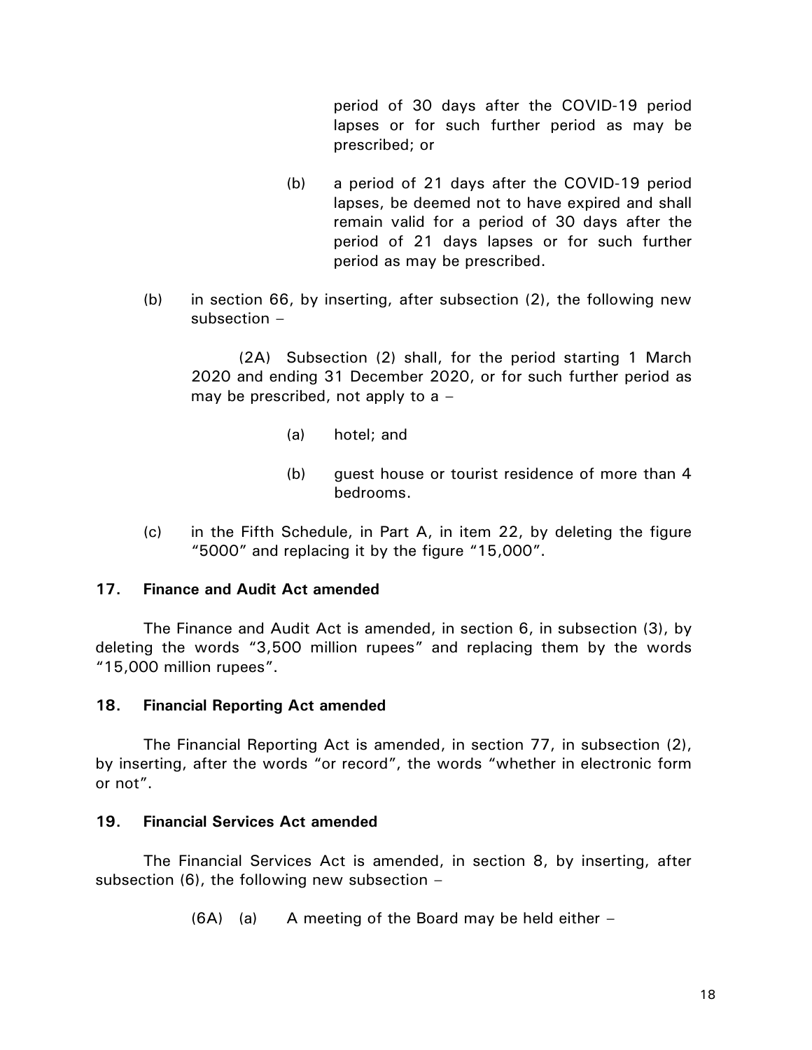period of 30 days after the COVID-19 period lapses or for such further period as may be prescribed; or

(b) a period of 21 days after the COVID-19 period lapses, be deemed not to have expired and shall remain valid for a period of 30 days after the period of 21 days lapses or for such further period as may be prescribed.

(b) in section 66, by inserting, after subsection (2), the following new subsection –

(2A) Subsection (2) shall, for the period starting 1 March 2020 and ending 31 December 2020, or for such further period as may be prescribed, not apply to a –

(a) hotel; and

(b) guest house or tourist residence of more than 4 bedrooms.

(c) in the Fifth Schedule, in Part A, in item 22, by deleting the figure "5000" and replacing it by the figure "15,000".

**17. Finance and Audit Act amended**

The Finance and Audit Act is amended, in section 6, in subsection (3), by deleting the words "3,500 million rupees" and replacing them by the words "15,000 million rupees".

**18. Financial Reporting Act amended**

The Financial Reporting Act is amended, in section 77, in subsection (2), by inserting, after the words "or record", the words "whether in electronic form or not".

**19. Financial Services Act amended**

The Financial Services Act is amended, in section 8, by inserting, after subsection (6), the following new subsection –

(6A) (a) A meeting of the Board may be held either –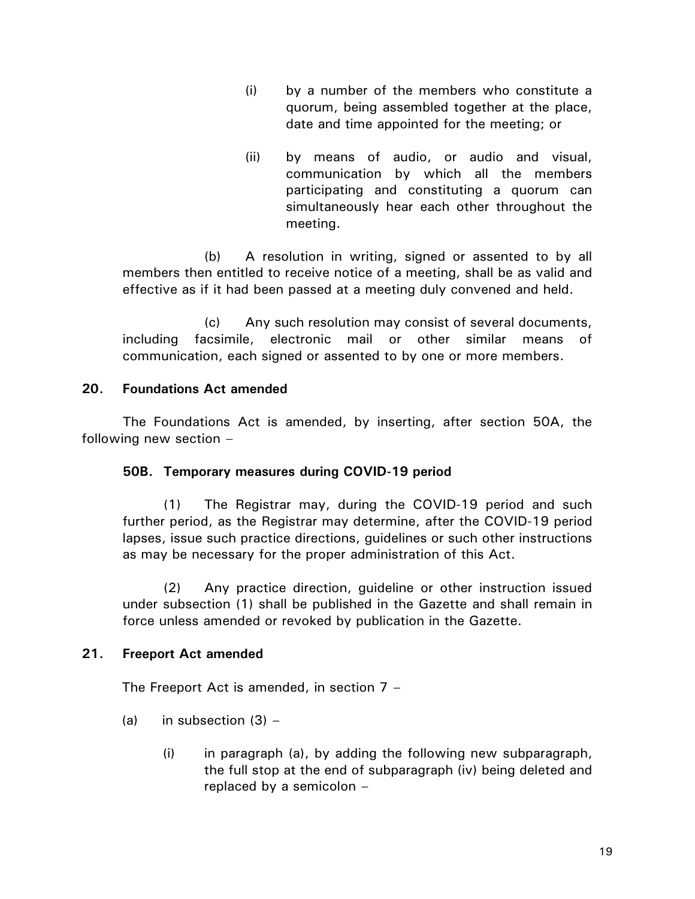(i) by a number of the members who constitute a quorum, being assembled together at the place, date and time appointed for the meeting; or

(ii) by means of audio, or audio and visual, communication by which all the members participating and constituting a quorum can simultaneously hear each other throughout the meeting.

(b) A resolution in writing, signed or assented to by all members then entitled to receive notice of a meeting, shall be as valid and effective as if it had been passed at a meeting duly convened and held.

(c) Any such resolution may consist of several documents, including facsimile, electronic mail or other similar means of communication, each signed or assented to by one or more members.

**20. Foundations Act amended**

The Foundations Act is amended, by inserting, after section 50A, the following new section –

**50B. Temporary measures during COVID-19 period**

(1) The Registrar may, during the COVID-19 period and such further period, as the Registrar may determine, after the COVID-19 period lapses, issue such practice directions, guidelines or such other instructions as may be necessary for the proper administration of this Act.

(2) Any practice direction, guideline or other instruction issued under subsection (1) shall be published in the Gazette and shall remain in force unless amended or revoked by publication in the Gazette.

**21. Freeport Act amended**

The Freeport Act is amended, in section 7 –

(a) in subsection (3) –

(i) in paragraph (a), by adding the following new subparagraph, the full stop at the end of subparagraph (iv) being deleted and replaced by a semicolon –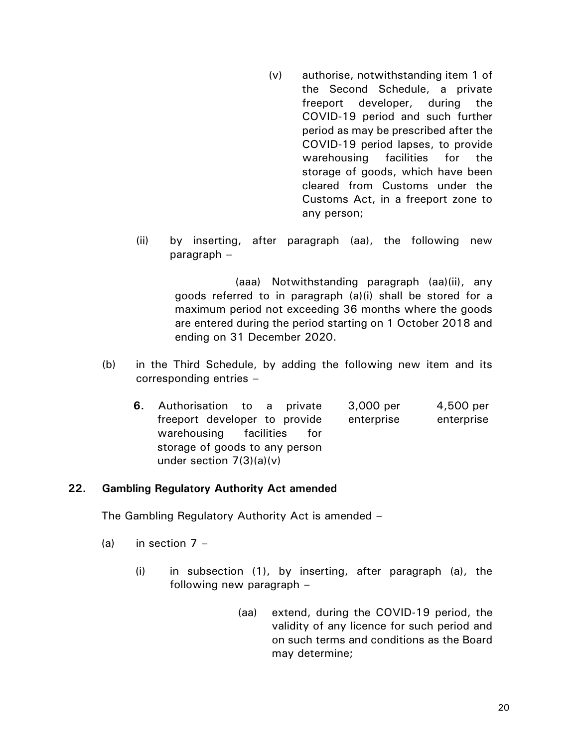(v) authorise, notwithstanding item 1 of the Second Schedule, a private freeport developer, during the COVID-19 period and such further period as may be prescribed after the COVID-19 period lapses, to provide warehousing facilities for the storage of goods, which have been cleared from Customs under the Customs Act, in a freeport zone to any person;

(ii) by inserting, after paragraph (aa), the following new paragraph –

(aaa) Notwithstanding paragraph (aa)(ii), any goods referred to in paragraph (a)(i) shall be stored for a maximum period not exceeding 36 months where the goods are entered during the period starting on 1 October 2018 and ending on 31 December 2020.

(b) in the Third Schedule, by adding the following new item and its corresponding entries –

| | | |
|---|---|---|
| **6.** Authorisation to a private freeport developer to provide warehousing facilities for storage of goods to any person under section 7(3)(a)(v) | 3,000 per enterprise | 4,500 per enterprise |

**22. Gambling Regulatory Authority Act amended**

The Gambling Regulatory Authority Act is amended –

(a) in section 7 –

(i) in subsection (1), by inserting, after paragraph (a), the following new paragraph –

(aa) extend, during the COVID-19 period, the validity of any licence for such period and on such terms and conditions as the Board may determine;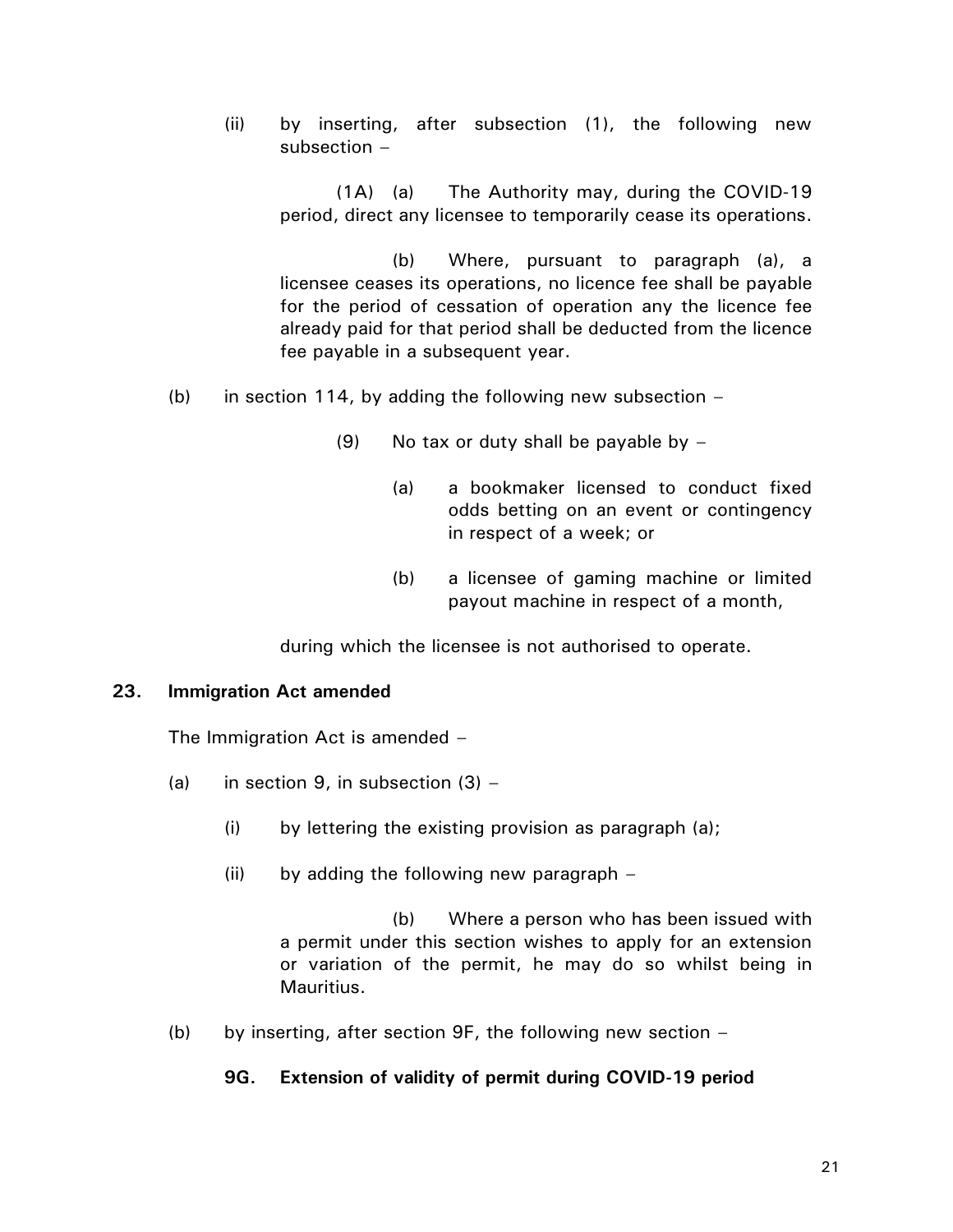(ii) by inserting, after subsection (1), the following new subsection –

> (1A) (a) The Authority may, during the COVID-19 period, direct any licensee to temporarily cease its operations.
>
> (b) Where, pursuant to paragraph (a), a licensee ceases its operations, no licence fee shall be payable for the period of cessation of operation any the licence fee already paid for that period shall be deducted from the licence fee payable in a subsequent year.

(b) in section 114, by adding the following new subsection –

> (9) No tax or duty shall be payable by –
>
> (a) a bookmaker licensed to conduct fixed odds betting on an event or contingency in respect of a week; or
>
> (b) a licensee of gaming machine or limited payout machine in respect of a month,
>
> during which the licensee is not authorised to operate.

**23. Immigration Act amended**

The Immigration Act is amended –

(a) in section 9, in subsection (3) –

(i) by lettering the existing provision as paragraph (a);

(ii) by adding the following new paragraph –

> (b) Where a person who has been issued with a permit under this section wishes to apply for an extension or variation of the permit, he may do so whilst being in Mauritius.

(b) by inserting, after section 9F, the following new section –

**9G. Extension of validity of permit during COVID-19 period**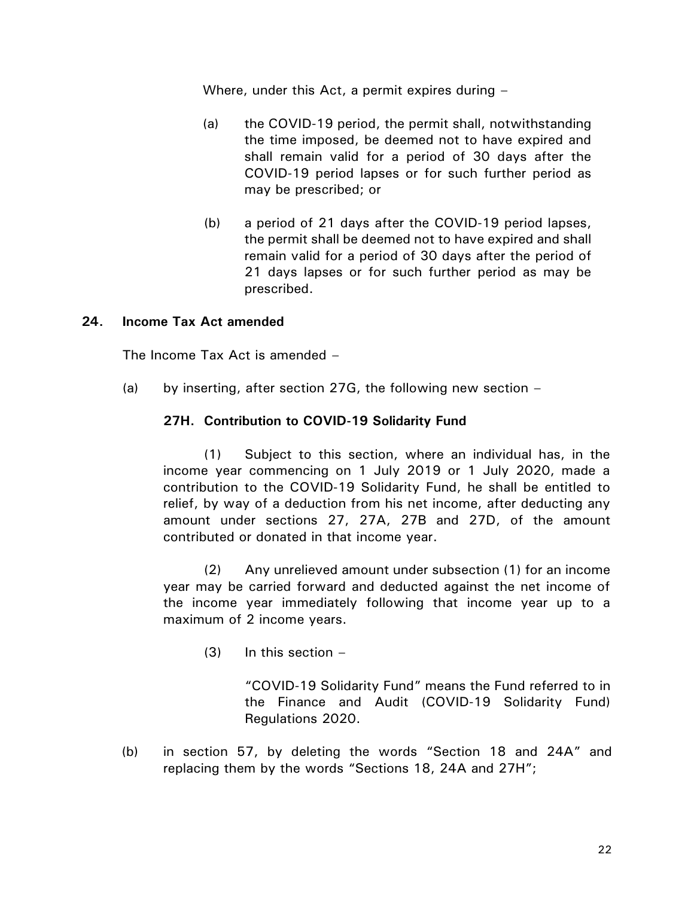Where, under this Act, a permit expires during –

(a) the COVID-19 period, the permit shall, notwithstanding the time imposed, be deemed not to have expired and shall remain valid for a period of 30 days after the COVID-19 period lapses or for such further period as may be prescribed; or

(b) a period of 21 days after the COVID-19 period lapses, the permit shall be deemed not to have expired and shall remain valid for a period of 30 days after the period of 21 days lapses or for such further period as may be prescribed.

**24. Income Tax Act amended**

The Income Tax Act is amended –

(a) by inserting, after section 27G, the following new section –

**27H. Contribution to COVID-19 Solidarity Fund**

(1) Subject to this section, where an individual has, in the income year commencing on 1 July 2019 or 1 July 2020, made a contribution to the COVID-19 Solidarity Fund, he shall be entitled to relief, by way of a deduction from his net income, after deducting any amount under sections 27, 27A, 27B and 27D, of the amount contributed or donated in that income year.

(2) Any unrelieved amount under subsection (1) for an income year may be carried forward and deducted against the net income of the income year immediately following that income year up to a maximum of 2 income years.

(3) In this section –

"COVID-19 Solidarity Fund" means the Fund referred to in the Finance and Audit (COVID-19 Solidarity Fund) Regulations 2020.

(b) in section 57, by deleting the words "Section 18 and 24A" and replacing them by the words "Sections 18, 24A and 27H";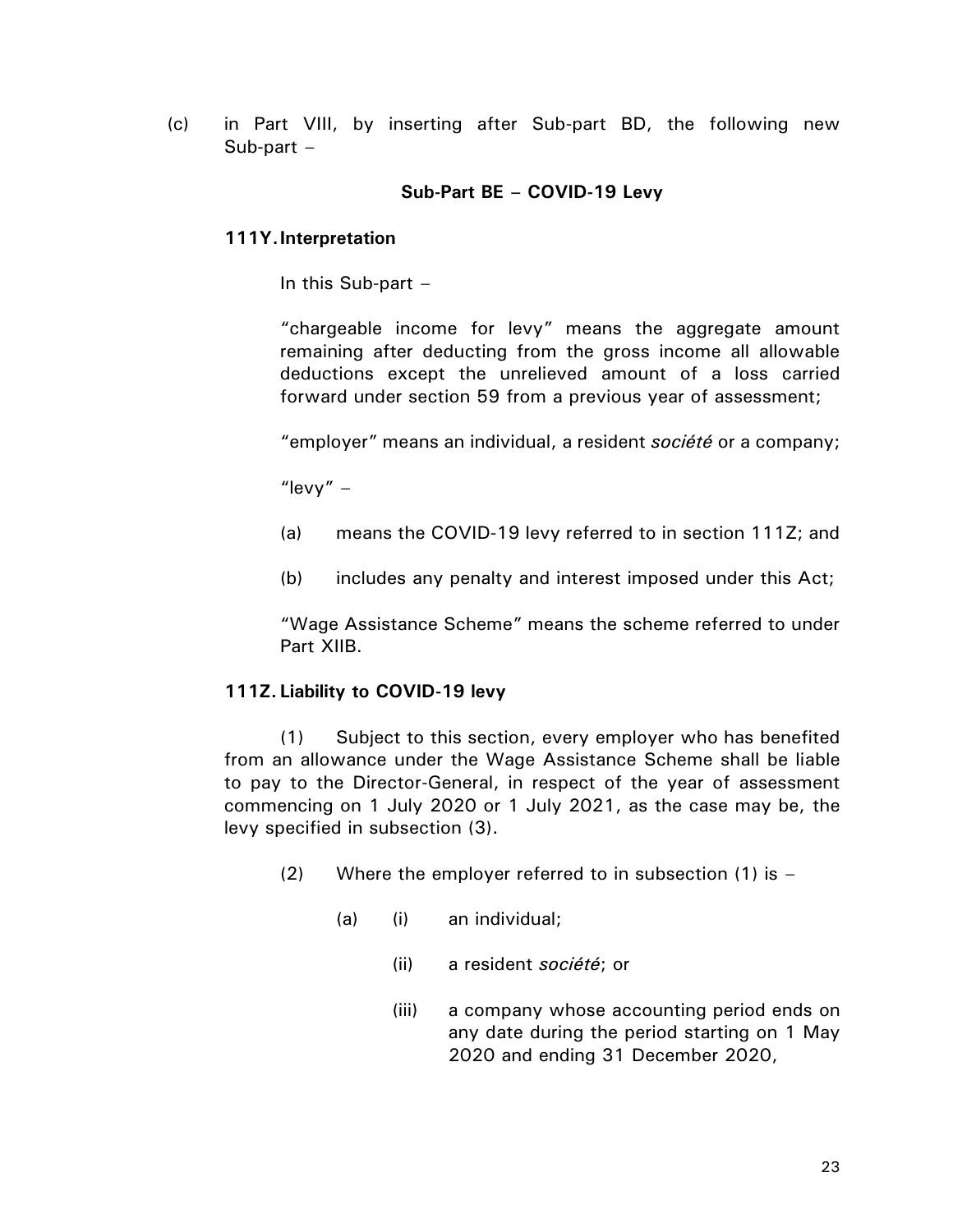(c) in Part VIII, by inserting after Sub-part BD, the following new Sub-part –

**Sub-Part BE – COVID-19 Levy**

**111Y. Interpretation**

In this Sub-part –

"chargeable income for levy" means the aggregate amount remaining after deducting from the gross income all allowable deductions except the unrelieved amount of a loss carried forward under section 59 from a previous year of assessment;

"employer" means an individual, a resident *société* or a company;

"levy" –

(a) means the COVID-19 levy referred to in section 111Z; and

(b) includes any penalty and interest imposed under this Act;

"Wage Assistance Scheme" means the scheme referred to under Part XIIB.

**111Z. Liability to COVID-19 levy**

(1) Subject to this section, every employer who has benefited from an allowance under the Wage Assistance Scheme shall be liable to pay to the Director-General, in respect of the year of assessment commencing on 1 July 2020 or 1 July 2021, as the case may be, the levy specified in subsection (3).

(2) Where the employer referred to in subsection (1) is –

(a) (i) an individual;

(ii) a resident *société*; or

(iii) a company whose accounting period ends on any date during the period starting on 1 May 2020 and ending 31 December 2020,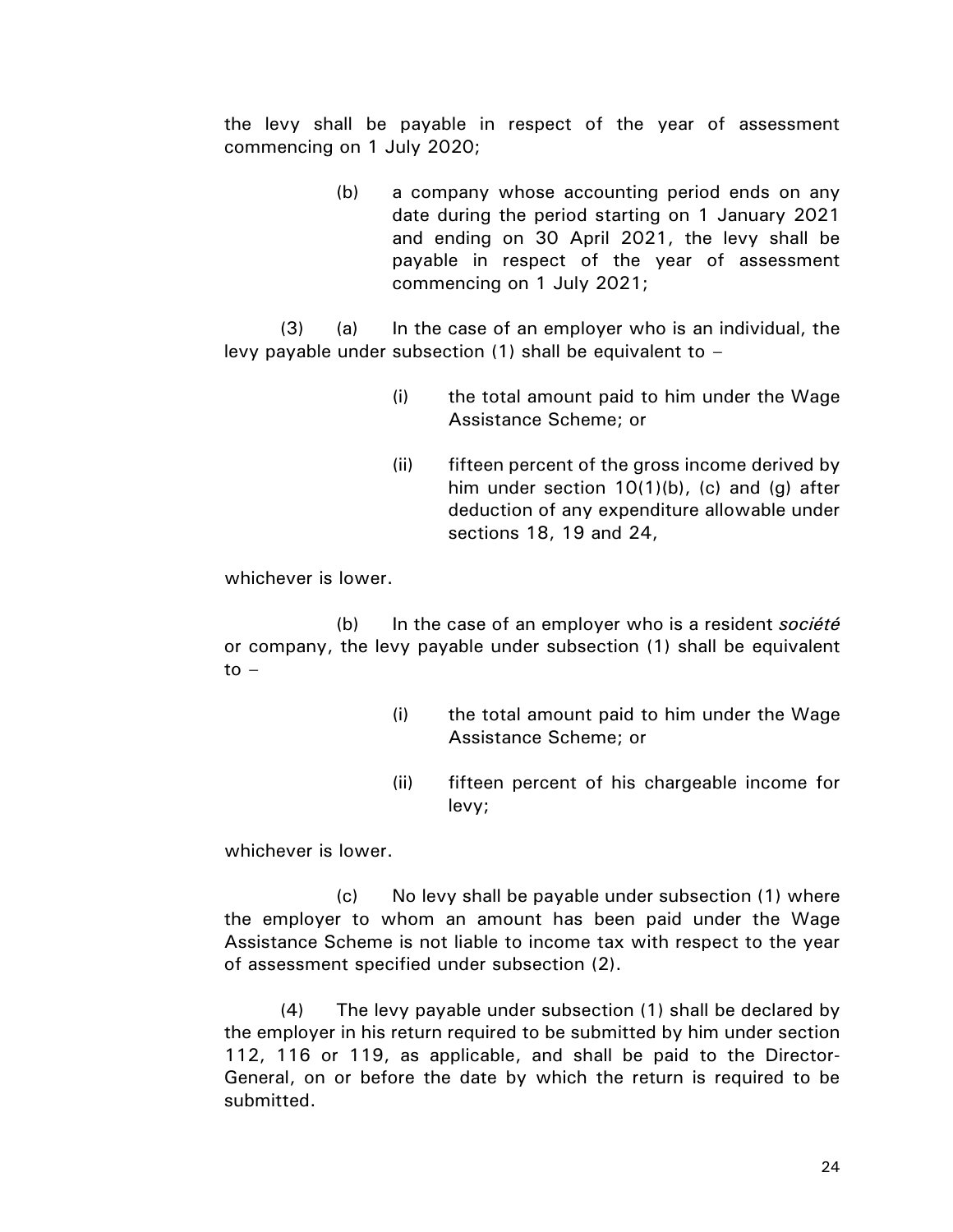the levy shall be payable in respect of the year of assessment commencing on 1 July 2020;

(b) a company whose accounting period ends on any date during the period starting on 1 January 2021 and ending on 30 April 2021, the levy shall be payable in respect of the year of assessment commencing on 1 July 2021;

(3) (a) In the case of an employer who is an individual, the levy payable under subsection (1) shall be equivalent to –

(i) the total amount paid to him under the Wage Assistance Scheme; or

(ii) fifteen percent of the gross income derived by him under section 10(1)(b), (c) and (g) after deduction of any expenditure allowable under sections 18, 19 and 24,

whichever is lower.

(b) In the case of an employer who is a resident *société* or company, the levy payable under subsection (1) shall be equivalent to –

(i) the total amount paid to him under the Wage Assistance Scheme; or

(ii) fifteen percent of his chargeable income for levy;

whichever is lower.

(c) No levy shall be payable under subsection (1) where the employer to whom an amount has been paid under the Wage Assistance Scheme is not liable to income tax with respect to the year of assessment specified under subsection (2).

(4) The levy payable under subsection (1) shall be declared by the employer in his return required to be submitted by him under section 112, 116 or 119, as applicable, and shall be paid to the Director-General, on or before the date by which the return is required to be submitted.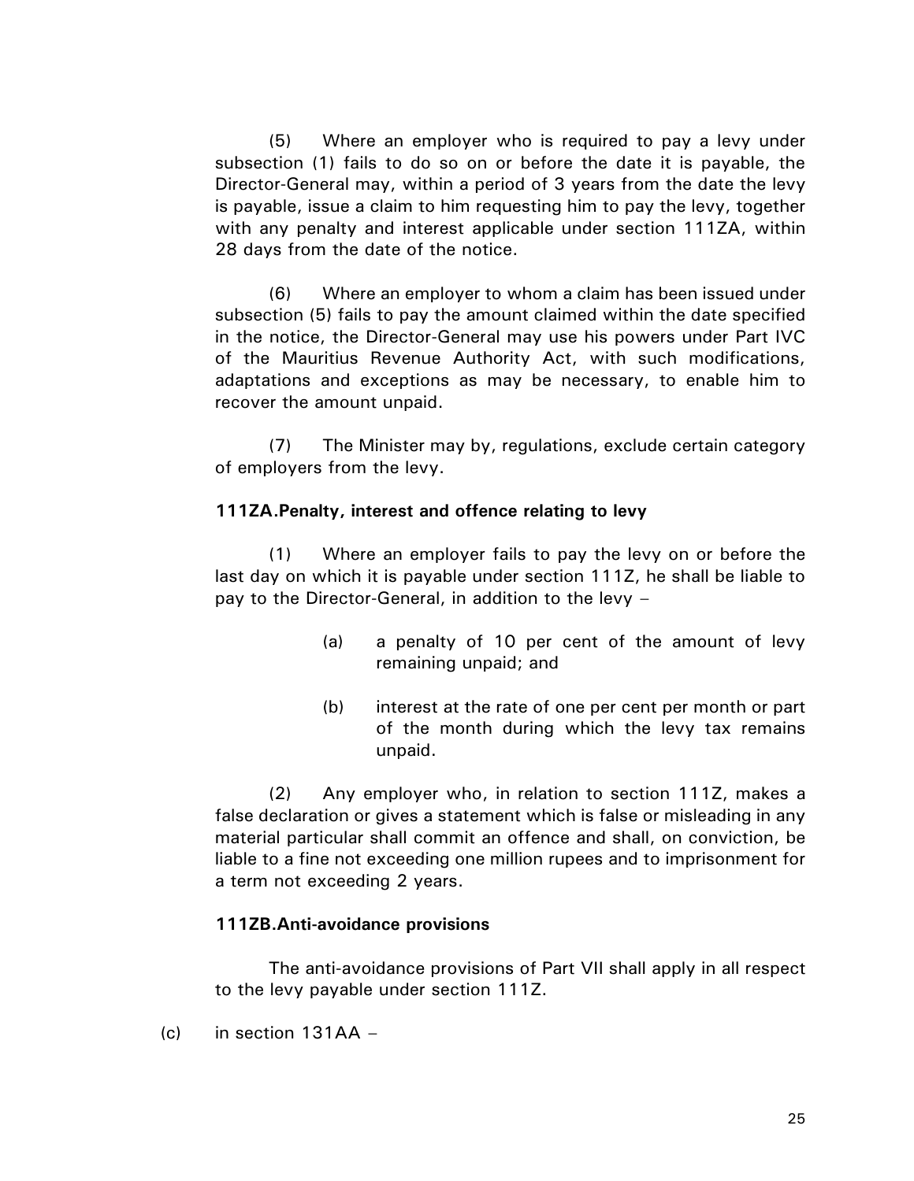(5) Where an employer who is required to pay a levy under subsection (1) fails to do so on or before the date it is payable, the Director-General may, within a period of 3 years from the date the levy is payable, issue a claim to him requesting him to pay the levy, together with any penalty and interest applicable under section 111ZA, within 28 days from the date of the notice.

(6) Where an employer to whom a claim has been issued under subsection (5) fails to pay the amount claimed within the date specified in the notice, the Director-General may use his powers under Part IVC of the Mauritius Revenue Authority Act, with such modifications, adaptations and exceptions as may be necessary, to enable him to recover the amount unpaid.

(7) The Minister may by, regulations, exclude certain category of employers from the levy.

**111ZA.Penalty, interest and offence relating to levy**

(1) Where an employer fails to pay the levy on or before the last day on which it is payable under section 111Z, he shall be liable to pay to the Director-General, in addition to the levy –

(a) a penalty of 10 per cent of the amount of levy remaining unpaid; and

(b) interest at the rate of one per cent per month or part of the month during which the levy tax remains unpaid.

(2) Any employer who, in relation to section 111Z, makes a false declaration or gives a statement which is false or misleading in any material particular shall commit an offence and shall, on conviction, be liable to a fine not exceeding one million rupees and to imprisonment for a term not exceeding 2 years.

**111ZB.Anti-avoidance provisions**

The anti-avoidance provisions of Part VII shall apply in all respect to the levy payable under section 111Z.

(c) in section 131AA –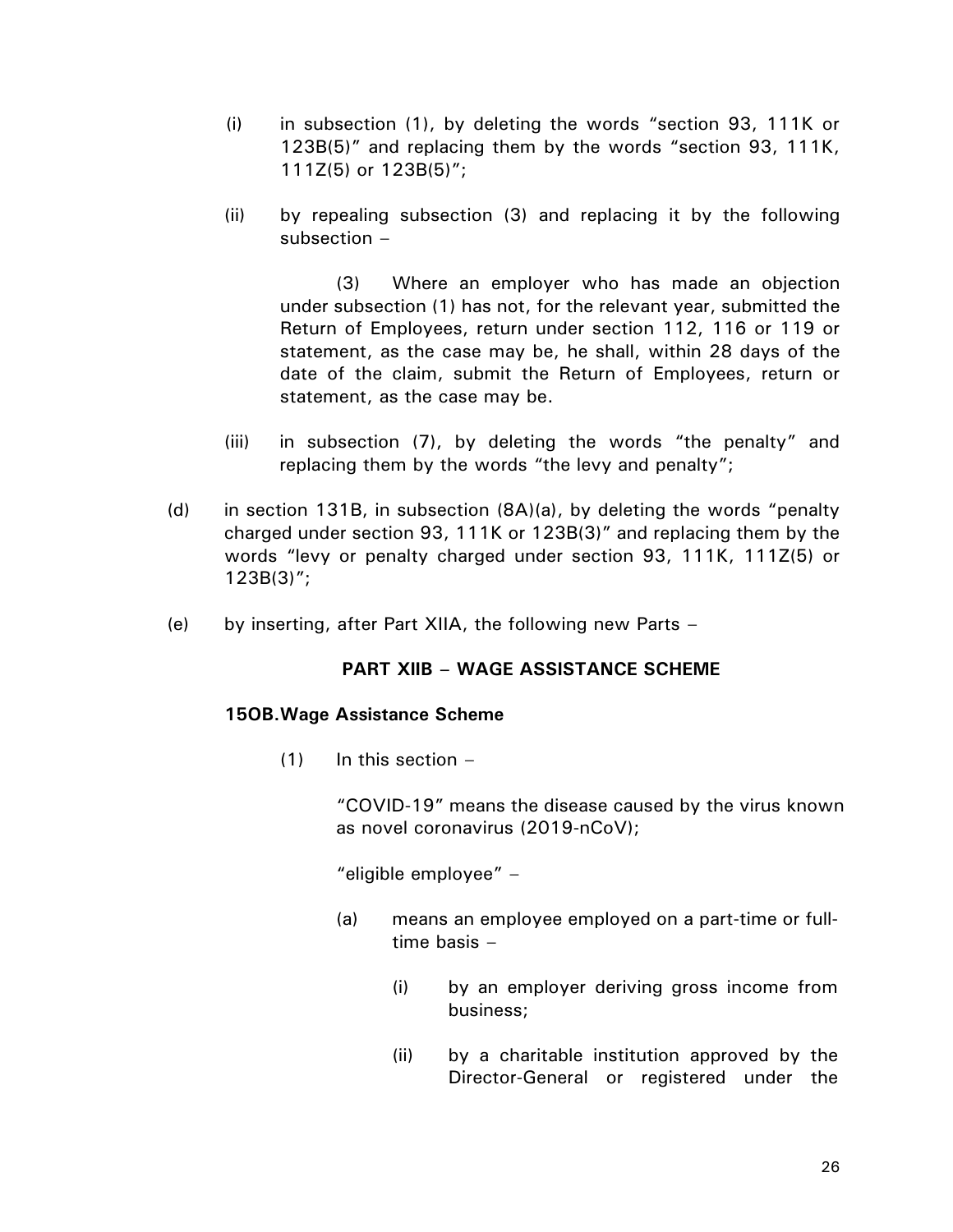(i) in subsection (1), by deleting the words "section 93, 111K or 123B(5)" and replacing them by the words "section 93, 111K, 111Z(5) or 123B(5)";

(ii) by repealing subsection (3) and replacing it by the following subsection –

> (3) Where an employer who has made an objection under subsection (1) has not, for the relevant year, submitted the Return of Employees, return under section 112, 116 or 119 or statement, as the case may be, he shall, within 28 days of the date of the claim, submit the Return of Employees, return or statement, as the case may be.

(iii) in subsection (7), by deleting the words "the penalty" and replacing them by the words "the levy and penalty";

(d) in section 131B, in subsection (8A)(a), by deleting the words "penalty charged under section 93, 111K or 123B(3)" and replacing them by the words "levy or penalty charged under section 93, 111K, 111Z(5) or 123B(3)";

(e) by inserting, after Part XIIA, the following new Parts –

**PART XIIB – WAGE ASSISTANCE SCHEME**

**15OB. Wage Assistance Scheme**

(1) In this section –

"COVID-19" means the disease caused by the virus known as novel coronavirus (2019-nCoV);

"eligible employee" –

(a) means an employee employed on a part-time or full-time basis –

(i) by an employer deriving gross income from business;

(ii) by a charitable institution approved by the Director-General or registered under the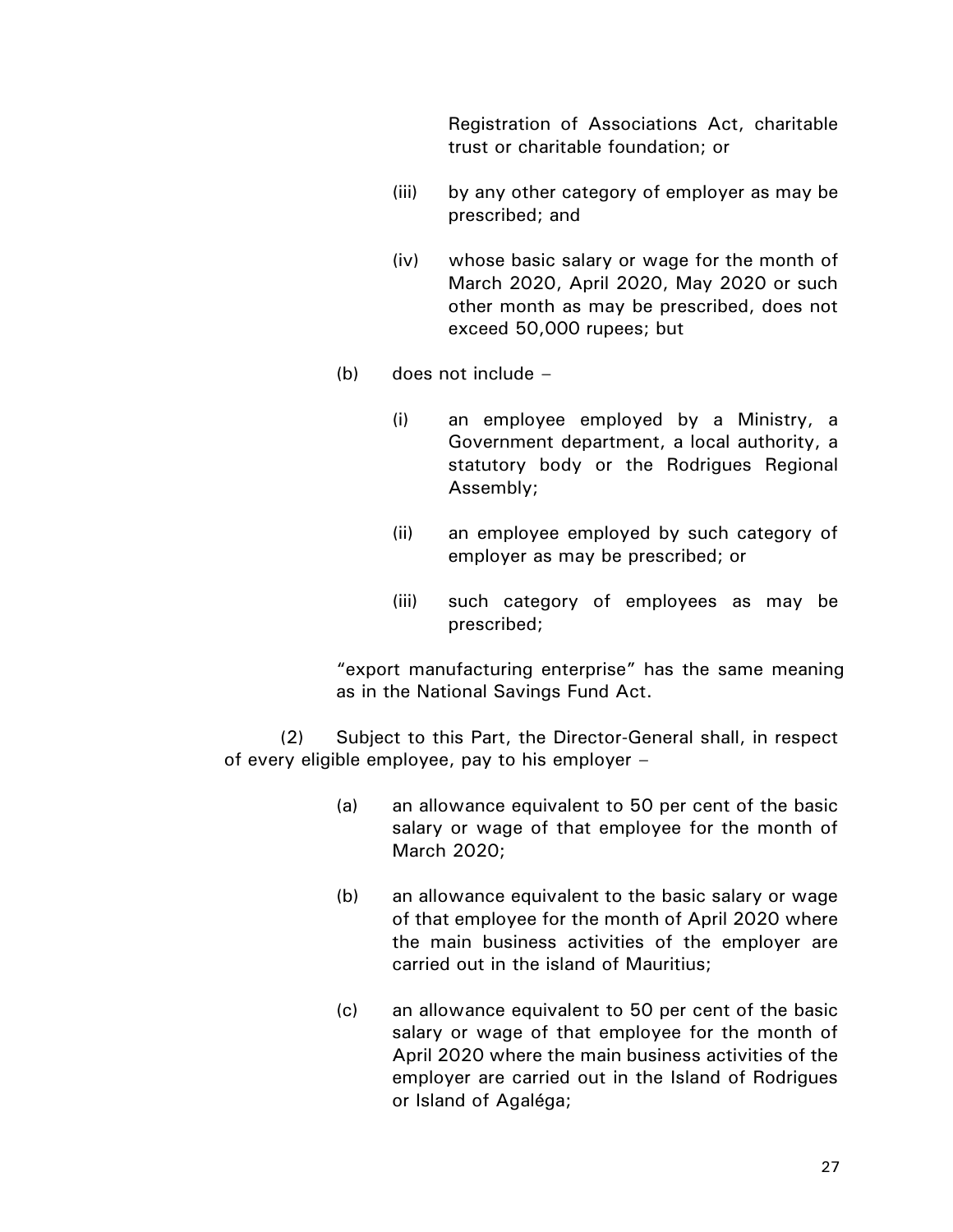Registration of Associations Act, charitable trust or charitable foundation; or

(iii) by any other category of employer as may be prescribed; and

(iv) whose basic salary or wage for the month of March 2020, April 2020, May 2020 or such other month as may be prescribed, does not exceed 50,000 rupees; but

(b) does not include –

(i) an employee employed by a Ministry, a Government department, a local authority, a statutory body or the Rodrigues Regional Assembly;

(ii) an employee employed by such category of employer as may be prescribed; or

(iii) such category of employees as may be prescribed;

"export manufacturing enterprise" has the same meaning as in the National Savings Fund Act.

(2) Subject to this Part, the Director-General shall, in respect of every eligible employee, pay to his employer –

(a) an allowance equivalent to 50 per cent of the basic salary or wage of that employee for the month of March 2020;

(b) an allowance equivalent to the basic salary or wage of that employee for the month of April 2020 where the main business activities of the employer are carried out in the island of Mauritius;

(c) an allowance equivalent to 50 per cent of the basic salary or wage of that employee for the month of April 2020 where the main business activities of the employer are carried out in the Island of Rodrigues or Island of Agaléga;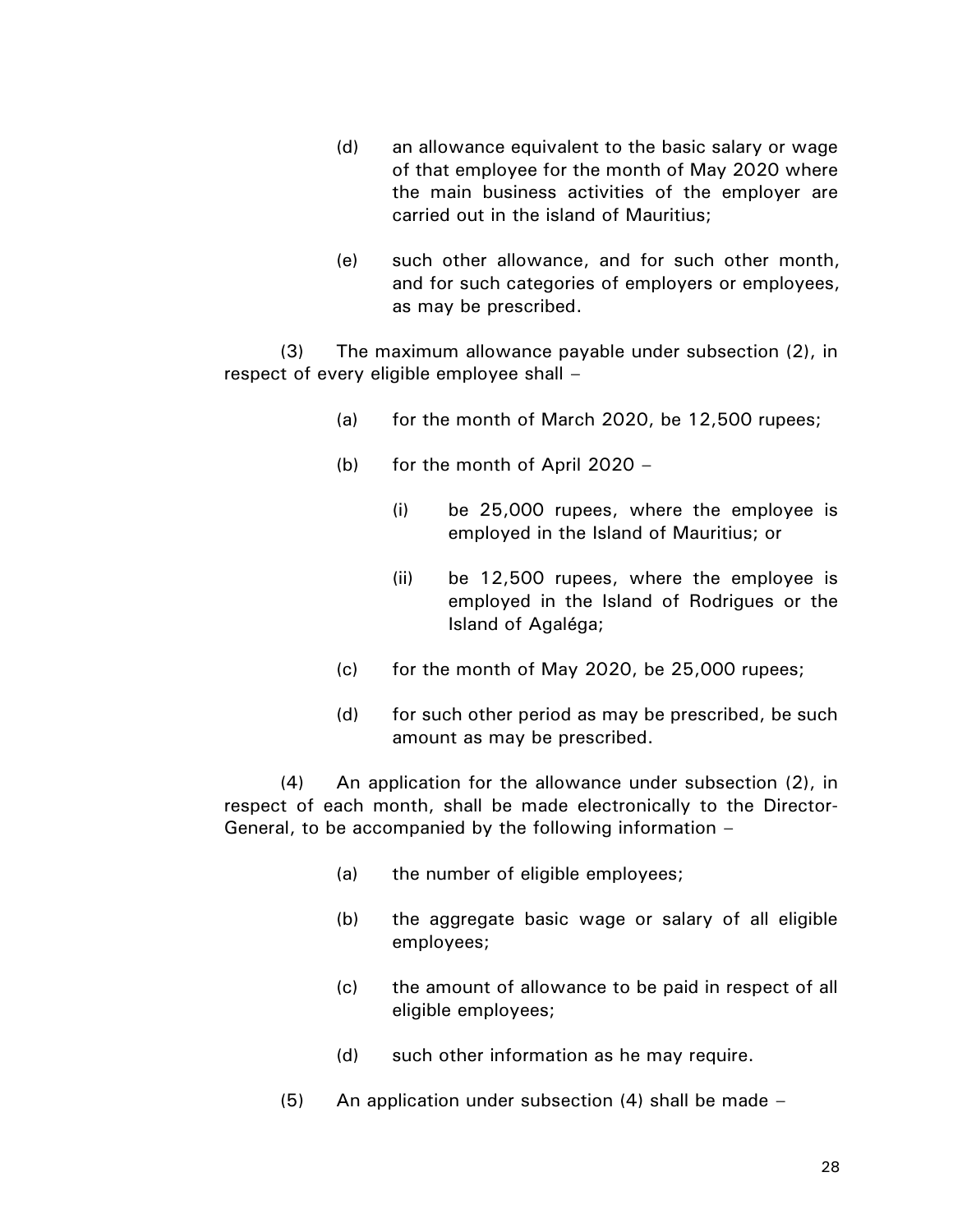(d) an allowance equivalent to the basic salary or wage of that employee for the month of May 2020 where the main business activities of the employer are carried out in the island of Mauritius;

(e) such other allowance, and for such other month, and for such categories of employers or employees, as may be prescribed.

(3) The maximum allowance payable under subsection (2), in respect of every eligible employee shall –

(a) for the month of March 2020, be 12,500 rupees;

(b) for the month of April 2020 –

(i) be 25,000 rupees, where the employee is employed in the Island of Mauritius; or

(ii) be 12,500 rupees, where the employee is employed in the Island of Rodrigues or the Island of Agaléga;

(c) for the month of May 2020, be 25,000 rupees;

(d) for such other period as may be prescribed, be such amount as may be prescribed.

(4) An application for the allowance under subsection (2), in respect of each month, shall be made electronically to the Director-General, to be accompanied by the following information –

(a) the number of eligible employees;

(b) the aggregate basic wage or salary of all eligible employees;

(c) the amount of allowance to be paid in respect of all eligible employees;

(d) such other information as he may require.

(5) An application under subsection (4) shall be made –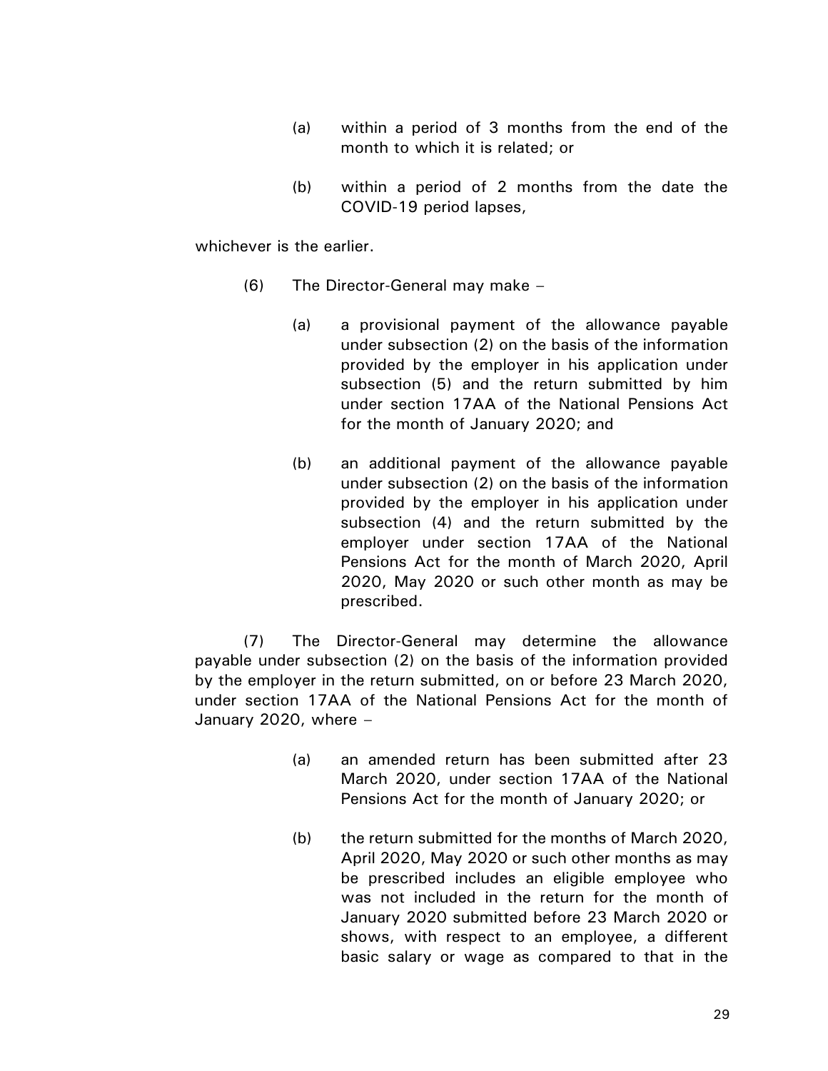(a) within a period of 3 months from the end of the month to which it is related; or

(b) within a period of 2 months from the date the COVID-19 period lapses,

whichever is the earlier.

(6) The Director-General may make –

(a) a provisional payment of the allowance payable under subsection (2) on the basis of the information provided by the employer in his application under subsection (5) and the return submitted by him under section 17AA of the National Pensions Act for the month of January 2020; and

(b) an additional payment of the allowance payable under subsection (2) on the basis of the information provided by the employer in his application under subsection (4) and the return submitted by the employer under section 17AA of the National Pensions Act for the month of March 2020, April 2020, May 2020 or such other month as may be prescribed.

(7) The Director-General may determine the allowance payable under subsection (2) on the basis of the information provided by the employer in the return submitted, on or before 23 March 2020, under section 17AA of the National Pensions Act for the month of January 2020, where –

(a) an amended return has been submitted after 23 March 2020, under section 17AA of the National Pensions Act for the month of January 2020; or

(b) the return submitted for the months of March 2020, April 2020, May 2020 or such other months as may be prescribed includes an eligible employee who was not included in the return for the month of January 2020 submitted before 23 March 2020 or shows, with respect to an employee, a different basic salary or wage as compared to that in the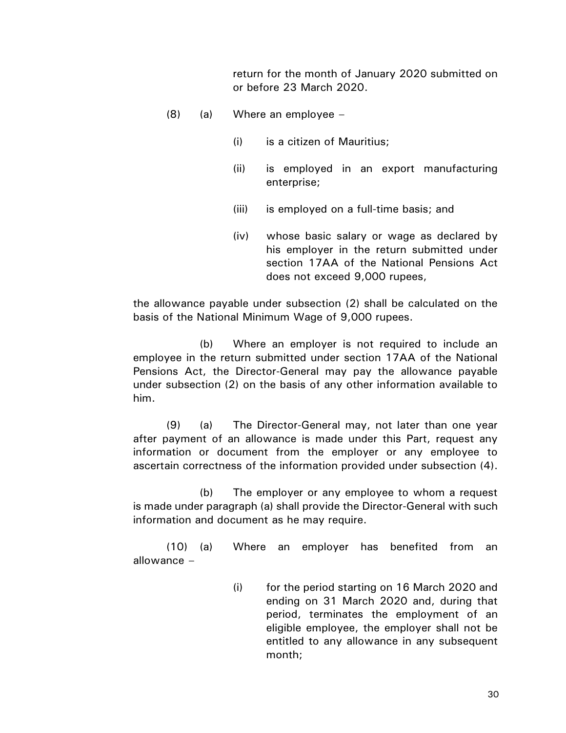return for the month of January 2020 submitted on or before 23 March 2020.

(8) (a) Where an employee –

(i) is a citizen of Mauritius;

(ii) is employed in an export manufacturing enterprise;

(iii) is employed on a full-time basis; and

(iv) whose basic salary or wage as declared by his employer in the return submitted under section 17AA of the National Pensions Act does not exceed 9,000 rupees,

the allowance payable under subsection (2) shall be calculated on the basis of the National Minimum Wage of 9,000 rupees.

(b) Where an employer is not required to include an employee in the return submitted under section 17AA of the National Pensions Act, the Director-General may pay the allowance payable under subsection (2) on the basis of any other information available to him.

(9) (a) The Director-General may, not later than one year after payment of an allowance is made under this Part, request any information or document from the employer or any employee to ascertain correctness of the information provided under subsection (4).

(b) The employer or any employee to whom a request is made under paragraph (a) shall provide the Director-General with such information and document as he may require.

(10) (a) Where an employer has benefited from an allowance –

(i) for the period starting on 16 March 2020 and ending on 31 March 2020 and, during that period, terminates the employment of an eligible employee, the employer shall not be entitled to any allowance in any subsequent month;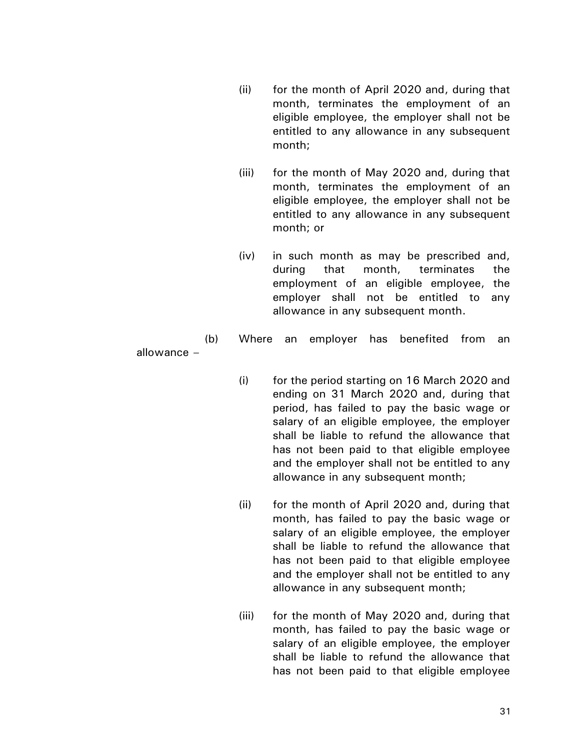(ii) for the month of April 2020 and, during that month, terminates the employment of an eligible employee, the employer shall not be entitled to any allowance in any subsequent month;

(iii) for the month of May 2020 and, during that month, terminates the employment of an eligible employee, the employer shall not be entitled to any allowance in any subsequent month; or

(iv) in such month as may be prescribed and, during that month, terminates the employment of an eligible employee, the employer shall not be entitled to any allowance in any subsequent month.

(b) Where an employer has benefited from an allowance –

(i) for the period starting on 16 March 2020 and ending on 31 March 2020 and, during that period, has failed to pay the basic wage or salary of an eligible employee, the employer shall be liable to refund the allowance that has not been paid to that eligible employee and the employer shall not be entitled to any allowance in any subsequent month;

(ii) for the month of April 2020 and, during that month, has failed to pay the basic wage or salary of an eligible employee, the employer shall be liable to refund the allowance that has not been paid to that eligible employee and the employer shall not be entitled to any allowance in any subsequent month;

(iii) for the month of May 2020 and, during that month, has failed to pay the basic wage or salary of an eligible employee, the employer shall be liable to refund the allowance that has not been paid to that eligible employee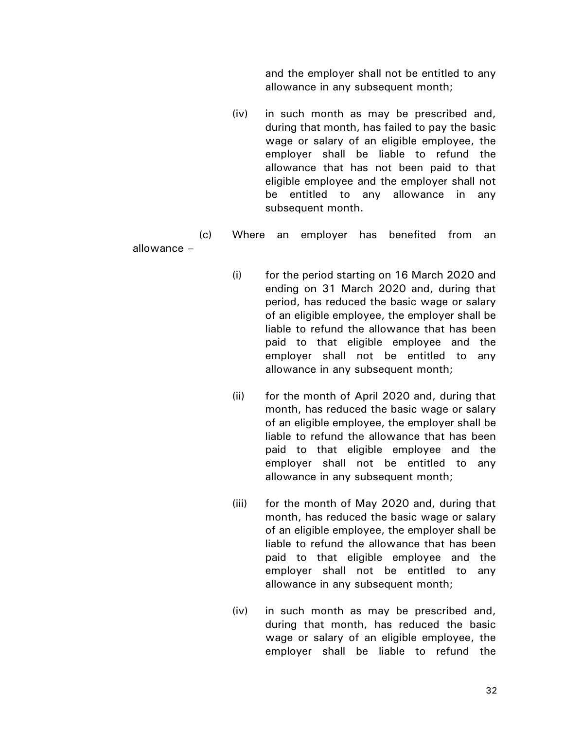and the employer shall not be entitled to any allowance in any subsequent month;

(iv) in such month as may be prescribed and, during that month, has failed to pay the basic wage or salary of an eligible employee, the employer shall be liable to refund the allowance that has not been paid to that eligible employee and the employer shall not be entitled to any allowance in any subsequent month.

(c) Where an employer has benefited from an allowance –

(i) for the period starting on 16 March 2020 and ending on 31 March 2020 and, during that period, has reduced the basic wage or salary of an eligible employee, the employer shall be liable to refund the allowance that has been paid to that eligible employee and the employer shall not be entitled to any allowance in any subsequent month;

(ii) for the month of April 2020 and, during that month, has reduced the basic wage or salary of an eligible employee, the employer shall be liable to refund the allowance that has been paid to that eligible employee and the employer shall not be entitled to any allowance in any subsequent month;

(iii) for the month of May 2020 and, during that month, has reduced the basic wage or salary of an eligible employee, the employer shall be liable to refund the allowance that has been paid to that eligible employee and the employer shall not be entitled to any allowance in any subsequent month;

(iv) in such month as may be prescribed and, during that month, has reduced the basic wage or salary of an eligible employee, the employer shall be liable to refund the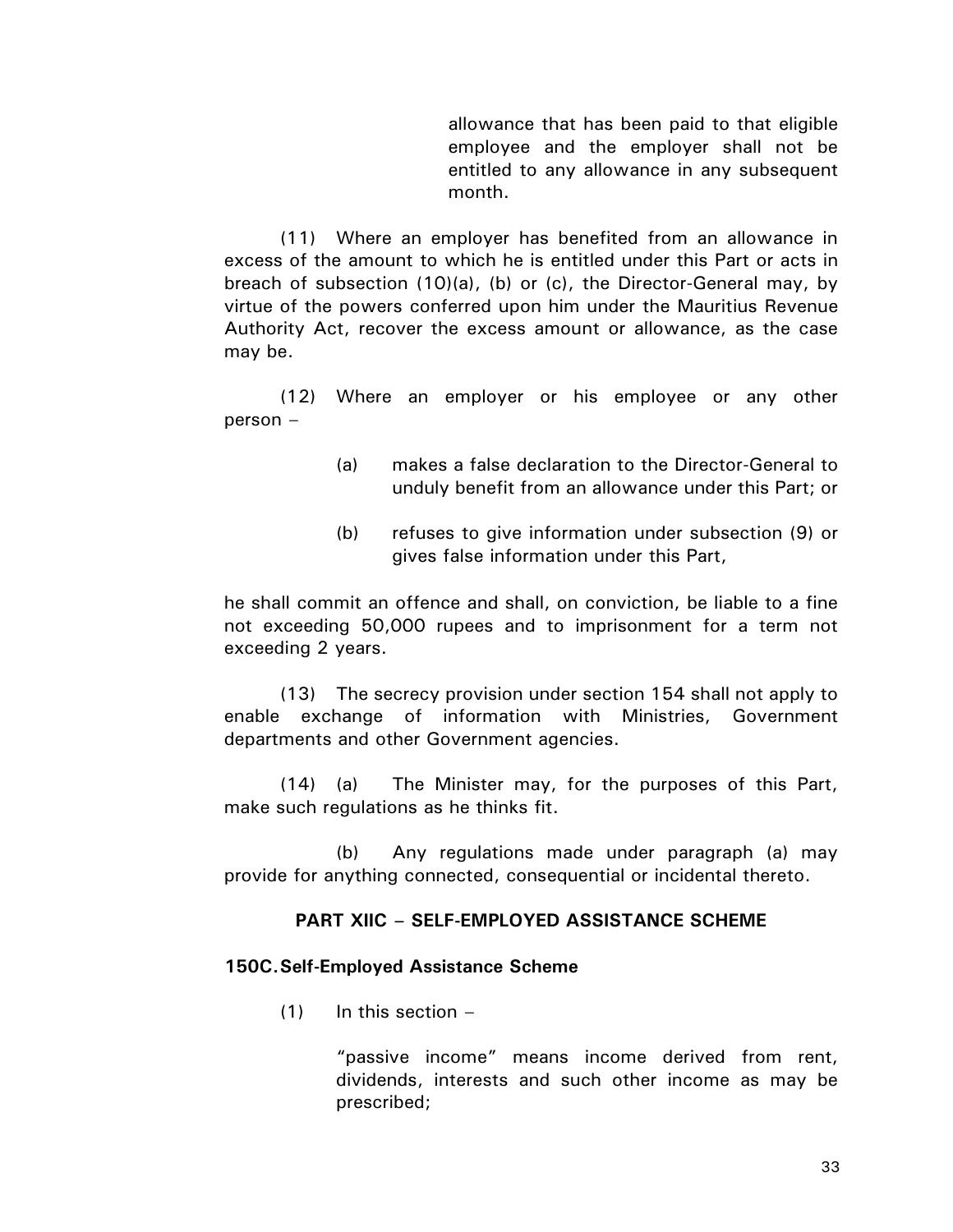allowance that has been paid to that eligible employee and the employer shall not be entitled to any allowance in any subsequent month.

(11) Where an employer has benefited from an allowance in excess of the amount to which he is entitled under this Part or acts in breach of subsection (10)(a), (b) or (c), the Director-General may, by virtue of the powers conferred upon him under the Mauritius Revenue Authority Act, recover the excess amount or allowance, as the case may be.

(12) Where an employer or his employee or any other person –

(a) makes a false declaration to the Director-General to unduly benefit from an allowance under this Part; or

(b) refuses to give information under subsection (9) or gives false information under this Part,

he shall commit an offence and shall, on conviction, be liable to a fine not exceeding 50,000 rupees and to imprisonment for a term not exceeding 2 years.

(13) The secrecy provision under section 154 shall not apply to enable exchange of information with Ministries, Government departments and other Government agencies.

(14) (a) The Minister may, for the purposes of this Part, make such regulations as he thinks fit.

(b) Any regulations made under paragraph (a) may provide for anything connected, consequential or incidental thereto.

## PART XIIC – SELF-EMPLOYED ASSISTANCE SCHEME

### 150C. Self-Employed Assistance Scheme

(1) In this section –

"passive income" means income derived from rent, dividends, interests and such other income as may be prescribed;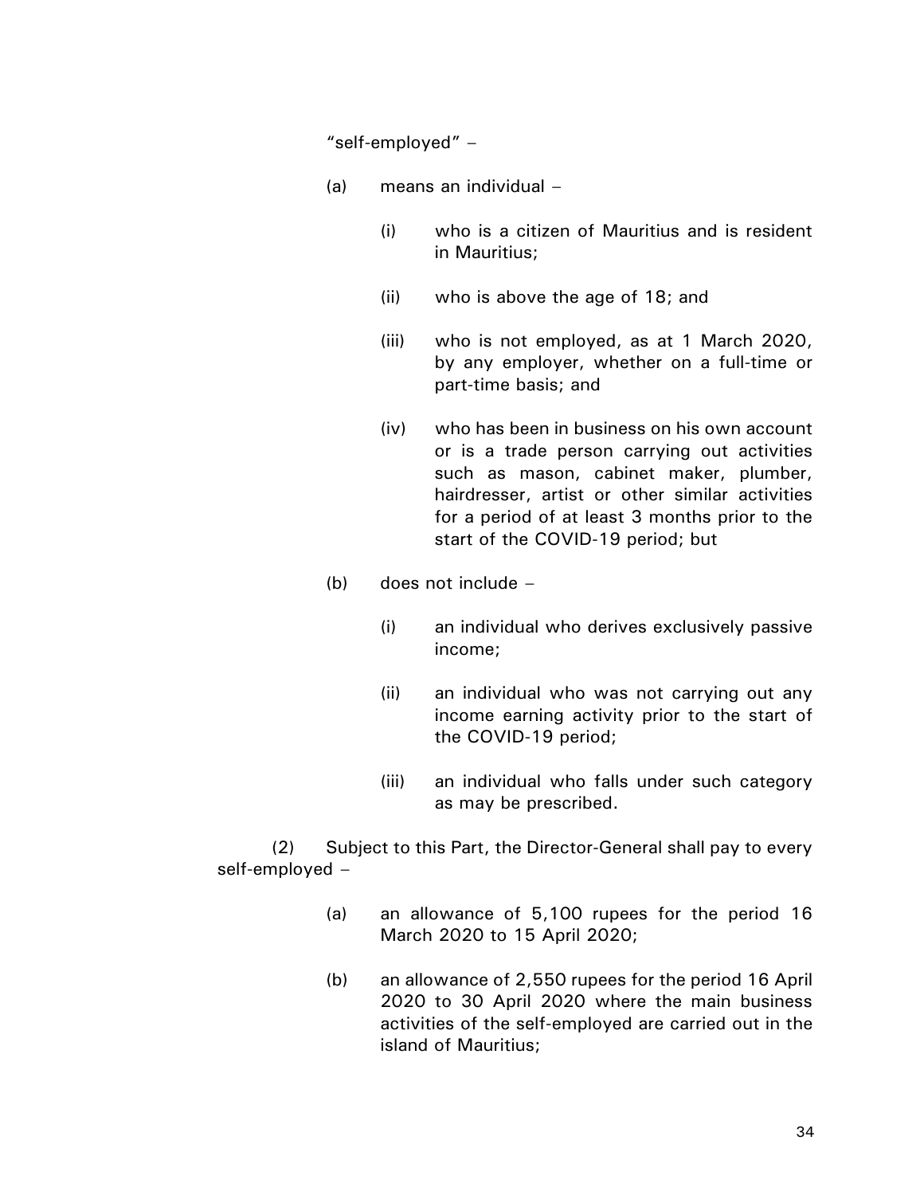"self-employed" –

(a) means an individual –

(i) who is a citizen of Mauritius and is resident in Mauritius;

(ii) who is above the age of 18; and

(iii) who is not employed, as at 1 March 2020, by any employer, whether on a full-time or part-time basis; and

(iv) who has been in business on his own account or is a trade person carrying out activities such as mason, cabinet maker, plumber, hairdresser, artist or other similar activities for a period of at least 3 months prior to the start of the COVID-19 period; but

(b) does not include –

(i) an individual who derives exclusively passive income;

(ii) an individual who was not carrying out any income earning activity prior to the start of the COVID-19 period;

(iii) an individual who falls under such category as may be prescribed.

(2) Subject to this Part, the Director-General shall pay to every self-employed –

(a) an allowance of 5,100 rupees for the period 16 March 2020 to 15 April 2020;

(b) an allowance of 2,550 rupees for the period 16 April 2020 to 30 April 2020 where the main business activities of the self-employed are carried out in the island of Mauritius;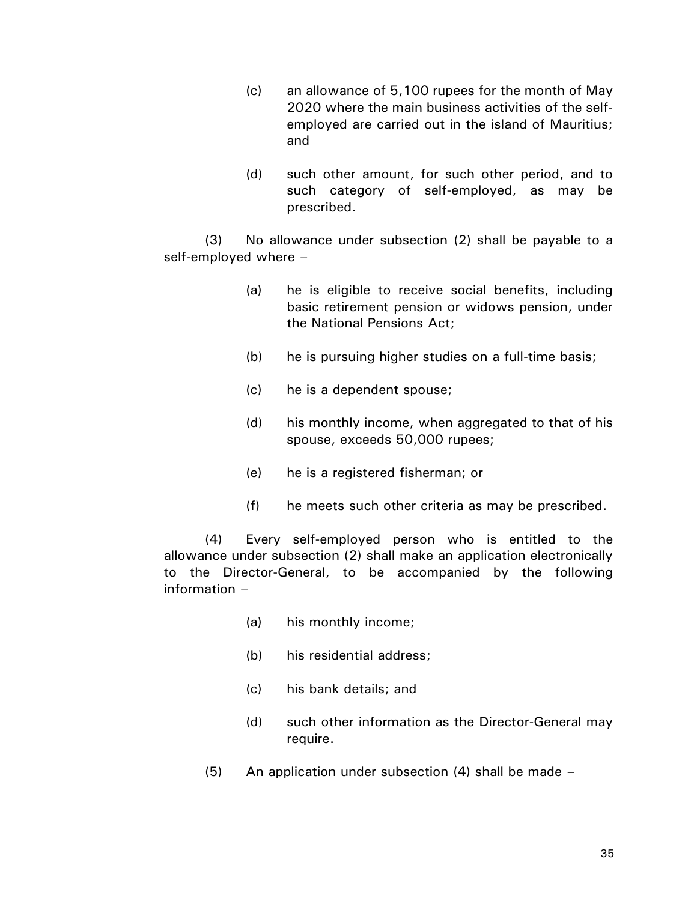(c) an allowance of 5,100 rupees for the month of May 2020 where the main business activities of the self-employed are carried out in the island of Mauritius; and

(d) such other amount, for such other period, and to such category of self-employed, as may be prescribed.

(3) No allowance under subsection (2) shall be payable to a self-employed where –

(a) he is eligible to receive social benefits, including basic retirement pension or widows pension, under the National Pensions Act;

(b) he is pursuing higher studies on a full-time basis;

(c) he is a dependent spouse;

(d) his monthly income, when aggregated to that of his spouse, exceeds 50,000 rupees;

(e) he is a registered fisherman; or

(f) he meets such other criteria as may be prescribed.

(4) Every self-employed person who is entitled to the allowance under subsection (2) shall make an application electronically to the Director-General, to be accompanied by the following information –

(a) his monthly income;

(b) his residential address;

(c) his bank details; and

(d) such other information as the Director-General may require.

(5) An application under subsection (4) shall be made –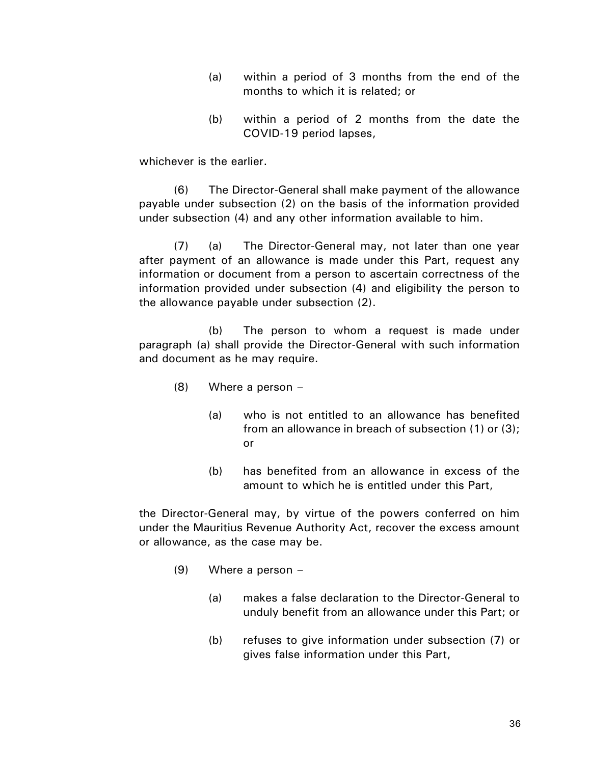(a) within a period of 3 months from the end of the months to which it is related; or

(b) within a period of 2 months from the date the COVID-19 period lapses,

whichever is the earlier.

(6) The Director-General shall make payment of the allowance payable under subsection (2) on the basis of the information provided under subsection (4) and any other information available to him.

(7) (a) The Director-General may, not later than one year after payment of an allowance is made under this Part, request any information or document from a person to ascertain correctness of the information provided under subsection (4) and eligibility the person to the allowance payable under subsection (2).

(b) The person to whom a request is made under paragraph (a) shall provide the Director-General with such information and document as he may require.

(8) Where a person –

(a) who is not entitled to an allowance has benefited from an allowance in breach of subsection (1) or (3); or

(b) has benefited from an allowance in excess of the amount to which he is entitled under this Part,

the Director-General may, by virtue of the powers conferred on him under the Mauritius Revenue Authority Act, recover the excess amount or allowance, as the case may be.

(9) Where a person –

(a) makes a false declaration to the Director-General to unduly benefit from an allowance under this Part; or

(b) refuses to give information under subsection (7) or gives false information under this Part,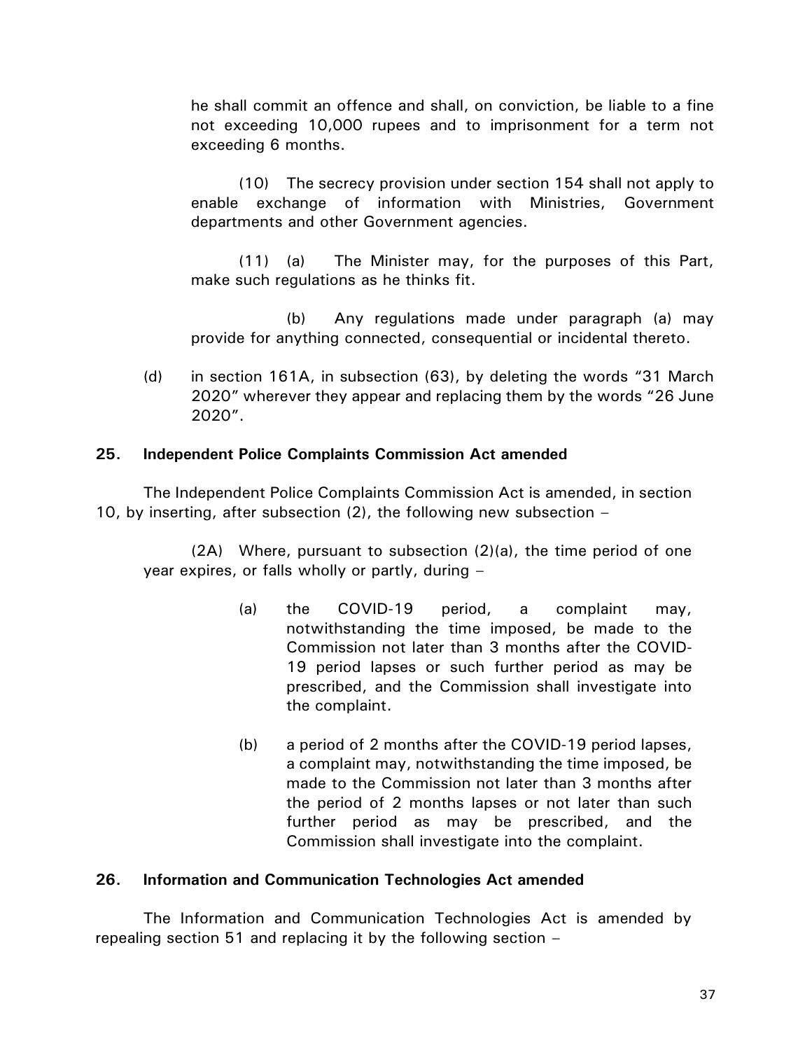he shall commit an offence and shall, on conviction, be liable to a fine not exceeding 10,000 rupees and to imprisonment for a term not exceeding 6 months.

(10) The secrecy provision under section 154 shall not apply to enable exchange of information with Ministries, Government departments and other Government agencies.

(11) (a) The Minister may, for the purposes of this Part, make such regulations as he thinks fit.

(b) Any regulations made under paragraph (a) may provide for anything connected, consequential or incidental thereto.

(d) in section 161A, in subsection (63), by deleting the words "31 March 2020" wherever they appear and replacing them by the words "26 June 2020".

### 25. Independent Police Complaints Commission Act amended

The Independent Police Complaints Commission Act is amended, in section 10, by inserting, after subsection (2), the following new subsection –

(2A) Where, pursuant to subsection (2)(a), the time period of one year expires, or falls wholly or partly, during –

(a) the COVID-19 period, a complaint may, notwithstanding the time imposed, be made to the Commission not later than 3 months after the COVID-19 period lapses or such further period as may be prescribed, and the Commission shall investigate into the complaint.

(b) a period of 2 months after the COVID-19 period lapses, a complaint may, notwithstanding the time imposed, be made to the Commission not later than 3 months after the period of 2 months lapses or not later than such further period as may be prescribed, and the Commission shall investigate into the complaint.

### 26. Information and Communication Technologies Act amended

The Information and Communication Technologies Act is amended by repealing section 51 and replacing it by the following section –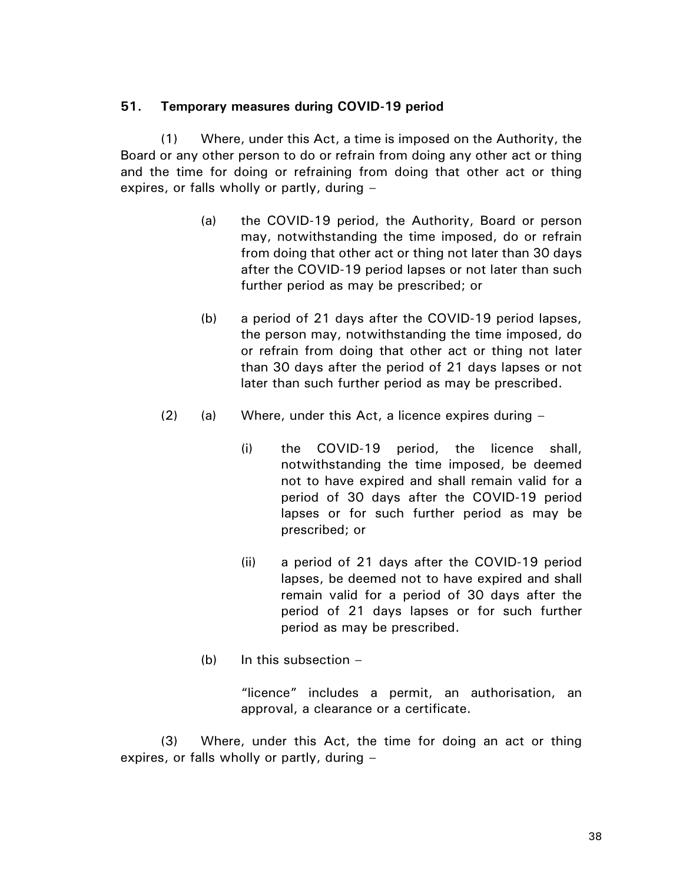**51. Temporary measures during COVID-19 period**

(1) Where, under this Act, a time is imposed on the Authority, the Board or any other person to do or refrain from doing any other act or thing and the time for doing or refraining from doing that other act or thing expires, or falls wholly or partly, during –

> (a) the COVID-19 period, the Authority, Board or person may, notwithstanding the time imposed, do or refrain from doing that other act or thing not later than 30 days after the COVID-19 period lapses or not later than such further period as may be prescribed; or
>
> (b) a period of 21 days after the COVID-19 period lapses, the person may, notwithstanding the time imposed, do or refrain from doing that other act or thing not later than 30 days after the period of 21 days lapses or not later than such further period as may be prescribed.

(2) (a) Where, under this Act, a licence expires during –

> (i) the COVID-19 period, the licence shall, notwithstanding the time imposed, be deemed not to have expired and shall remain valid for a period of 30 days after the COVID-19 period lapses or for such further period as may be prescribed; or
>
> (ii) a period of 21 days after the COVID-19 period lapses, be deemed not to have expired and shall remain valid for a period of 30 days after the period of 21 days lapses or for such further period as may be prescribed.

(b) In this subsection –

"licence" includes a permit, an authorisation, an approval, a clearance or a certificate.

(3) Where, under this Act, the time for doing an act or thing expires, or falls wholly or partly, during –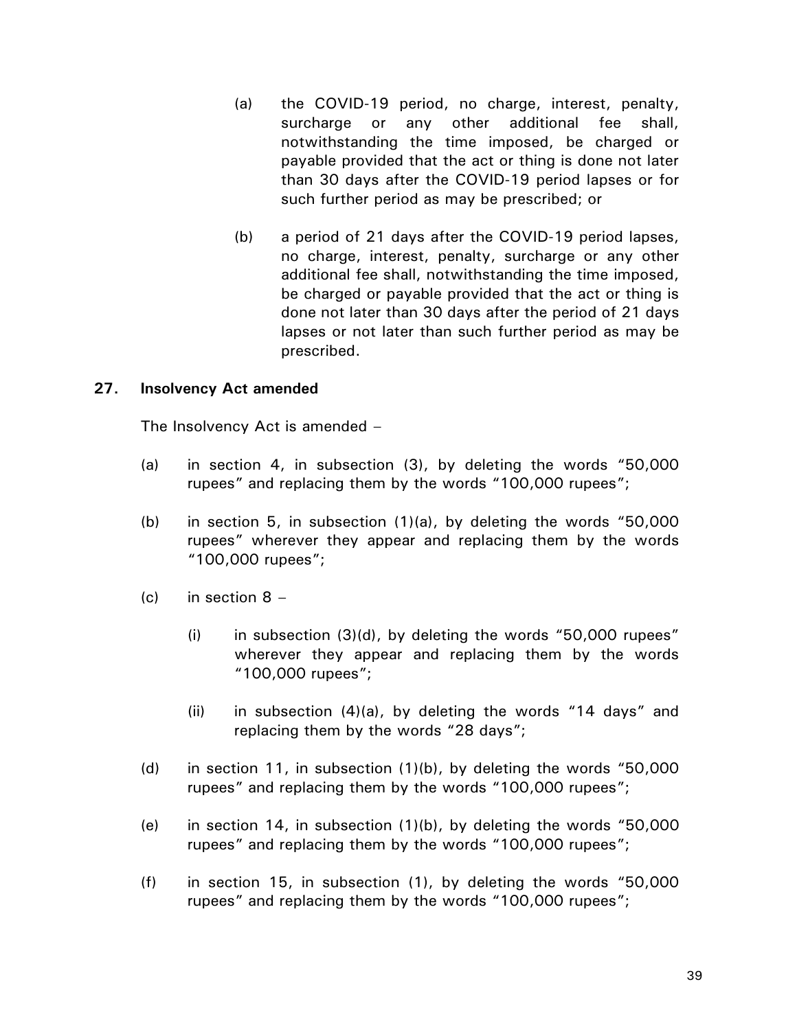(a) the COVID-19 period, no charge, interest, penalty, surcharge or any other additional fee shall, notwithstanding the time imposed, be charged or payable provided that the act or thing is done not later than 30 days after the COVID-19 period lapses or for such further period as may be prescribed; or

(b) a period of 21 days after the COVID-19 period lapses, no charge, interest, penalty, surcharge or any other additional fee shall, notwithstanding the time imposed, be charged or payable provided that the act or thing is done not later than 30 days after the period of 21 days lapses or not later than such further period as may be prescribed.

**27. Insolvency Act amended**

The Insolvency Act is amended –

(a) in section 4, in subsection (3), by deleting the words "50,000 rupees" and replacing them by the words "100,000 rupees";

(b) in section 5, in subsection (1)(a), by deleting the words "50,000 rupees" wherever they appear and replacing them by the words "100,000 rupees";

(c) in section 8 –

(i) in subsection (3)(d), by deleting the words "50,000 rupees" wherever they appear and replacing them by the words "100,000 rupees";

(ii) in subsection (4)(a), by deleting the words "14 days" and replacing them by the words "28 days";

(d) in section 11, in subsection (1)(b), by deleting the words "50,000 rupees" and replacing them by the words "100,000 rupees";

(e) in section 14, in subsection (1)(b), by deleting the words "50,000 rupees" and replacing them by the words "100,000 rupees";

(f) in section 15, in subsection (1), by deleting the words "50,000 rupees" and replacing them by the words "100,000 rupees";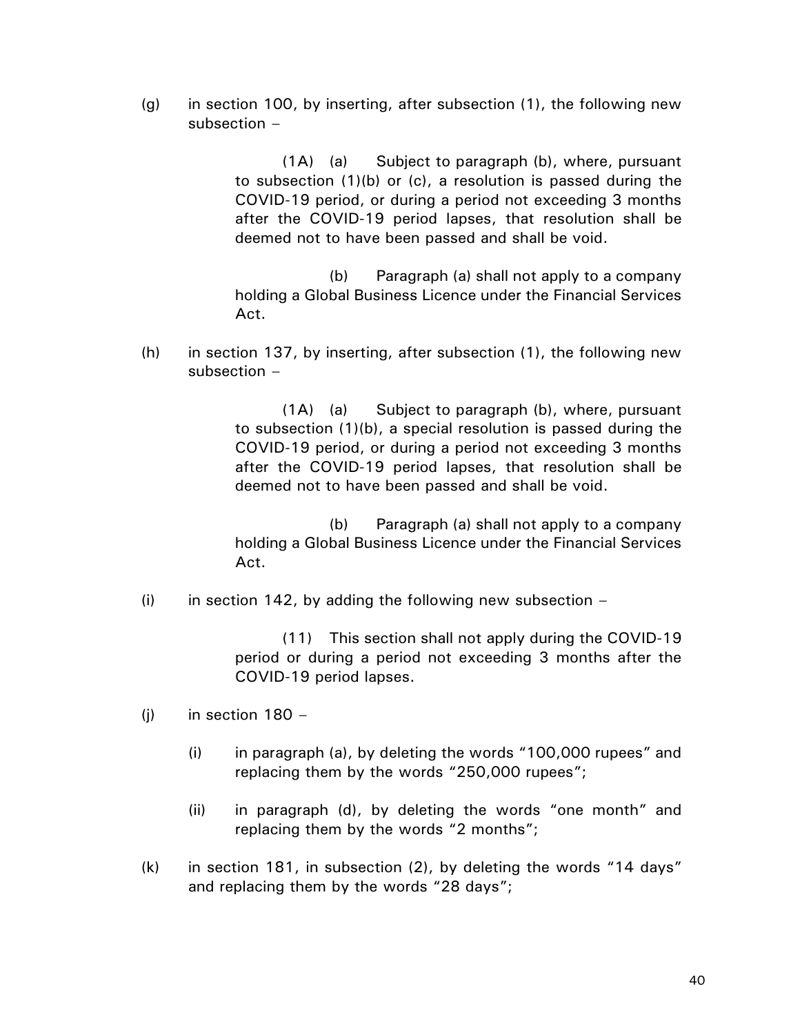(g) in section 100, by inserting, after subsection (1), the following new subsection –

> (1A) (a) Subject to paragraph (b), where, pursuant to subsection (1)(b) or (c), a resolution is passed during the COVID-19 period, or during a period not exceeding 3 months after the COVID-19 period lapses, that resolution shall be deemed not to have been passed and shall be void.
>
> (b) Paragraph (a) shall not apply to a company holding a Global Business Licence under the Financial Services Act.

(h) in section 137, by inserting, after subsection (1), the following new subsection –

> (1A) (a) Subject to paragraph (b), where, pursuant to subsection (1)(b), a special resolution is passed during the COVID-19 period, or during a period not exceeding 3 months after the COVID-19 period lapses, that resolution shall be deemed not to have been passed and shall be void.
>
> (b) Paragraph (a) shall not apply to a company holding a Global Business Licence under the Financial Services Act.

(i) in section 142, by adding the following new subsection –

> (11) This section shall not apply during the COVID-19 period or during a period not exceeding 3 months after the COVID-19 period lapses.

(j) in section 180 –

- (i) in paragraph (a), by deleting the words "100,000 rupees" and replacing them by the words "250,000 rupees";
- (ii) in paragraph (d), by deleting the words "one month" and replacing them by the words "2 months";

(k) in section 181, in subsection (2), by deleting the words "14 days" and replacing them by the words "28 days";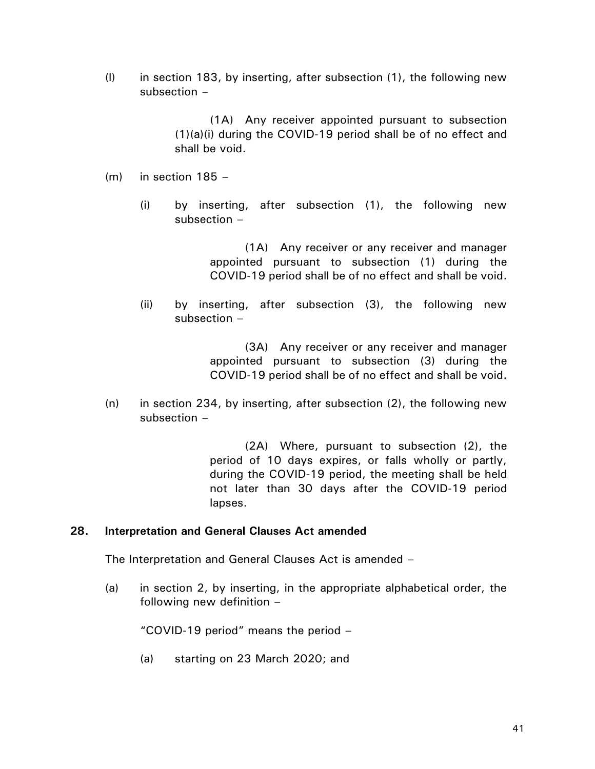(l) in section 183, by inserting, after subsection (1), the following new subsection –

> (1A) Any receiver appointed pursuant to subsection (1)(a)(i) during the COVID-19 period shall be of no effect and shall be void.

(m) in section 185 –

(i) by inserting, after subsection (1), the following new subsection –

> (1A) Any receiver or any receiver and manager appointed pursuant to subsection (1) during the COVID-19 period shall be of no effect and shall be void.

(ii) by inserting, after subsection (3), the following new subsection –

> (3A) Any receiver or any receiver and manager appointed pursuant to subsection (3) during the COVID-19 period shall be of no effect and shall be void.

(n) in section 234, by inserting, after subsection (2), the following new subsection –

> (2A) Where, pursuant to subsection (2), the period of 10 days expires, or falls wholly or partly, during the COVID-19 period, the meeting shall be held not later than 30 days after the COVID-19 period lapses.

**28. Interpretation and General Clauses Act amended**

The Interpretation and General Clauses Act is amended –

(a) in section 2, by inserting, in the appropriate alphabetical order, the following new definition –

"COVID-19 period" means the period –

(a) starting on 23 March 2020; and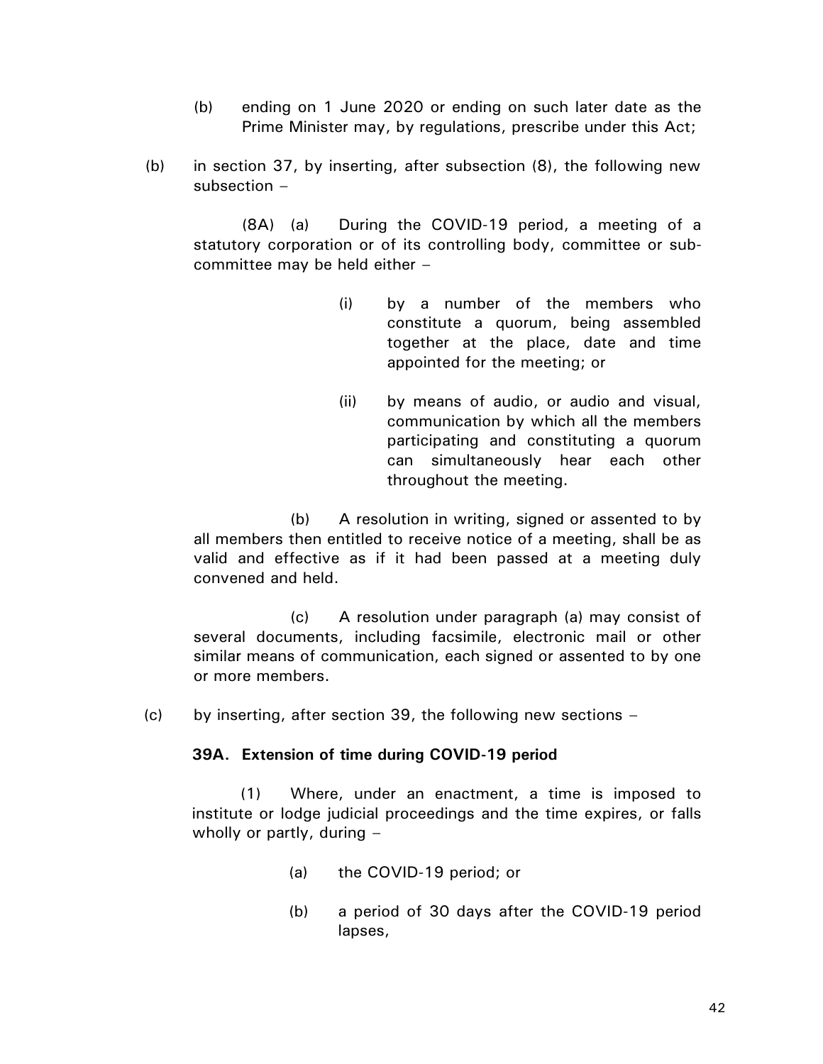(b) ending on 1 June 2020 or ending on such later date as the Prime Minister may, by regulations, prescribe under this Act;

(b) in section 37, by inserting, after subsection (8), the following new subsection –

(8A) (a) During the COVID-19 period, a meeting of a statutory corporation or of its controlling body, committee or sub-committee may be held either –

(i) by a number of the members who constitute a quorum, being assembled together at the place, date and time appointed for the meeting; or

(ii) by means of audio, or audio and visual, communication by which all the members participating and constituting a quorum can simultaneously hear each other throughout the meeting.

(b) A resolution in writing, signed or assented to by all members then entitled to receive notice of a meeting, shall be as valid and effective as if it had been passed at a meeting duly convened and held.

(c) A resolution under paragraph (a) may consist of several documents, including facsimile, electronic mail or other similar means of communication, each signed or assented to by one or more members.

(c) by inserting, after section 39, the following new sections –

**39A. Extension of time during COVID-19 period**

(1) Where, under an enactment, a time is imposed to institute or lodge judicial proceedings and the time expires, or falls wholly or partly, during –

(a) the COVID-19 period; or

(b) a period of 30 days after the COVID-19 period lapses,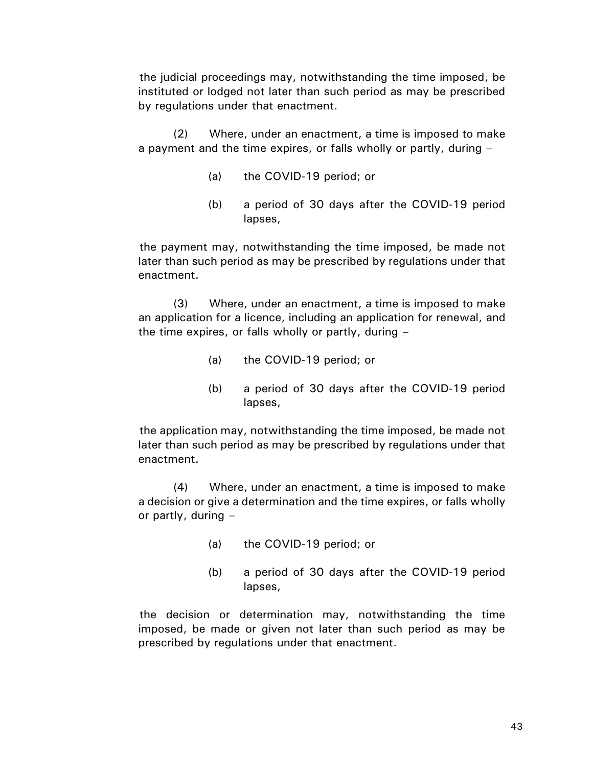the judicial proceedings may, notwithstanding the time imposed, be instituted or lodged not later than such period as may be prescribed by regulations under that enactment.

(2) Where, under an enactment, a time is imposed to make a payment and the time expires, or falls wholly or partly, during –

(a) the COVID-19 period; or

(b) a period of 30 days after the COVID-19 period lapses,

the payment may, notwithstanding the time imposed, be made not later than such period as may be prescribed by regulations under that enactment.

(3) Where, under an enactment, a time is imposed to make an application for a licence, including an application for renewal, and the time expires, or falls wholly or partly, during –

(a) the COVID-19 period; or

(b) a period of 30 days after the COVID-19 period lapses,

the application may, notwithstanding the time imposed, be made not later than such period as may be prescribed by regulations under that enactment.

(4) Where, under an enactment, a time is imposed to make a decision or give a determination and the time expires, or falls wholly or partly, during –

(a) the COVID-19 period; or

(b) a period of 30 days after the COVID-19 period lapses,

the decision or determination may, notwithstanding the time imposed, be made or given not later than such period as may be prescribed by regulations under that enactment.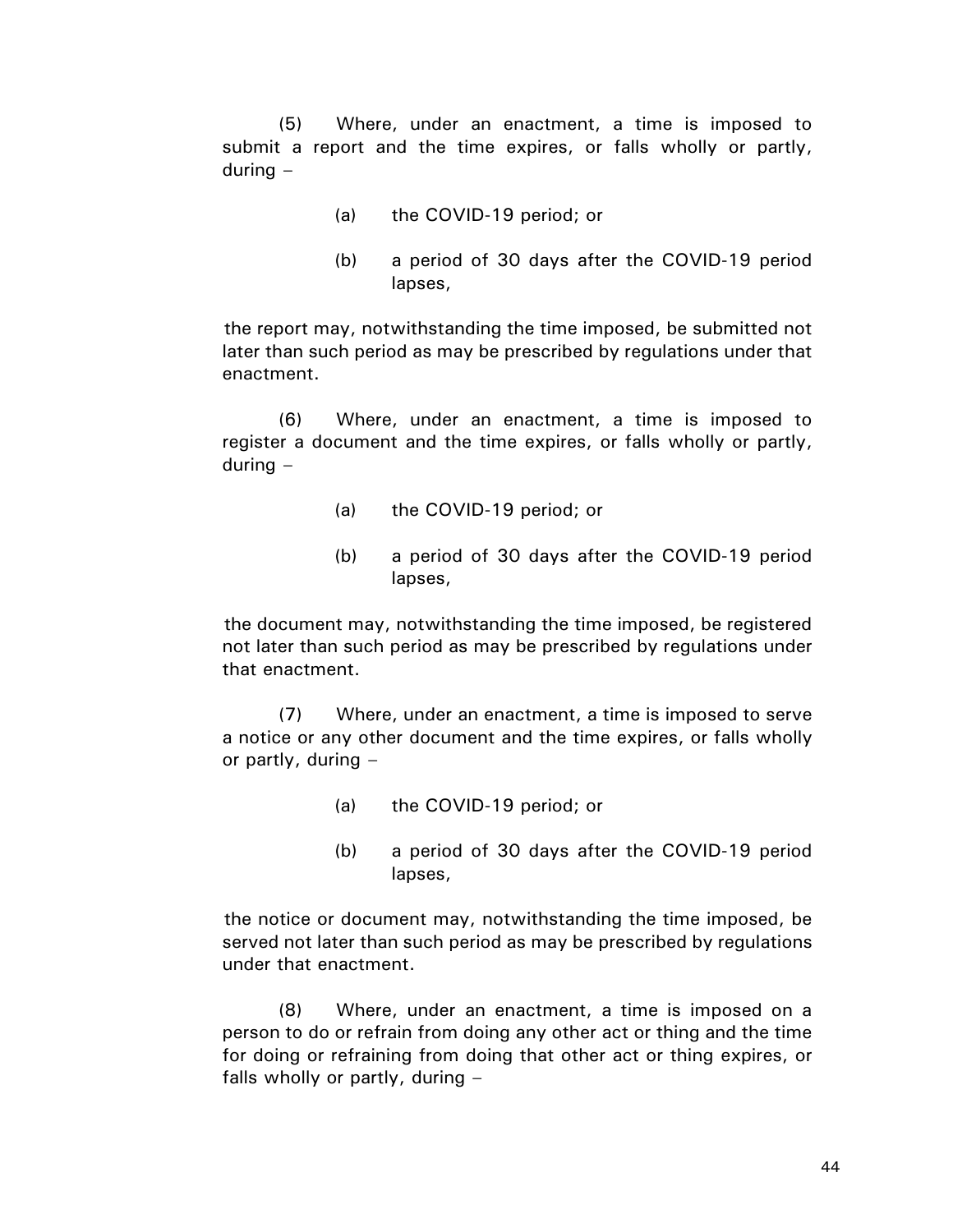(5) Where, under an enactment, a time is imposed to submit a report and the time expires, or falls wholly or partly, during –

(a) the COVID-19 period; or

(b) a period of 30 days after the COVID-19 period lapses,

the report may, notwithstanding the time imposed, be submitted not later than such period as may be prescribed by regulations under that enactment.

(6) Where, under an enactment, a time is imposed to register a document and the time expires, or falls wholly or partly, during –

(a) the COVID-19 period; or

(b) a period of 30 days after the COVID-19 period lapses,

the document may, notwithstanding the time imposed, be registered not later than such period as may be prescribed by regulations under that enactment.

(7) Where, under an enactment, a time is imposed to serve a notice or any other document and the time expires, or falls wholly or partly, during –

(a) the COVID-19 period; or

(b) a period of 30 days after the COVID-19 period lapses,

the notice or document may, notwithstanding the time imposed, be served not later than such period as may be prescribed by regulations under that enactment.

(8) Where, under an enactment, a time is imposed on a person to do or refrain from doing any other act or thing and the time for doing or refraining from doing that other act or thing expires, or falls wholly or partly, during –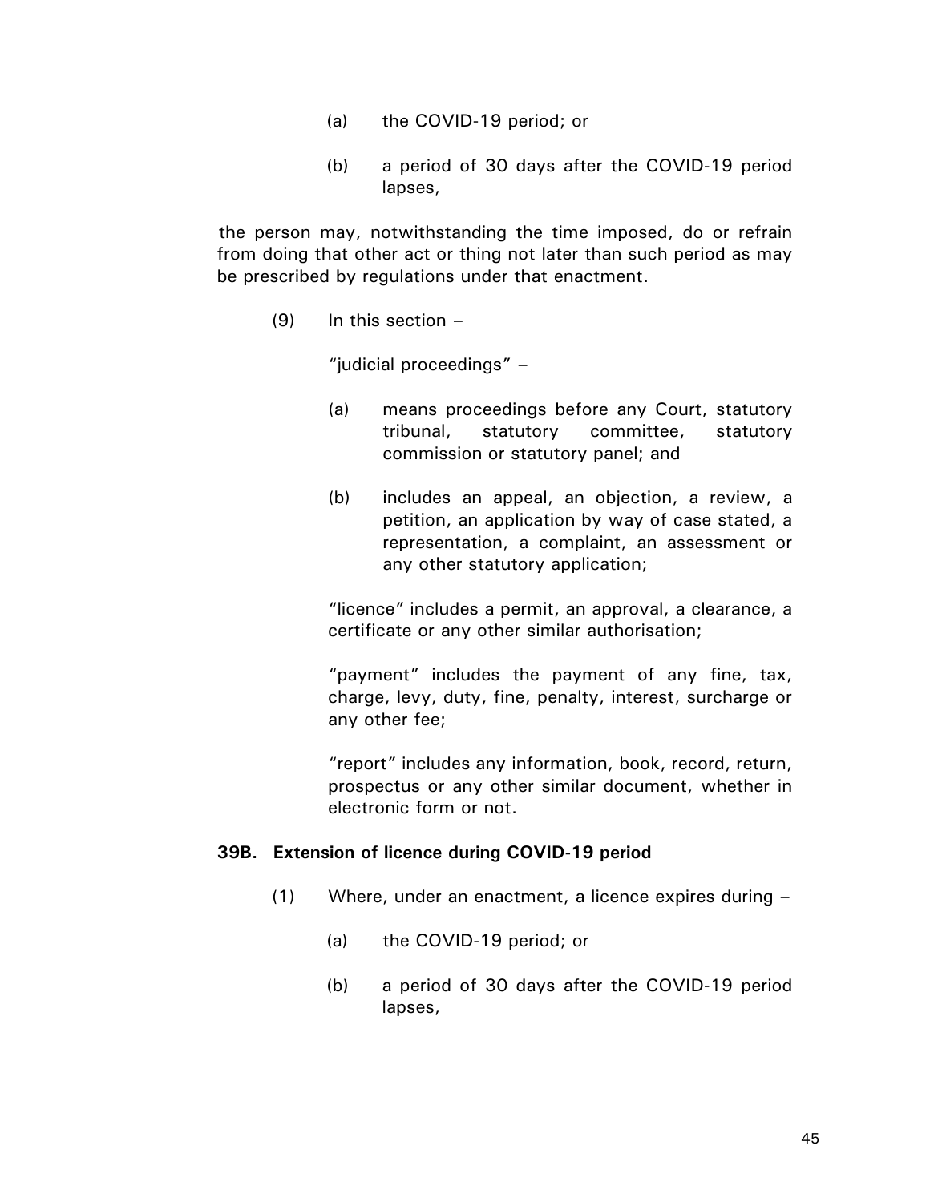(a) the COVID-19 period; or

(b) a period of 30 days after the COVID-19 period lapses,

the person may, notwithstanding the time imposed, do or refrain from doing that other act or thing not later than such period as may be prescribed by regulations under that enactment.

(9) In this section –

"judicial proceedings" –

(a) means proceedings before any Court, statutory tribunal, statutory committee, statutory commission or statutory panel; and

(b) includes an appeal, an objection, a review, a petition, an application by way of case stated, a representation, a complaint, an assessment or any other statutory application;

"licence" includes a permit, an approval, a clearance, a certificate or any other similar authorisation;

"payment" includes the payment of any fine, tax, charge, levy, duty, fine, penalty, interest, surcharge or any other fee;

"report" includes any information, book, record, return, prospectus or any other similar document, whether in electronic form or not.

**39B. Extension of licence during COVID-19 period**

(1) Where, under an enactment, a licence expires during –

(a) the COVID-19 period; or

(b) a period of 30 days after the COVID-19 period lapses,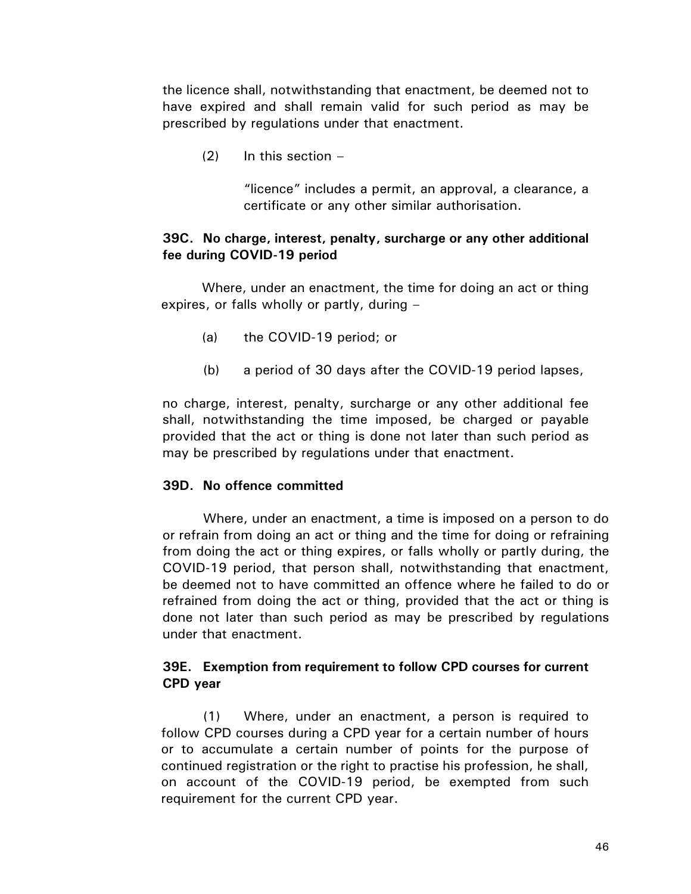the licence shall, notwithstanding that enactment, be deemed not to have expired and shall remain valid for such period as may be prescribed by regulations under that enactment.

(2) In this section –

"licence" includes a permit, an approval, a clearance, a certificate or any other similar authorisation.

**39C. No charge, interest, penalty, surcharge or any other additional fee during COVID-19 period**

Where, under an enactment, the time for doing an act or thing expires, or falls wholly or partly, during –

(a) the COVID-19 period; or

(b) a period of 30 days after the COVID-19 period lapses,

no charge, interest, penalty, surcharge or any other additional fee shall, notwithstanding the time imposed, be charged or payable provided that the act or thing is done not later than such period as may be prescribed by regulations under that enactment.

**39D. No offence committed**

Where, under an enactment, a time is imposed on a person to do or refrain from doing an act or thing and the time for doing or refraining from doing the act or thing expires, or falls wholly or partly during, the COVID-19 period, that person shall, notwithstanding that enactment, be deemed not to have committed an offence where he failed to do or refrained from doing the act or thing, provided that the act or thing is done not later than such period as may be prescribed by regulations under that enactment.

**39E. Exemption from requirement to follow CPD courses for current CPD year**

(1) Where, under an enactment, a person is required to follow CPD courses during a CPD year for a certain number of hours or to accumulate a certain number of points for the purpose of continued registration or the right to practise his profession, he shall, on account of the COVID-19 period, be exempted from such requirement for the current CPD year.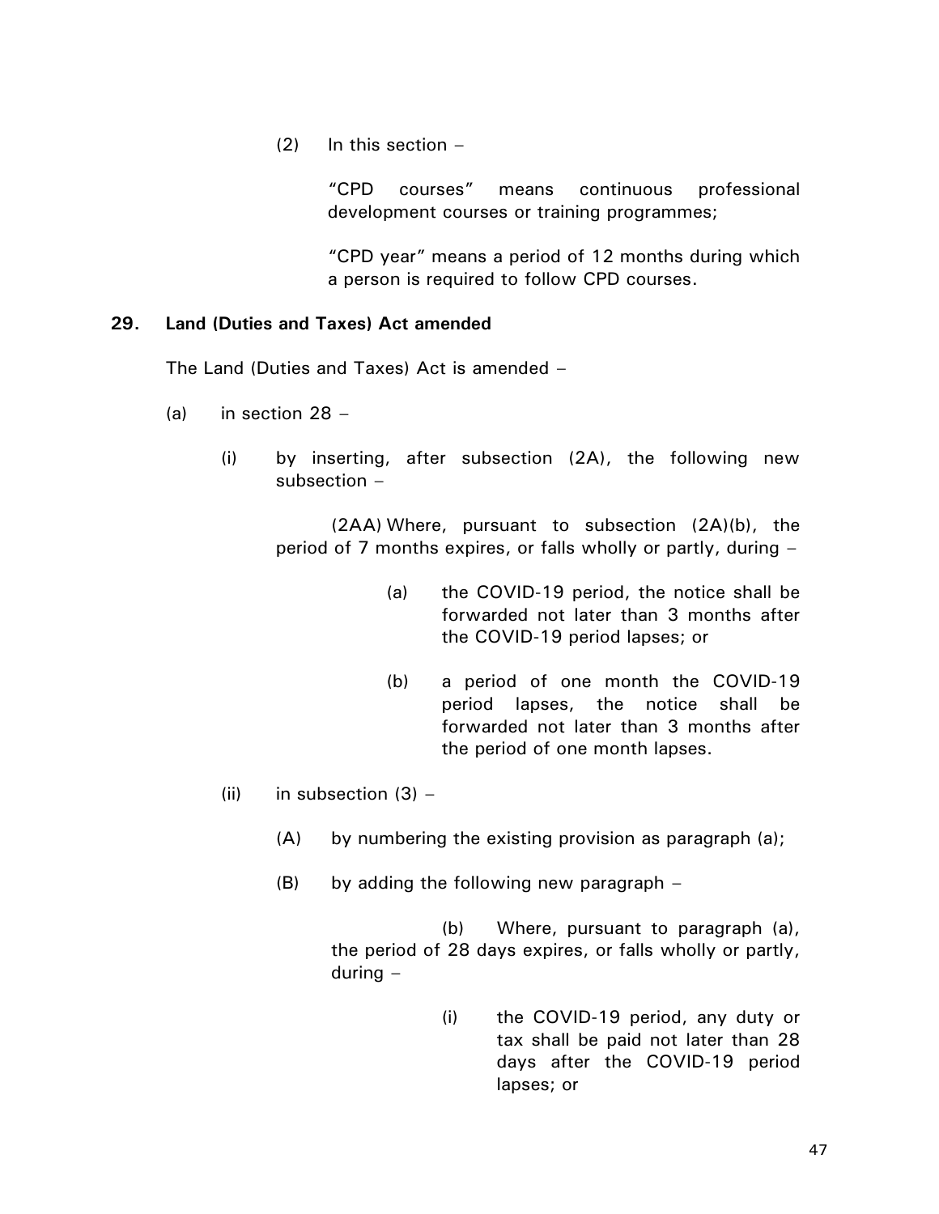(2) In this section –

"CPD courses" means continuous professional development courses or training programmes;

"CPD year" means a period of 12 months during which a person is required to follow CPD courses.

**29. Land (Duties and Taxes) Act amended**

The Land (Duties and Taxes) Act is amended –

(a) in section 28 –

(i) by inserting, after subsection (2A), the following new subsection –

(2AA) Where, pursuant to subsection (2A)(b), the period of 7 months expires, or falls wholly or partly, during –

(a) the COVID-19 period, the notice shall be forwarded not later than 3 months after the COVID-19 period lapses; or

(b) a period of one month the COVID-19 period lapses, the notice shall be forwarded not later than 3 months after the period of one month lapses.

(ii) in subsection (3) –

(A) by numbering the existing provision as paragraph (a);

(B) by adding the following new paragraph –

(b) Where, pursuant to paragraph (a), the period of 28 days expires, or falls wholly or partly, during –

(i) the COVID-19 period, any duty or tax shall be paid not later than 28 days after the COVID-19 period lapses; or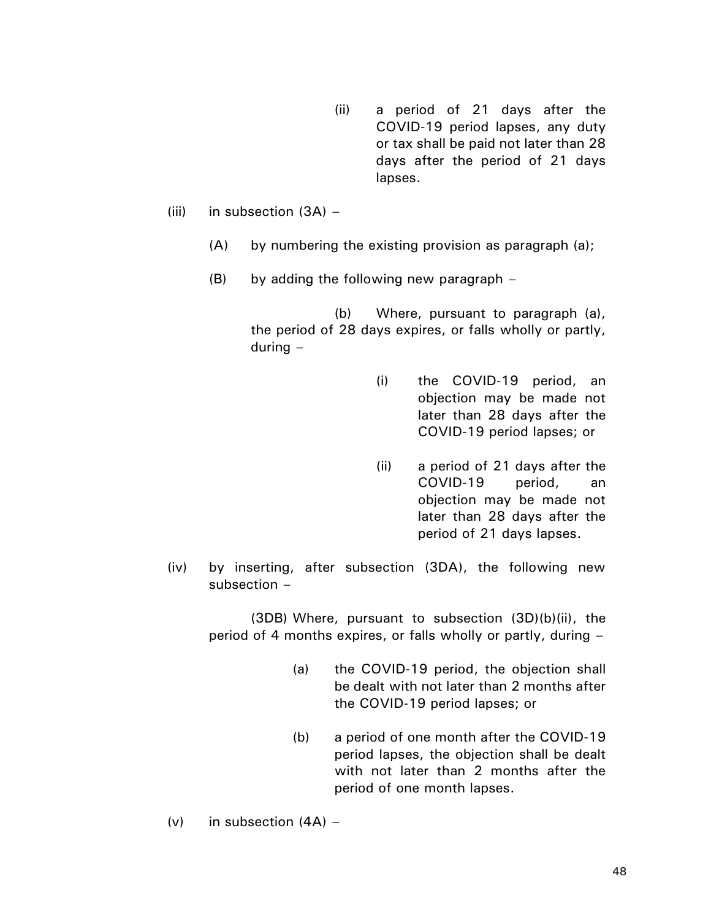(ii) a period of 21 days after the COVID-19 period lapses, any duty or tax shall be paid not later than 28 days after the period of 21 days lapses.

(iii) in subsection (3A) –

(A) by numbering the existing provision as paragraph (a);

(B) by adding the following new paragraph –

(b) Where, pursuant to paragraph (a), the period of 28 days expires, or falls wholly or partly, during –

(i) the COVID-19 period, an objection may be made not later than 28 days after the COVID-19 period lapses; or

(ii) a period of 21 days after the COVID-19 period, an objection may be made not later than 28 days after the period of 21 days lapses.

(iv) by inserting, after subsection (3DA), the following new subsection –

(3DB) Where, pursuant to subsection (3D)(b)(ii), the period of 4 months expires, or falls wholly or partly, during –

(a) the COVID-19 period, the objection shall be dealt with not later than 2 months after the COVID-19 period lapses; or

(b) a period of one month after the COVID-19 period lapses, the objection shall be dealt with not later than 2 months after the period of one month lapses.

(v) in subsection (4A) –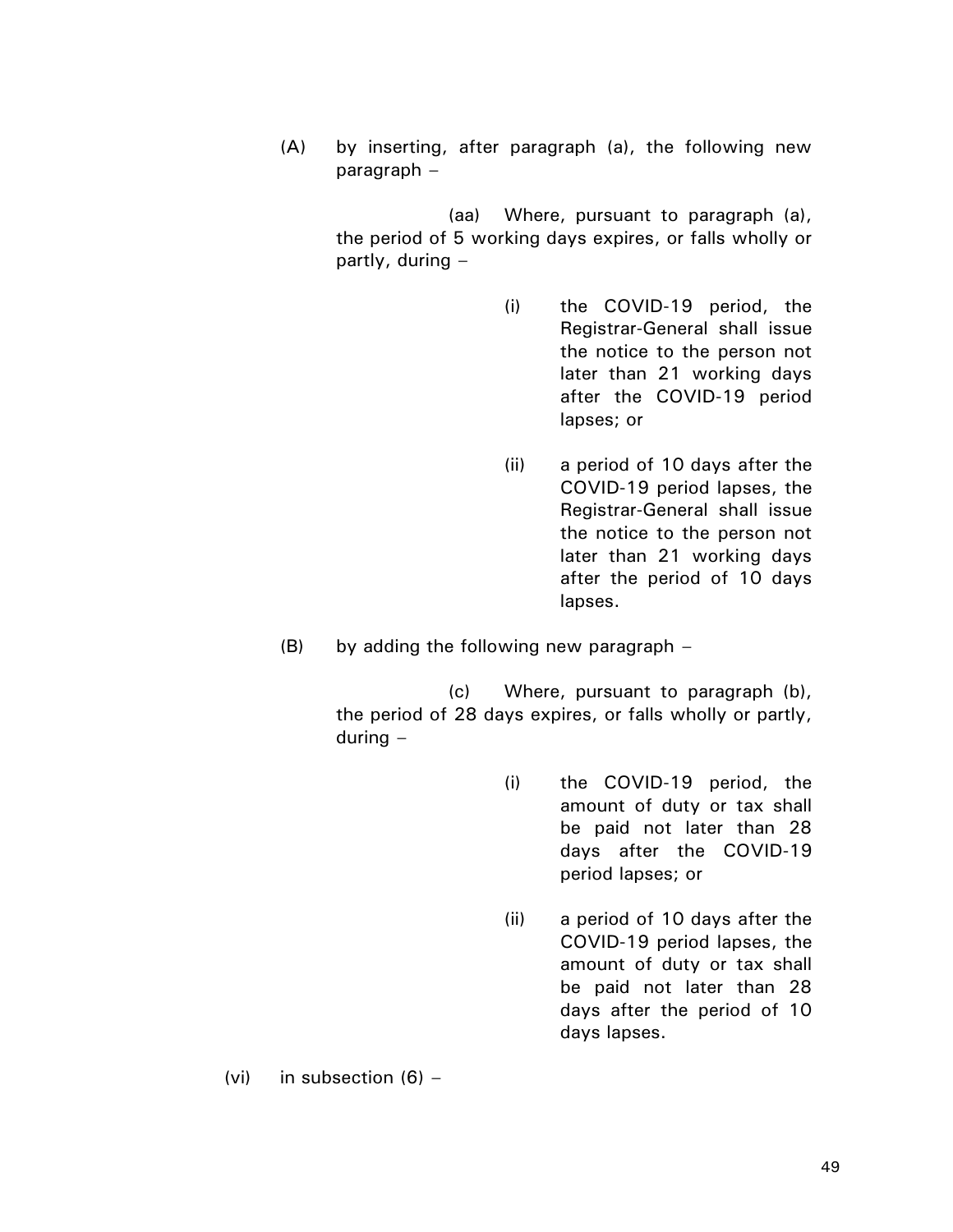(A) by inserting, after paragraph (a), the following new paragraph –

(aa) Where, pursuant to paragraph (a), the period of 5 working days expires, or falls wholly or partly, during –

(i) the COVID-19 period, the Registrar-General shall issue the notice to the person not later than 21 working days after the COVID-19 period lapses; or

(ii) a period of 10 days after the COVID-19 period lapses, the Registrar-General shall issue the notice to the person not later than 21 working days after the period of 10 days lapses.

(B) by adding the following new paragraph –

(c) Where, pursuant to paragraph (b), the period of 28 days expires, or falls wholly or partly, during –

(i) the COVID-19 period, the amount of duty or tax shall be paid not later than 28 days after the COVID-19 period lapses; or

(ii) a period of 10 days after the COVID-19 period lapses, the amount of duty or tax shall be paid not later than 28 days after the period of 10 days lapses.

(vi) in subsection (6) –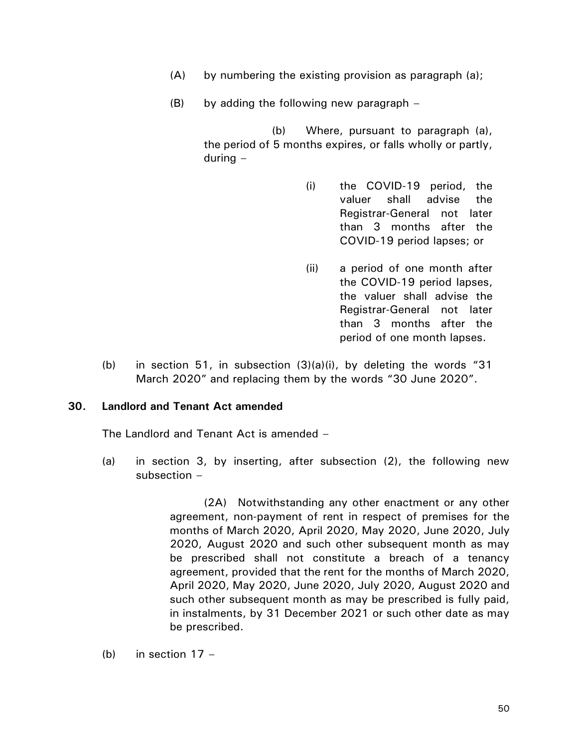(A) by numbering the existing provision as paragraph (a);

(B) by adding the following new paragraph –

> (b) Where, pursuant to paragraph (a), the period of 5 months expires, or falls wholly or partly, during –
>
> (i) the COVID-19 period, the valuer shall advise the Registrar-General not later than 3 months after the COVID-19 period lapses; or
>
> (ii) a period of one month after the COVID-19 period lapses, the valuer shall advise the Registrar-General not later than 3 months after the period of one month lapses.

(b) in section 51, in subsection (3)(a)(i), by deleting the words "31 March 2020" and replacing them by the words "30 June 2020".

**30. Landlord and Tenant Act amended**

The Landlord and Tenant Act is amended –

(a) in section 3, by inserting, after subsection (2), the following new subsection –

> (2A) Notwithstanding any other enactment or any other agreement, non-payment of rent in respect of premises for the months of March 2020, April 2020, May 2020, June 2020, July 2020, August 2020 and such other subsequent month as may be prescribed shall not constitute a breach of a tenancy agreement, provided that the rent for the months of March 2020, April 2020, May 2020, June 2020, July 2020, August 2020 and such other subsequent month as may be prescribed is fully paid, in instalments, by 31 December 2021 or such other date as may be prescribed.

(b) in section 17 –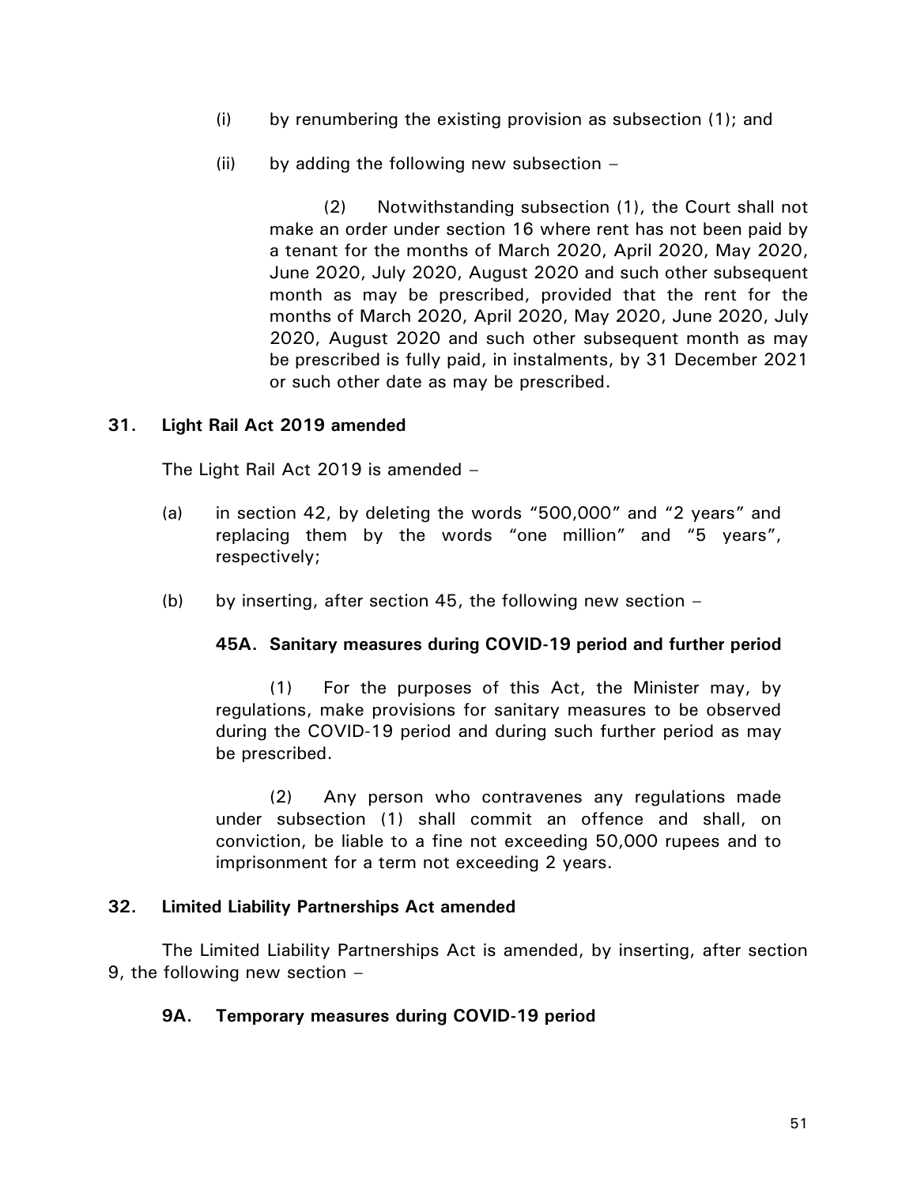(i) by renumbering the existing provision as subsection (1); and

(ii) by adding the following new subsection –

> (2) Notwithstanding subsection (1), the Court shall not make an order under section 16 where rent has not been paid by a tenant for the months of March 2020, April 2020, May 2020, June 2020, July 2020, August 2020 and such other subsequent month as may be prescribed, provided that the rent for the months of March 2020, April 2020, May 2020, June 2020, July 2020, August 2020 and such other subsequent month as may be prescribed is fully paid, in instalments, by 31 December 2021 or such other date as may be prescribed.

**31. Light Rail Act 2019 amended**

The Light Rail Act 2019 is amended –

(a) in section 42, by deleting the words "500,000" and "2 years" and replacing them by the words "one million" and "5 years", respectively;

(b) by inserting, after section 45, the following new section –

> **45A. Sanitary measures during COVID-19 period and further period**
>
> (1) For the purposes of this Act, the Minister may, by regulations, make provisions for sanitary measures to be observed during the COVID-19 period and during such further period as may be prescribed.
>
> (2) Any person who contravenes any regulations made under subsection (1) shall commit an offence and shall, on conviction, be liable to a fine not exceeding 50,000 rupees and to imprisonment for a term not exceeding 2 years.

**32. Limited Liability Partnerships Act amended**

The Limited Liability Partnerships Act is amended, by inserting, after section 9, the following new section –

> **9A. Temporary measures during COVID-19 period**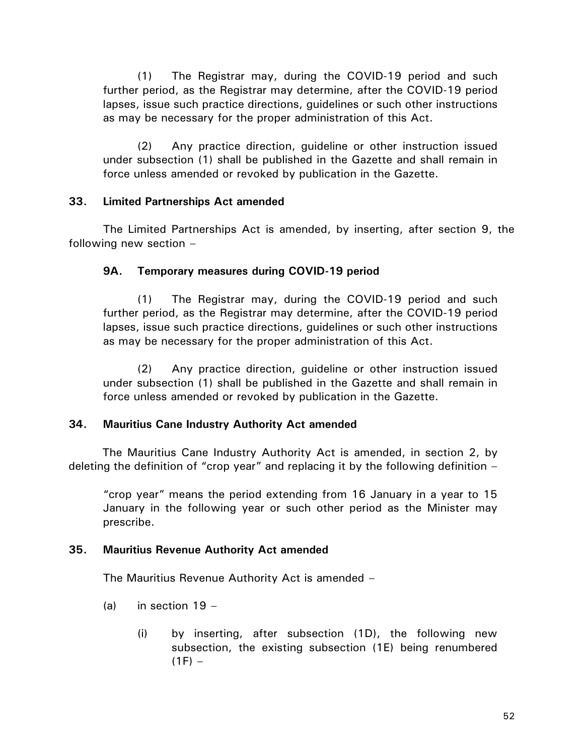(1) The Registrar may, during the COVID-19 period and such further period, as the Registrar may determine, after the COVID-19 period lapses, issue such practice directions, guidelines or such other instructions as may be necessary for the proper administration of this Act.

(2) Any practice direction, guideline or other instruction issued under subsection (1) shall be published in the Gazette and shall remain in force unless amended or revoked by publication in the Gazette.

### 33. Limited Partnerships Act amended

The Limited Partnerships Act is amended, by inserting, after section 9, the following new section –

#### 9A. Temporary measures during COVID-19 period

(1) The Registrar may, during the COVID-19 period and such further period, as the Registrar may determine, after the COVID-19 period lapses, issue such practice directions, guidelines or such other instructions as may be necessary for the proper administration of this Act.

(2) Any practice direction, guideline or other instruction issued under subsection (1) shall be published in the Gazette and shall remain in force unless amended or revoked by publication in the Gazette.

### 34. Mauritius Cane Industry Authority Act amended

The Mauritius Cane Industry Authority Act is amended, in section 2, by deleting the definition of "crop year" and replacing it by the following definition –

"crop year" means the period extending from 16 January in a year to 15 January in the following year or such other period as the Minister may prescribe.

### 35. Mauritius Revenue Authority Act amended

The Mauritius Revenue Authority Act is amended –

(a) in section 19 –

(i) by inserting, after subsection (1D), the following new subsection, the existing subsection (1E) being renumbered (1F) –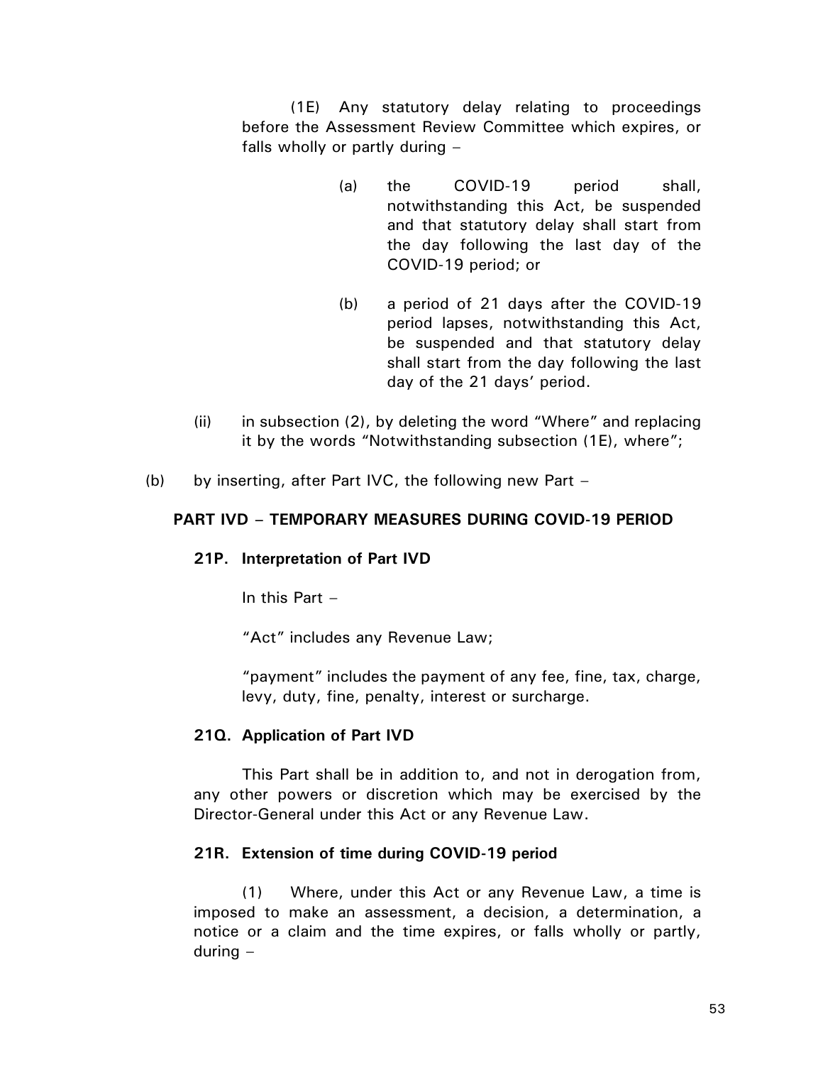(1E) Any statutory delay relating to proceedings before the Assessment Review Committee which expires, or falls wholly or partly during –

(a) the COVID-19 period shall, notwithstanding this Act, be suspended and that statutory delay shall start from the day following the last day of the COVID-19 period; or

(b) a period of 21 days after the COVID-19 period lapses, notwithstanding this Act, be suspended and that statutory delay shall start from the day following the last day of the 21 days' period.

(ii) in subsection (2), by deleting the word "Where" and replacing it by the words "Notwithstanding subsection (1E), where";

(b) by inserting, after Part IVC, the following new Part –

**PART IVD – TEMPORARY MEASURES DURING COVID-19 PERIOD**

**21P. Interpretation of Part IVD**

In this Part –

"Act" includes any Revenue Law;

"payment" includes the payment of any fee, fine, tax, charge, levy, duty, fine, penalty, interest or surcharge.

**21Q. Application of Part IVD**

This Part shall be in addition to, and not in derogation from, any other powers or discretion which may be exercised by the Director-General under this Act or any Revenue Law.

**21R. Extension of time during COVID-19 period**

(1) Where, under this Act or any Revenue Law, a time is imposed to make an assessment, a decision, a determination, a notice or a claim and the time expires, or falls wholly or partly, during –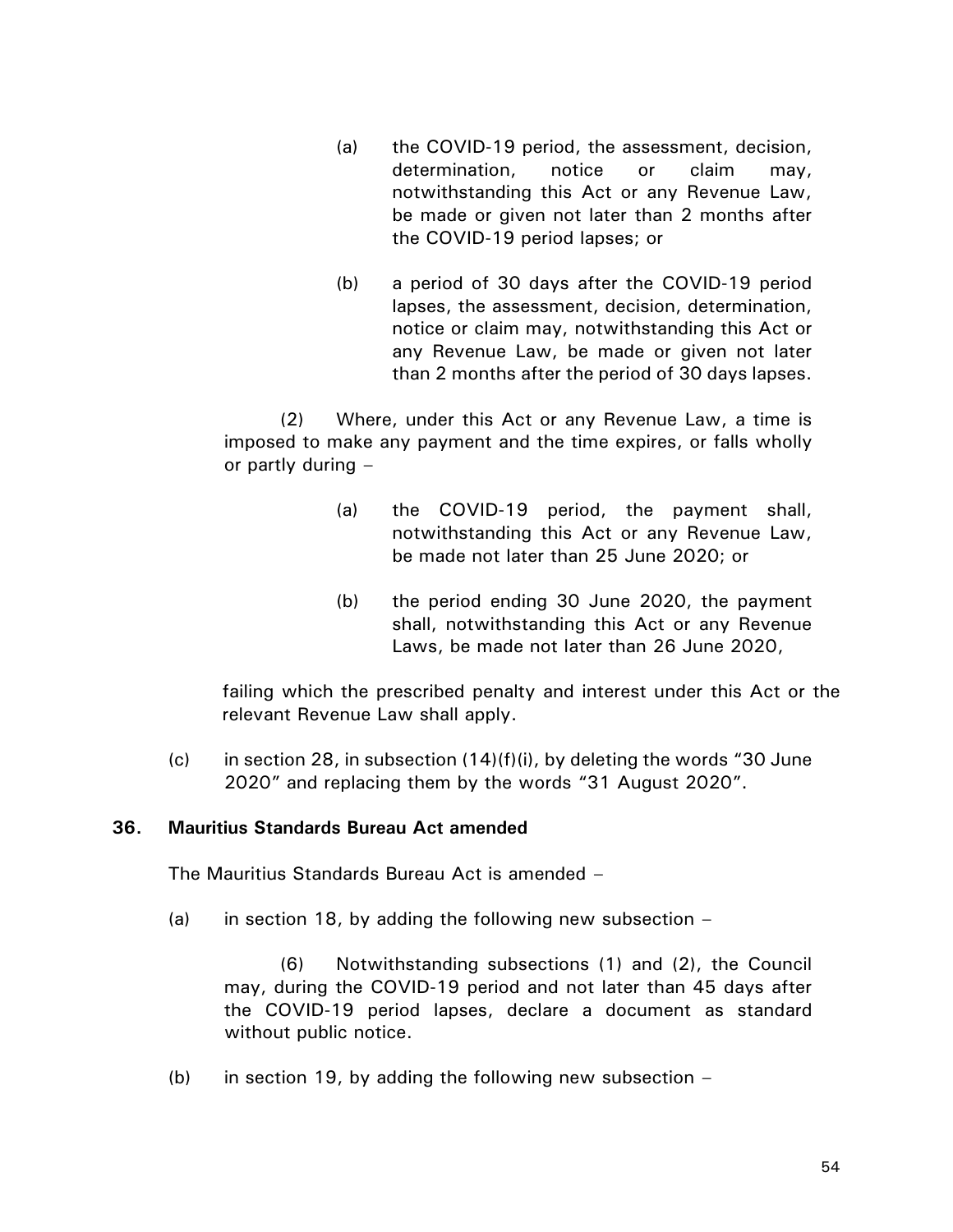(a) the COVID-19 period, the assessment, decision, determination, notice or claim may, notwithstanding this Act or any Revenue Law, be made or given not later than 2 months after the COVID-19 period lapses; or

(b) a period of 30 days after the COVID-19 period lapses, the assessment, decision, determination, notice or claim may, notwithstanding this Act or any Revenue Law, be made or given not later than 2 months after the period of 30 days lapses.

(2) Where, under this Act or any Revenue Law, a time is imposed to make any payment and the time expires, or falls wholly or partly during –

(a) the COVID-19 period, the payment shall, notwithstanding this Act or any Revenue Law, be made not later than 25 June 2020; or

(b) the period ending 30 June 2020, the payment shall, notwithstanding this Act or any Revenue Laws, be made not later than 26 June 2020,

failing which the prescribed penalty and interest under this Act or the relevant Revenue Law shall apply.

(c) in section 28, in subsection (14)(f)(i), by deleting the words "30 June 2020" and replacing them by the words "31 August 2020".

## 36. Mauritius Standards Bureau Act amended

The Mauritius Standards Bureau Act is amended –

(a) in section 18, by adding the following new subsection –

(6) Notwithstanding subsections (1) and (2), the Council may, during the COVID-19 period and not later than 45 days after the COVID-19 period lapses, declare a document as standard without public notice.

(b) in section 19, by adding the following new subsection –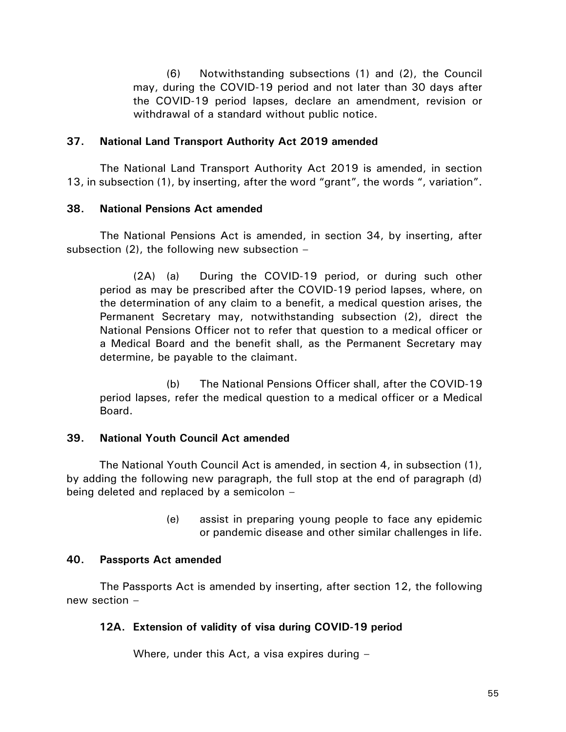(6) Notwithstanding subsections (1) and (2), the Council may, during the COVID-19 period and not later than 30 days after the COVID-19 period lapses, declare an amendment, revision or withdrawal of a standard without public notice.

**37. National Land Transport Authority Act 2019 amended**

The National Land Transport Authority Act 2019 is amended, in section 13, in subsection (1), by inserting, after the word "grant", the words ", variation".

**38. National Pensions Act amended**

The National Pensions Act is amended, in section 34, by inserting, after subsection (2), the following new subsection –

(2A) (a) During the COVID-19 period, or during such other period as may be prescribed after the COVID-19 period lapses, where, on the determination of any claim to a benefit, a medical question arises, the Permanent Secretary may, notwithstanding subsection (2), direct the National Pensions Officer not to refer that question to a medical officer or a Medical Board and the benefit shall, as the Permanent Secretary may determine, be payable to the claimant.

(b) The National Pensions Officer shall, after the COVID-19 period lapses, refer the medical question to a medical officer or a Medical Board.

**39. National Youth Council Act amended**

The National Youth Council Act is amended, in section 4, in subsection (1), by adding the following new paragraph, the full stop at the end of paragraph (d) being deleted and replaced by a semicolon –

(e) assist in preparing young people to face any epidemic or pandemic disease and other similar challenges in life.

**40. Passports Act amended**

The Passports Act is amended by inserting, after section 12, the following new section –

**12A. Extension of validity of visa during COVID-19 period**

Where, under this Act, a visa expires during –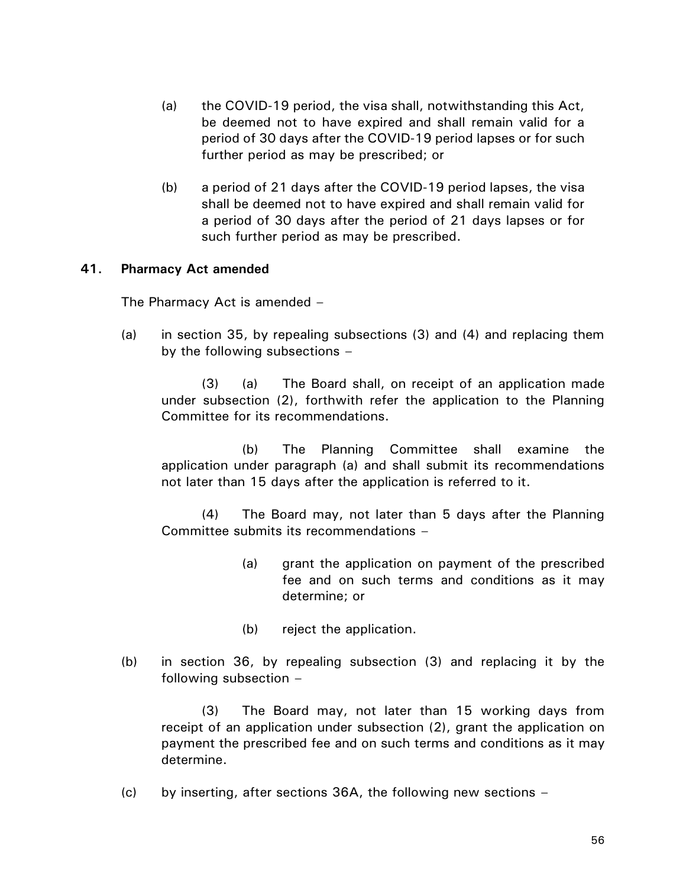(a) the COVID-19 period, the visa shall, notwithstanding this Act, be deemed not to have expired and shall remain valid for a period of 30 days after the COVID-19 period lapses or for such further period as may be prescribed; or

(b) a period of 21 days after the COVID-19 period lapses, the visa shall be deemed not to have expired and shall remain valid for a period of 30 days after the period of 21 days lapses or for such further period as may be prescribed.

**41. Pharmacy Act amended**

The Pharmacy Act is amended –

(a) in section 35, by repealing subsections (3) and (4) and replacing them by the following subsections –

(3) (a) The Board shall, on receipt of an application made under subsection (2), forthwith refer the application to the Planning Committee for its recommendations.

(b) The Planning Committee shall examine the application under paragraph (a) and shall submit its recommendations not later than 15 days after the application is referred to it.

(4) The Board may, not later than 5 days after the Planning Committee submits its recommendations –

(a) grant the application on payment of the prescribed fee and on such terms and conditions as it may determine; or

(b) reject the application.

(b) in section 36, by repealing subsection (3) and replacing it by the following subsection –

(3) The Board may, not later than 15 working days from receipt of an application under subsection (2), grant the application on payment the prescribed fee and on such terms and conditions as it may determine.

(c) by inserting, after sections 36A, the following new sections –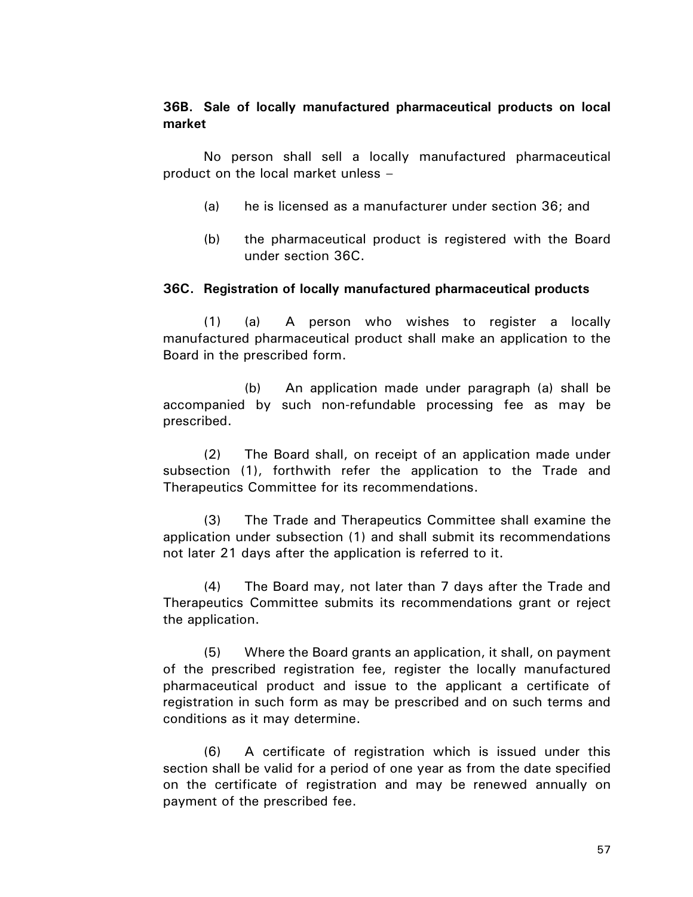**36B. Sale of locally manufactured pharmaceutical products on local market**

No person shall sell a locally manufactured pharmaceutical product on the local market unless –

(a) he is licensed as a manufacturer under section 36; and

(b) the pharmaceutical product is registered with the Board under section 36C.

**36C. Registration of locally manufactured pharmaceutical products**

(1) (a) A person who wishes to register a locally manufactured pharmaceutical product shall make an application to the Board in the prescribed form.

(b) An application made under paragraph (a) shall be accompanied by such non-refundable processing fee as may be prescribed.

(2) The Board shall, on receipt of an application made under subsection (1), forthwith refer the application to the Trade and Therapeutics Committee for its recommendations.

(3) The Trade and Therapeutics Committee shall examine the application under subsection (1) and shall submit its recommendations not later 21 days after the application is referred to it.

(4) The Board may, not later than 7 days after the Trade and Therapeutics Committee submits its recommendations grant or reject the application.

(5) Where the Board grants an application, it shall, on payment of the prescribed registration fee, register the locally manufactured pharmaceutical product and issue to the applicant a certificate of registration in such form as may be prescribed and on such terms and conditions as it may determine.

(6) A certificate of registration which is issued under this section shall be valid for a period of one year as from the date specified on the certificate of registration and may be renewed annually on payment of the prescribed fee.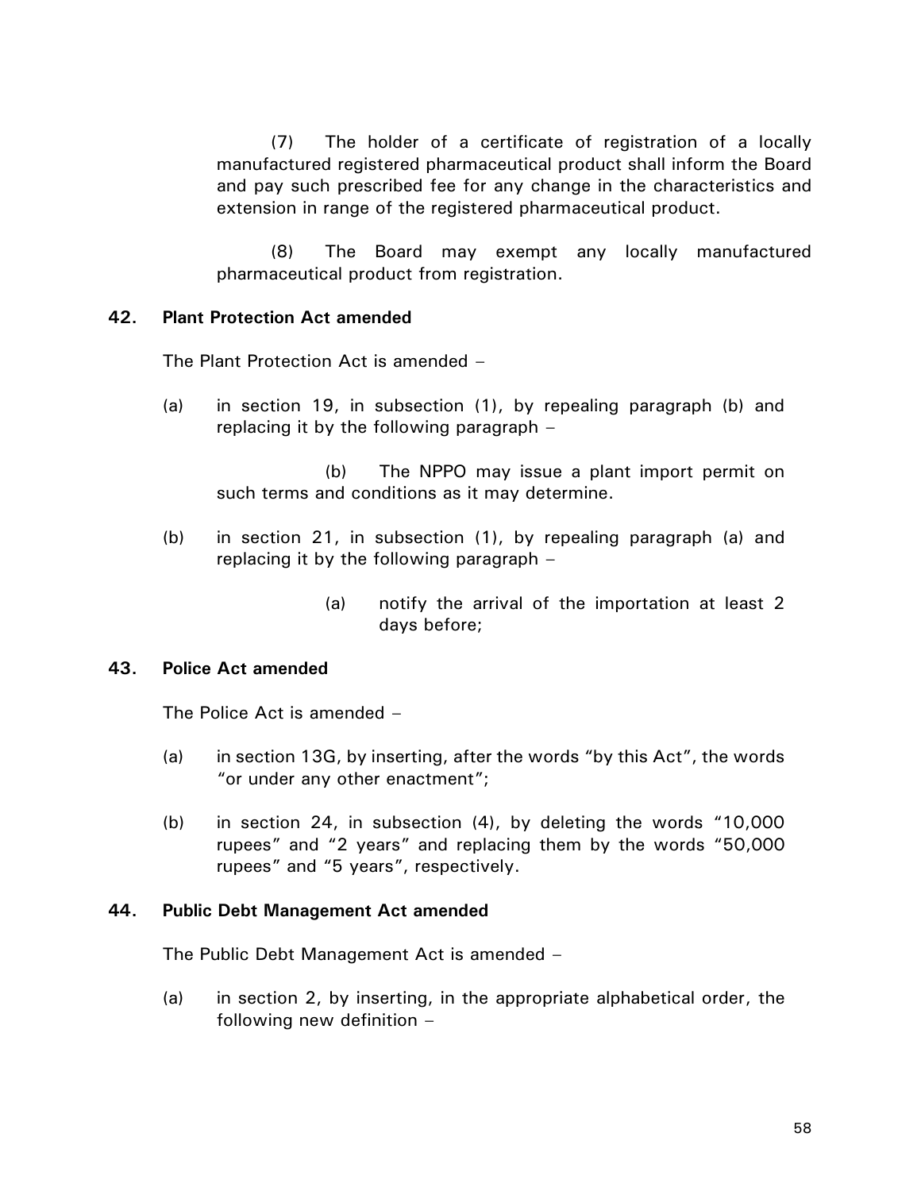(7) The holder of a certificate of registration of a locally manufactured registered pharmaceutical product shall inform the Board and pay such prescribed fee for any change in the characteristics and extension in range of the registered pharmaceutical product.

(8) The Board may exempt any locally manufactured pharmaceutical product from registration.

**42. Plant Protection Act amended**

The Plant Protection Act is amended –

(a) in section 19, in subsection (1), by repealing paragraph (b) and replacing it by the following paragraph –

(b) The NPPO may issue a plant import permit on such terms and conditions as it may determine.

(b) in section 21, in subsection (1), by repealing paragraph (a) and replacing it by the following paragraph –

(a) notify the arrival of the importation at least 2 days before;

**43. Police Act amended**

The Police Act is amended –

(a) in section 13G, by inserting, after the words "by this Act", the words "or under any other enactment";

(b) in section 24, in subsection (4), by deleting the words "10,000 rupees" and "2 years" and replacing them by the words "50,000 rupees" and "5 years", respectively.

**44. Public Debt Management Act amended**

The Public Debt Management Act is amended –

(a) in section 2, by inserting, in the appropriate alphabetical order, the following new definition –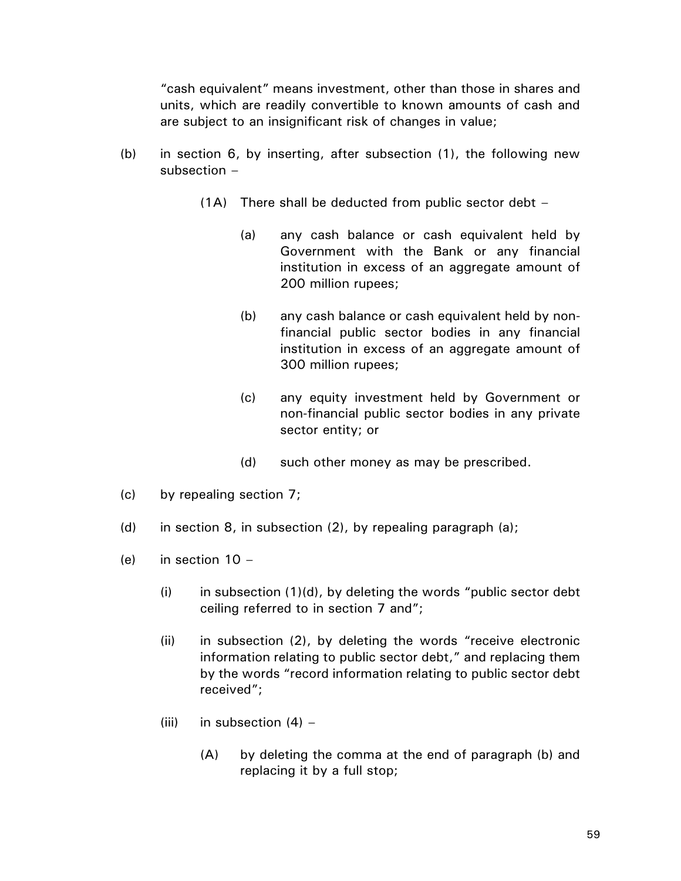"cash equivalent" means investment, other than those in shares and units, which are readily convertible to known amounts of cash and are subject to an insignificant risk of changes in value;

(b) in section 6, by inserting, after subsection (1), the following new subsection –

(1A) There shall be deducted from public sector debt –

(a) any cash balance or cash equivalent held by Government with the Bank or any financial institution in excess of an aggregate amount of 200 million rupees;

(b) any cash balance or cash equivalent held by non-financial public sector bodies in any financial institution in excess of an aggregate amount of 300 million rupees;

(c) any equity investment held by Government or non-financial public sector bodies in any private sector entity; or

(d) such other money as may be prescribed.

(c) by repealing section 7;

(d) in section 8, in subsection (2), by repealing paragraph (a);

(e) in section 10 –

(i) in subsection (1)(d), by deleting the words "public sector debt ceiling referred to in section 7 and";

(ii) in subsection (2), by deleting the words "receive electronic information relating to public sector debt," and replacing them by the words "record information relating to public sector debt received";

(iii) in subsection (4) –

(A) by deleting the comma at the end of paragraph (b) and replacing it by a full stop;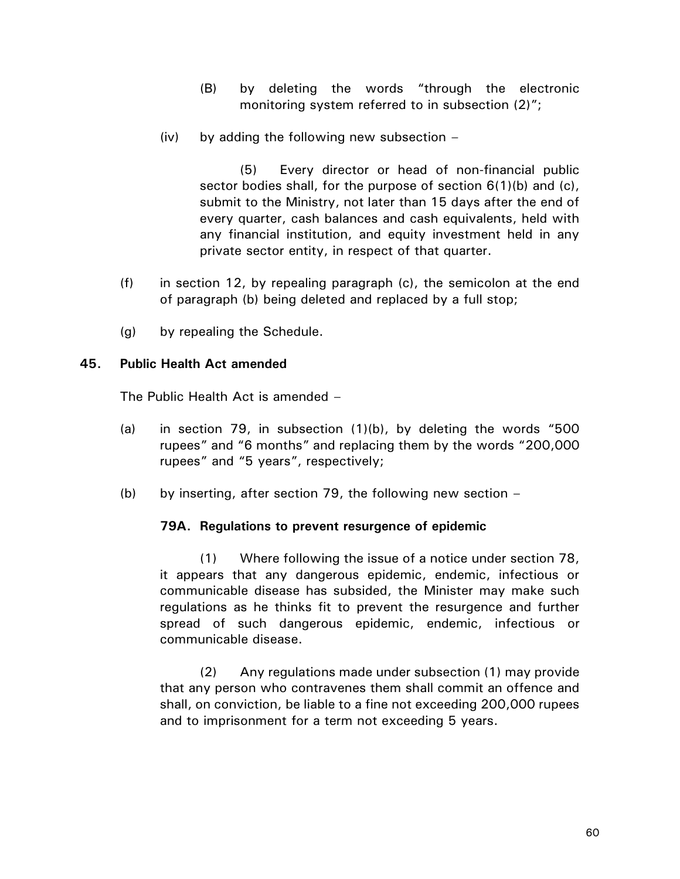(B) by deleting the words "through the electronic monitoring system referred to in subsection (2)";

(iv) by adding the following new subsection –

(5) Every director or head of non-financial public sector bodies shall, for the purpose of section 6(1)(b) and (c), submit to the Ministry, not later than 15 days after the end of every quarter, cash balances and cash equivalents, held with any financial institution, and equity investment held in any private sector entity, in respect of that quarter.

(f) in section 12, by repealing paragraph (c), the semicolon at the end of paragraph (b) being deleted and replaced by a full stop;

(g) by repealing the Schedule.

**45. Public Health Act amended**

The Public Health Act is amended –

(a) in section 79, in subsection (1)(b), by deleting the words "500 rupees" and "6 months" and replacing them by the words "200,000 rupees" and "5 years", respectively;

(b) by inserting, after section 79, the following new section –

**79A. Regulations to prevent resurgence of epidemic**

(1) Where following the issue of a notice under section 78, it appears that any dangerous epidemic, endemic, infectious or communicable disease has subsided, the Minister may make such regulations as he thinks fit to prevent the resurgence and further spread of such dangerous epidemic, endemic, infectious or communicable disease.

(2) Any regulations made under subsection (1) may provide that any person who contravenes them shall commit an offence and shall, on conviction, be liable to a fine not exceeding 200,000 rupees and to imprisonment for a term not exceeding 5 years.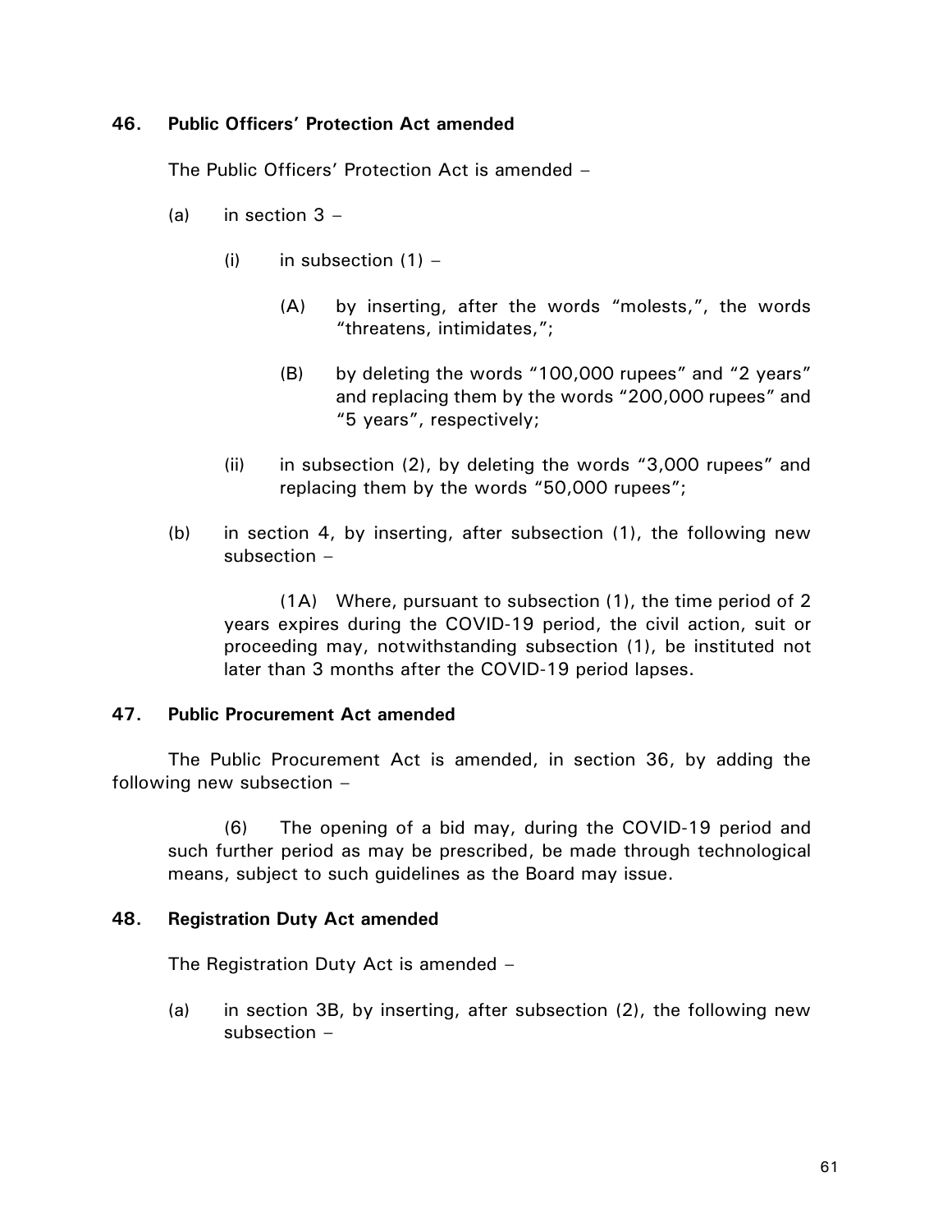**46. Public Officers' Protection Act amended**

The Public Officers' Protection Act is amended –

(a) in section 3 –

  (i) in subsection (1) –

    (A) by inserting, after the words "molests,", the words "threatens, intimidates,";

    (B) by deleting the words "100,000 rupees" and "2 years" and replacing them by the words "200,000 rupees" and "5 years", respectively;

  (ii) in subsection (2), by deleting the words "3,000 rupees" and replacing them by the words "50,000 rupees";

(b) in section 4, by inserting, after subsection (1), the following new subsection –

  (1A) Where, pursuant to subsection (1), the time period of 2 years expires during the COVID-19 period, the civil action, suit or proceeding may, notwithstanding subsection (1), be instituted not later than 3 months after the COVID-19 period lapses.

**47. Public Procurement Act amended**

The Public Procurement Act is amended, in section 36, by adding the following new subsection –

  (6) The opening of a bid may, during the COVID-19 period and such further period as may be prescribed, be made through technological means, subject to such guidelines as the Board may issue.

**48. Registration Duty Act amended**

The Registration Duty Act is amended –

(a) in section 3B, by inserting, after subsection (2), the following new subsection –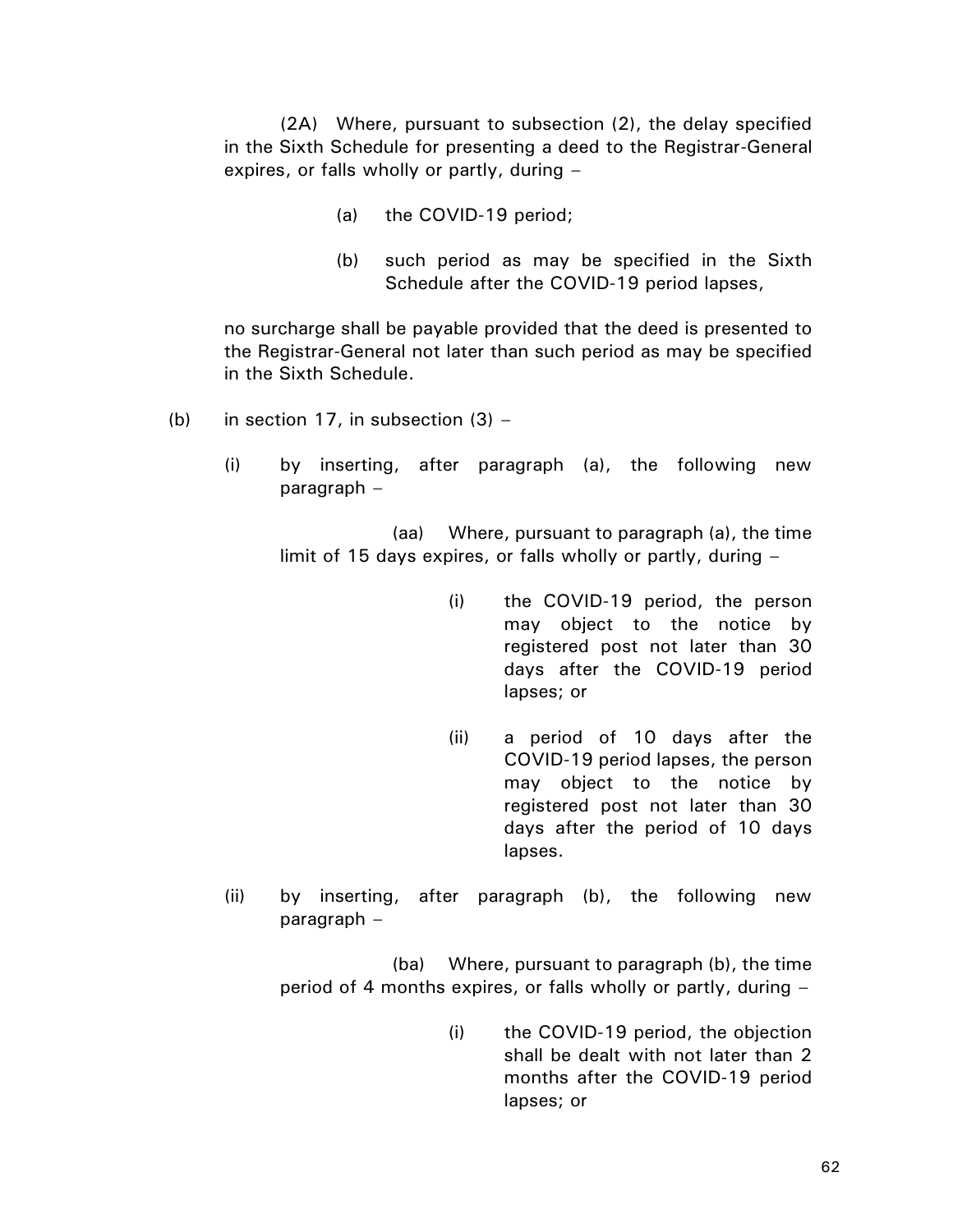(2A) Where, pursuant to subsection (2), the delay specified in the Sixth Schedule for presenting a deed to the Registrar-General expires, or falls wholly or partly, during –

(a) the COVID-19 period;

(b) such period as may be specified in the Sixth Schedule after the COVID-19 period lapses,

no surcharge shall be payable provided that the deed is presented to the Registrar-General not later than such period as may be specified in the Sixth Schedule.

(b) in section 17, in subsection (3) –

(i) by inserting, after paragraph (a), the following new paragraph –

(aa) Where, pursuant to paragraph (a), the time limit of 15 days expires, or falls wholly or partly, during –

(i) the COVID-19 period, the person may object to the notice by registered post not later than 30 days after the COVID-19 period lapses; or

(ii) a period of 10 days after the COVID-19 period lapses, the person may object to the notice by registered post not later than 30 days after the period of 10 days lapses.

(ii) by inserting, after paragraph (b), the following new paragraph –

(ba) Where, pursuant to paragraph (b), the time period of 4 months expires, or falls wholly or partly, during –

(i) the COVID-19 period, the objection shall be dealt with not later than 2 months after the COVID-19 period lapses; or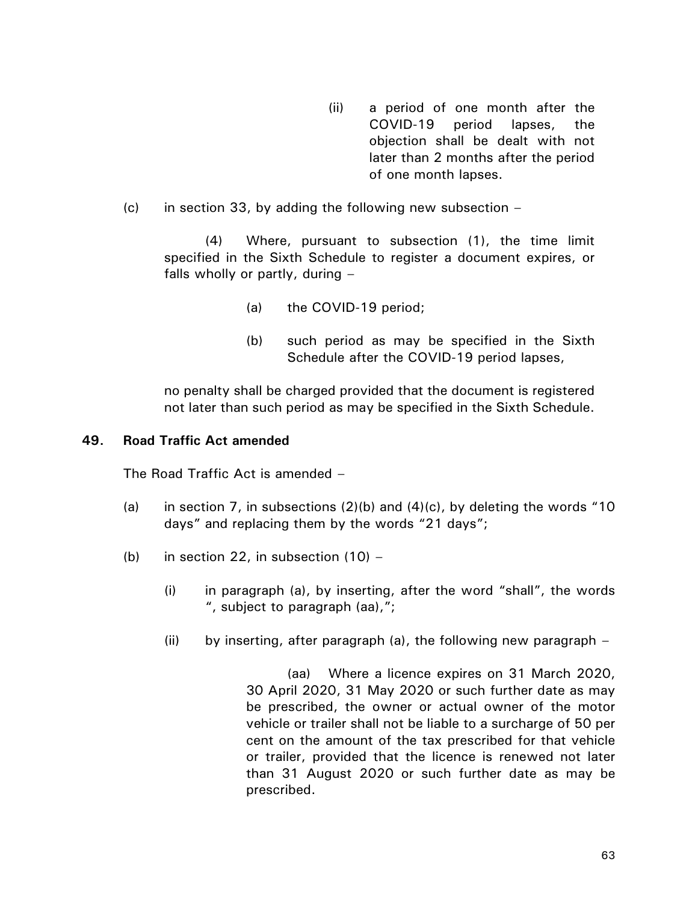(ii) a period of one month after the COVID-19 period lapses, the objection shall be dealt with not later than 2 months after the period of one month lapses.

(c) in section 33, by adding the following new subsection –

(4) Where, pursuant to subsection (1), the time limit specified in the Sixth Schedule to register a document expires, or falls wholly or partly, during –

(a) the COVID-19 period;

(b) such period as may be specified in the Sixth Schedule after the COVID-19 period lapses,

no penalty shall be charged provided that the document is registered not later than such period as may be specified in the Sixth Schedule.

**49. Road Traffic Act amended**

The Road Traffic Act is amended –

(a) in section 7, in subsections (2)(b) and (4)(c), by deleting the words "10 days" and replacing them by the words "21 days";

(b) in section 22, in subsection (10) –

(i) in paragraph (a), by inserting, after the word "shall", the words ", subject to paragraph (aa),";

(ii) by inserting, after paragraph (a), the following new paragraph –

(aa) Where a licence expires on 31 March 2020, 30 April 2020, 31 May 2020 or such further date as may be prescribed, the owner or actual owner of the motor vehicle or trailer shall not be liable to a surcharge of 50 per cent on the amount of the tax prescribed for that vehicle or trailer, provided that the licence is renewed not later than 31 August 2020 or such further date as may be prescribed.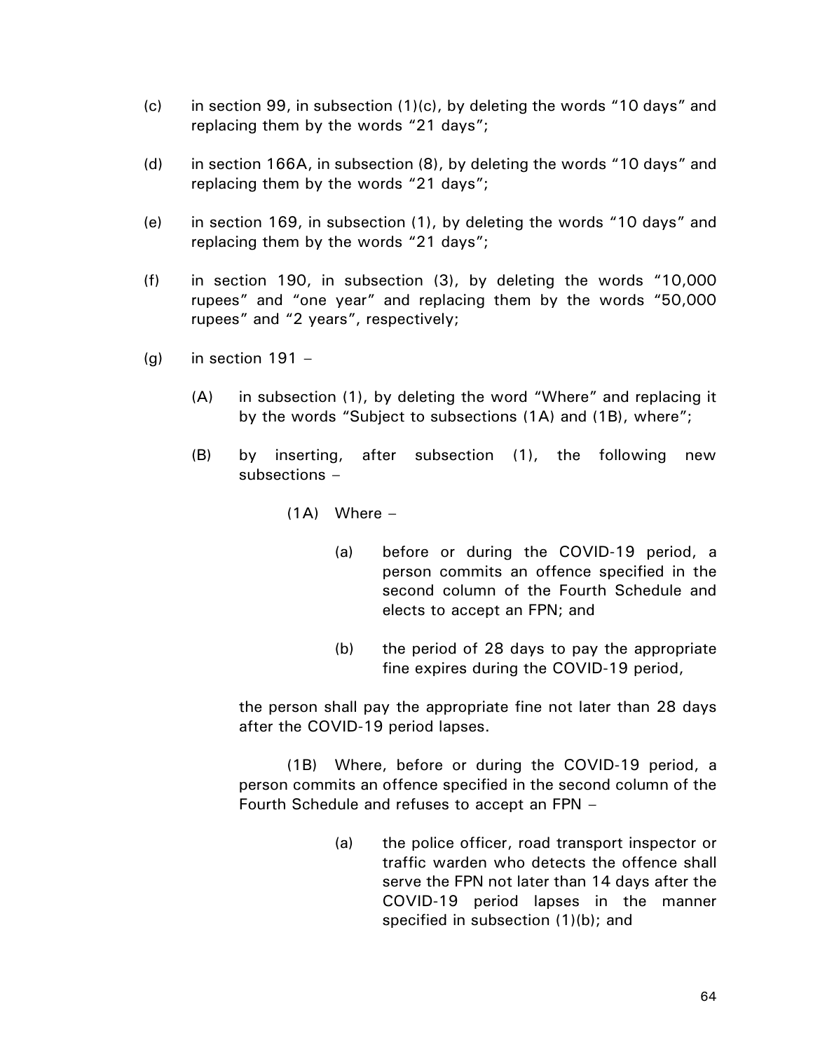(c) in section 99, in subsection (1)(c), by deleting the words "10 days" and replacing them by the words "21 days";

(d) in section 166A, in subsection (8), by deleting the words "10 days" and replacing them by the words "21 days";

(e) in section 169, in subsection (1), by deleting the words "10 days" and replacing them by the words "21 days";

(f) in section 190, in subsection (3), by deleting the words "10,000 rupees" and "one year" and replacing them by the words "50,000 rupees" and "2 years", respectively;

(g) in section 191 –

(A) in subsection (1), by deleting the word "Where" and replacing it by the words "Subject to subsections (1A) and (1B), where";

(B) by inserting, after subsection (1), the following new subsections –

(1A) Where –

(a) before or during the COVID-19 period, a person commits an offence specified in the second column of the Fourth Schedule and elects to accept an FPN; and

(b) the period of 28 days to pay the appropriate fine expires during the COVID-19 period,

the person shall pay the appropriate fine not later than 28 days after the COVID-19 period lapses.

(1B) Where, before or during the COVID-19 period, a person commits an offence specified in the second column of the Fourth Schedule and refuses to accept an FPN –

(a) the police officer, road transport inspector or traffic warden who detects the offence shall serve the FPN not later than 14 days after the COVID-19 period lapses in the manner specified in subsection (1)(b); and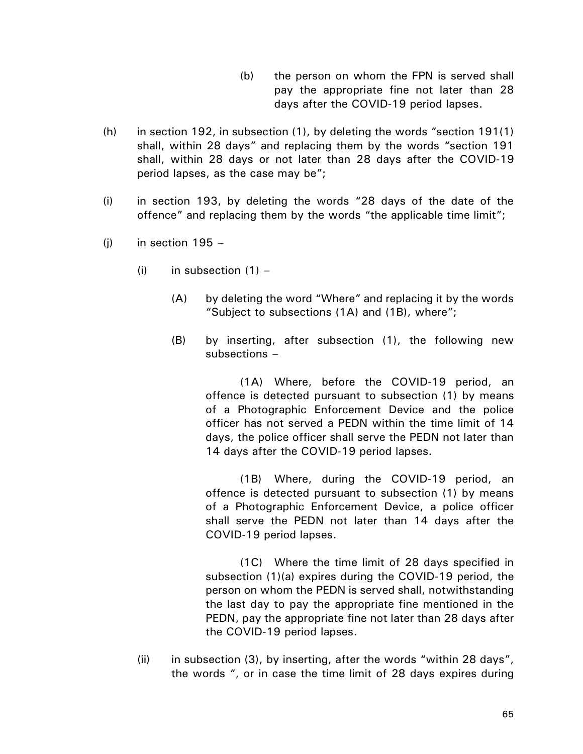(b) the person on whom the FPN is served shall pay the appropriate fine not later than 28 days after the COVID-19 period lapses.

(h) in section 192, in subsection (1), by deleting the words "section 191(1) shall, within 28 days" and replacing them by the words "section 191 shall, within 28 days or not later than 28 days after the COVID-19 period lapses, as the case may be";

(i) in section 193, by deleting the words "28 days of the date of the offence" and replacing them by the words "the applicable time limit";

(j) in section 195 –

(i) in subsection (1) –

(A) by deleting the word "Where" and replacing it by the words "Subject to subsections (1A) and (1B), where";

(B) by inserting, after subsection (1), the following new subsections –

(1A) Where, before the COVID-19 period, an offence is detected pursuant to subsection (1) by means of a Photographic Enforcement Device and the police officer has not served a PEDN within the time limit of 14 days, the police officer shall serve the PEDN not later than 14 days after the COVID-19 period lapses.

(1B) Where, during the COVID-19 period, an offence is detected pursuant to subsection (1) by means of a Photographic Enforcement Device, a police officer shall serve the PEDN not later than 14 days after the COVID-19 period lapses.

(1C) Where the time limit of 28 days specified in subsection (1)(a) expires during the COVID-19 period, the person on whom the PEDN is served shall, notwithstanding the last day to pay the appropriate fine mentioned in the PEDN, pay the appropriate fine not later than 28 days after the COVID-19 period lapses.

(ii) in subsection (3), by inserting, after the words "within 28 days", the words ", or in case the time limit of 28 days expires during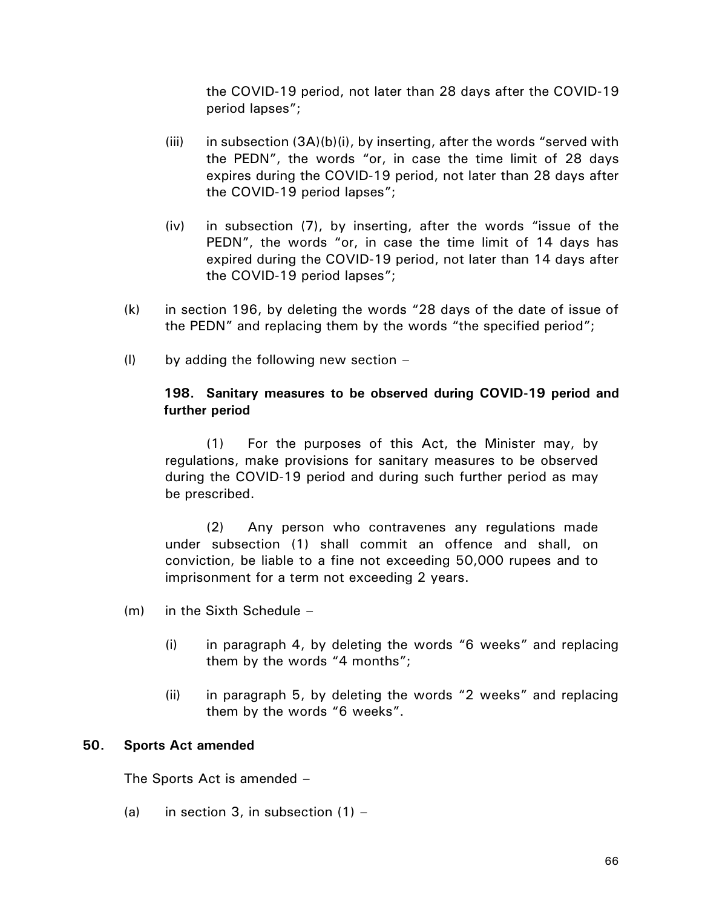the COVID-19 period, not later than 28 days after the COVID-19 period lapses";

(iii) in subsection (3A)(b)(i), by inserting, after the words "served with the PEDN", the words "or, in case the time limit of 28 days expires during the COVID-19 period, not later than 28 days after the COVID-19 period lapses";

(iv) in subsection (7), by inserting, after the words "issue of the PEDN", the words "or, in case the time limit of 14 days has expired during the COVID-19 period, not later than 14 days after the COVID-19 period lapses";

(k) in section 196, by deleting the words "28 days of the date of issue of the PEDN" and replacing them by the words "the specified period";

(l) by adding the following new section –

**198. Sanitary measures to be observed during COVID-19 period and further period**

(1) For the purposes of this Act, the Minister may, by regulations, make provisions for sanitary measures to be observed during the COVID-19 period and during such further period as may be prescribed.

(2) Any person who contravenes any regulations made under subsection (1) shall commit an offence and shall, on conviction, be liable to a fine not exceeding 50,000 rupees and to imprisonment for a term not exceeding 2 years.

(m) in the Sixth Schedule –

(i) in paragraph 4, by deleting the words "6 weeks" and replacing them by the words "4 months";

(ii) in paragraph 5, by deleting the words "2 weeks" and replacing them by the words "6 weeks".

**50. Sports Act amended**

The Sports Act is amended –

(a) in section 3, in subsection (1) –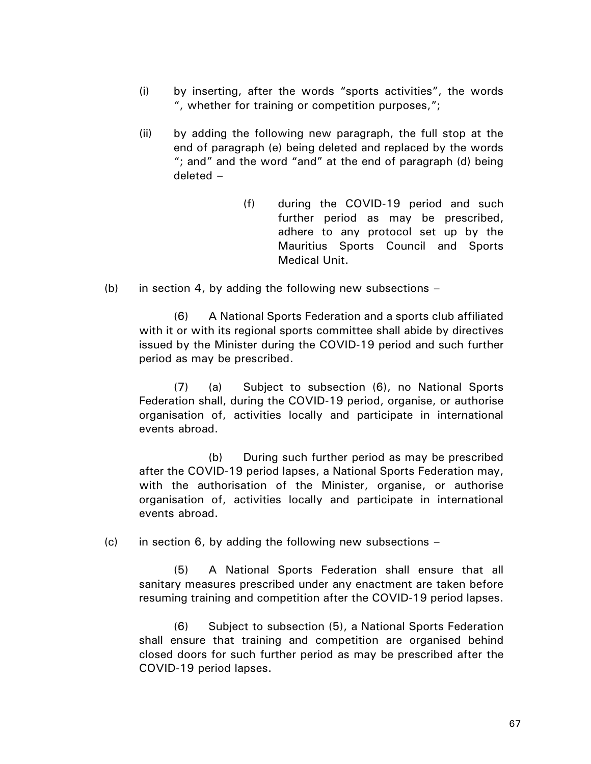(i) by inserting, after the words "sports activities", the words ", whether for training or competition purposes,";

(ii) by adding the following new paragraph, the full stop at the end of paragraph (e) being deleted and replaced by the words "; and" and the word "and" at the end of paragraph (d) being deleted –

> (f) during the COVID-19 period and such further period as may be prescribed, adhere to any protocol set up by the Mauritius Sports Council and Sports Medical Unit.

(b) in section 4, by adding the following new subsections –

> (6) A National Sports Federation and a sports club affiliated with it or with its regional sports committee shall abide by directives issued by the Minister during the COVID-19 period and such further period as may be prescribed.
>
> (7) (a) Subject to subsection (6), no National Sports Federation shall, during the COVID-19 period, organise, or authorise organisation of, activities locally and participate in international events abroad.
>
> (b) During such further period as may be prescribed after the COVID-19 period lapses, a National Sports Federation may, with the authorisation of the Minister, organise, or authorise organisation of, activities locally and participate in international events abroad.

(c) in section 6, by adding the following new subsections –

> (5) A National Sports Federation shall ensure that all sanitary measures prescribed under any enactment are taken before resuming training and competition after the COVID-19 period lapses.
>
> (6) Subject to subsection (5), a National Sports Federation shall ensure that training and competition are organised behind closed doors for such further period as may be prescribed after the COVID-19 period lapses.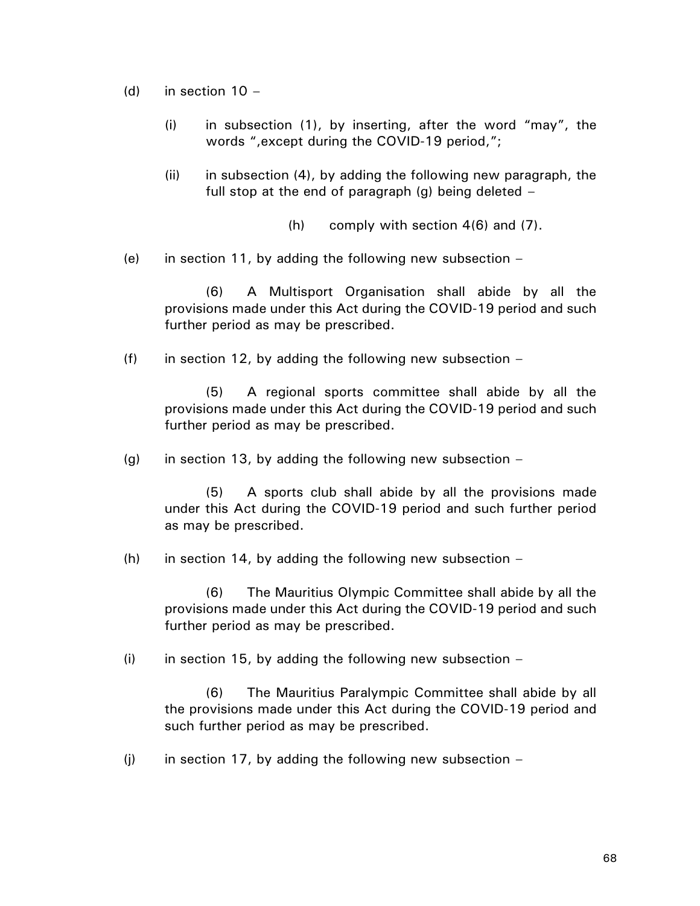(d) in section 10 –

  (i) in subsection (1), by inserting, after the word "may", the words ",except during the COVID-19 period,";

  (ii) in subsection (4), by adding the following new paragraph, the full stop at the end of paragraph (g) being deleted –

    (h) comply with section 4(6) and (7).

(e) in section 11, by adding the following new subsection –

  (6) A Multisport Organisation shall abide by all the provisions made under this Act during the COVID-19 period and such further period as may be prescribed.

(f) in section 12, by adding the following new subsection –

  (5) A regional sports committee shall abide by all the provisions made under this Act during the COVID-19 period and such further period as may be prescribed.

(g) in section 13, by adding the following new subsection –

  (5) A sports club shall abide by all the provisions made under this Act during the COVID-19 period and such further period as may be prescribed.

(h) in section 14, by adding the following new subsection –

  (6) The Mauritius Olympic Committee shall abide by all the provisions made under this Act during the COVID-19 period and such further period as may be prescribed.

(i) in section 15, by adding the following new subsection –

  (6) The Mauritius Paralympic Committee shall abide by all the provisions made under this Act during the COVID-19 period and such further period as may be prescribed.

(j) in section 17, by adding the following new subsection –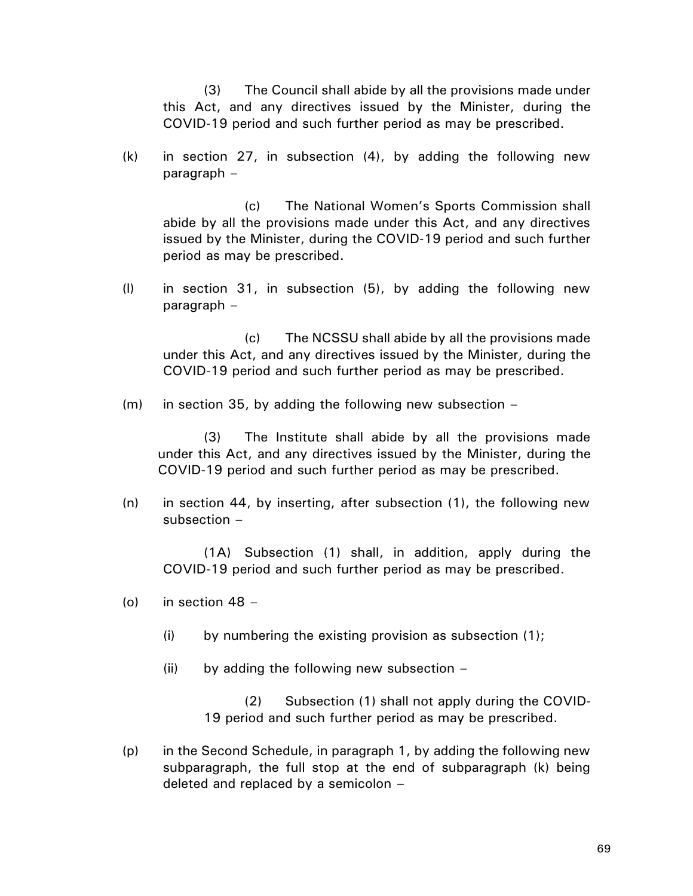(3) The Council shall abide by all the provisions made under this Act, and any directives issued by the Minister, during the COVID-19 period and such further period as may be prescribed.

(k) in section 27, in subsection (4), by adding the following new paragraph –

(c) The National Women's Sports Commission shall abide by all the provisions made under this Act, and any directives issued by the Minister, during the COVID-19 period and such further period as may be prescribed.

(l) in section 31, in subsection (5), by adding the following new paragraph –

(c) The NCSSU shall abide by all the provisions made under this Act, and any directives issued by the Minister, during the COVID-19 period and such further period as may be prescribed.

(m) in section 35, by adding the following new subsection –

(3) The Institute shall abide by all the provisions made under this Act, and any directives issued by the Minister, during the COVID-19 period and such further period as may be prescribed.

(n) in section 44, by inserting, after subsection (1), the following new subsection –

(1A) Subsection (1) shall, in addition, apply during the COVID-19 period and such further period as may be prescribed.

(o) in section 48 –

(i) by numbering the existing provision as subsection (1);

(ii) by adding the following new subsection –

(2) Subsection (1) shall not apply during the COVID-19 period and such further period as may be prescribed.

(p) in the Second Schedule, in paragraph 1, by adding the following new subparagraph, the full stop at the end of subparagraph (k) being deleted and replaced by a semicolon –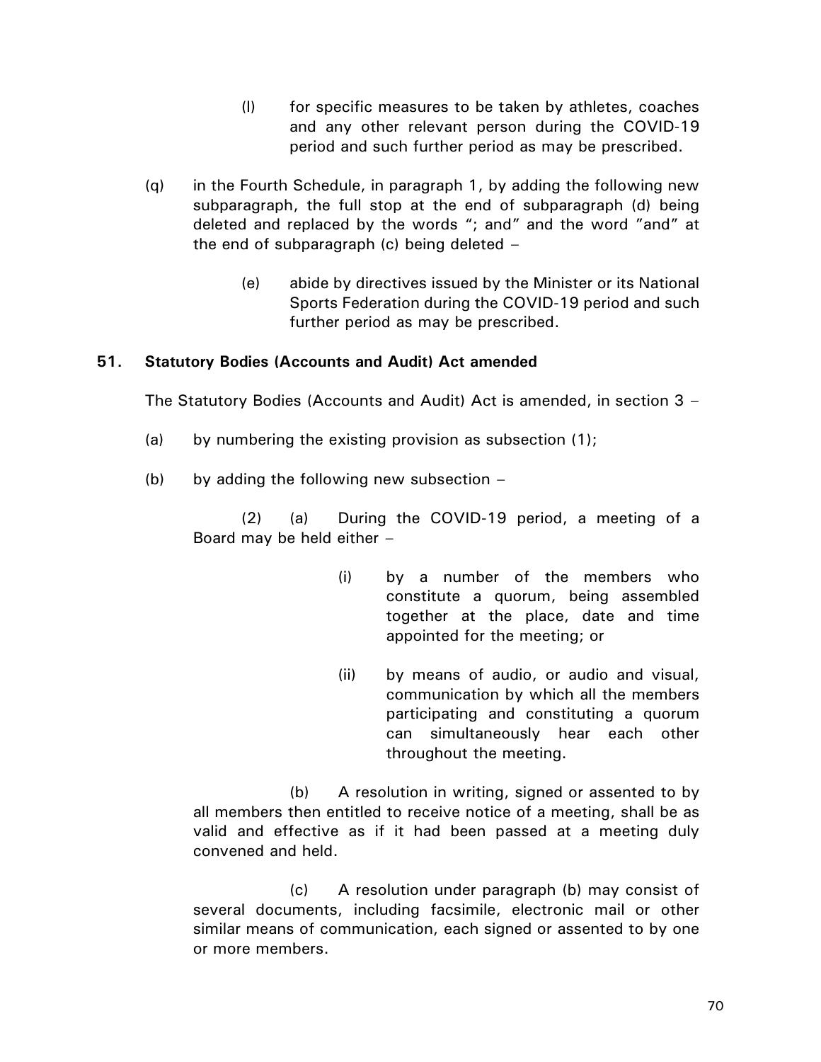(l) for specific measures to be taken by athletes, coaches and any other relevant person during the COVID-19 period and such further period as may be prescribed.

(q) in the Fourth Schedule, in paragraph 1, by adding the following new subparagraph, the full stop at the end of subparagraph (d) being deleted and replaced by the words "; and" and the word "and" at the end of subparagraph (c) being deleted –

> (e) abide by directives issued by the Minister or its National Sports Federation during the COVID-19 period and such further period as may be prescribed.

**51. Statutory Bodies (Accounts and Audit) Act amended**

The Statutory Bodies (Accounts and Audit) Act is amended, in section 3 –

(a) by numbering the existing provision as subsection (1);

(b) by adding the following new subsection –

> (2) (a) During the COVID-19 period, a meeting of a Board may be held either –
>
> > (i) by a number of the members who constitute a quorum, being assembled together at the place, date and time appointed for the meeting; or
> >
> > (ii) by means of audio, or audio and visual, communication by which all the members participating and constituting a quorum can simultaneously hear each other throughout the meeting.
>
> (b) A resolution in writing, signed or assented to by all members then entitled to receive notice of a meeting, shall be as valid and effective as if it had been passed at a meeting duly convened and held.
>
> (c) A resolution under paragraph (b) may consist of several documents, including facsimile, electronic mail or other similar means of communication, each signed or assented to by one or more members.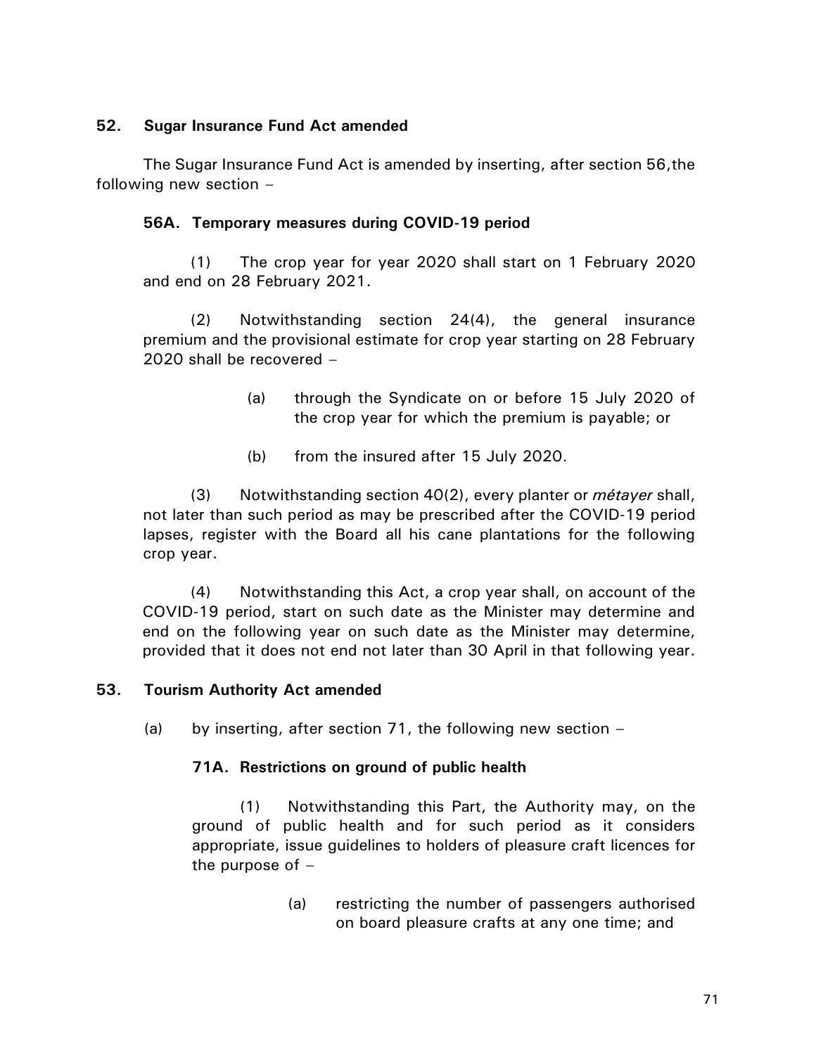**52. Sugar Insurance Fund Act amended**

The Sugar Insurance Fund Act is amended by inserting, after section 56,the following new section –

**56A. Temporary measures during COVID-19 period**

(1) The crop year for year 2020 shall start on 1 February 2020 and end on 28 February 2021.

(2) Notwithstanding section 24(4), the general insurance premium and the provisional estimate for crop year starting on 28 February 2020 shall be recovered –

(a) through the Syndicate on or before 15 July 2020 of the crop year for which the premium is payable; or

(b) from the insured after 15 July 2020.

(3) Notwithstanding section 40(2), every planter or *métayer* shall, not later than such period as may be prescribed after the COVID-19 period lapses, register with the Board all his cane plantations for the following crop year.

(4) Notwithstanding this Act, a crop year shall, on account of the COVID-19 period, start on such date as the Minister may determine and end on the following year on such date as the Minister may determine, provided that it does not end not later than 30 April in that following year.

**53. Tourism Authority Act amended**

(a) by inserting, after section 71, the following new section –

**71A. Restrictions on ground of public health**

(1) Notwithstanding this Part, the Authority may, on the ground of public health and for such period as it considers appropriate, issue guidelines to holders of pleasure craft licences for the purpose of –

(a) restricting the number of passengers authorised on board pleasure crafts at any one time; and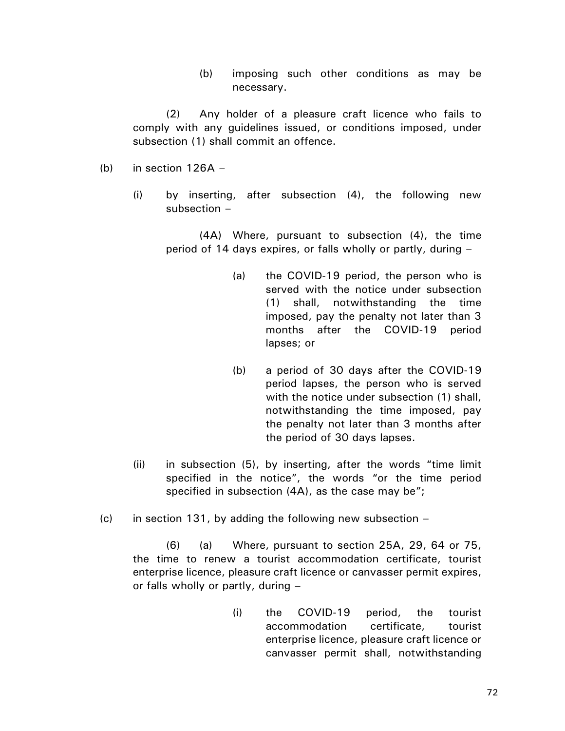(b) imposing such other conditions as may be necessary.

(2) Any holder of a pleasure craft licence who fails to comply with any guidelines issued, or conditions imposed, under subsection (1) shall commit an offence.

(b) in section 126A –

(i) by inserting, after subsection (4), the following new subsection –

(4A) Where, pursuant to subsection (4), the time period of 14 days expires, or falls wholly or partly, during –

(a) the COVID-19 period, the person who is served with the notice under subsection (1) shall, notwithstanding the time imposed, pay the penalty not later than 3 months after the COVID-19 period lapses; or

(b) a period of 30 days after the COVID-19 period lapses, the person who is served with the notice under subsection (1) shall, notwithstanding the time imposed, pay the penalty not later than 3 months after the period of 30 days lapses.

(ii) in subsection (5), by inserting, after the words "time limit specified in the notice", the words "or the time period specified in subsection (4A), as the case may be";

(c) in section 131, by adding the following new subsection –

(6) (a) Where, pursuant to section 25A, 29, 64 or 75, the time to renew a tourist accommodation certificate, tourist enterprise licence, pleasure craft licence or canvasser permit expires, or falls wholly or partly, during –

(i) the COVID-19 period, the tourist accommodation certificate, tourist enterprise licence, pleasure craft licence or canvasser permit shall, notwithstanding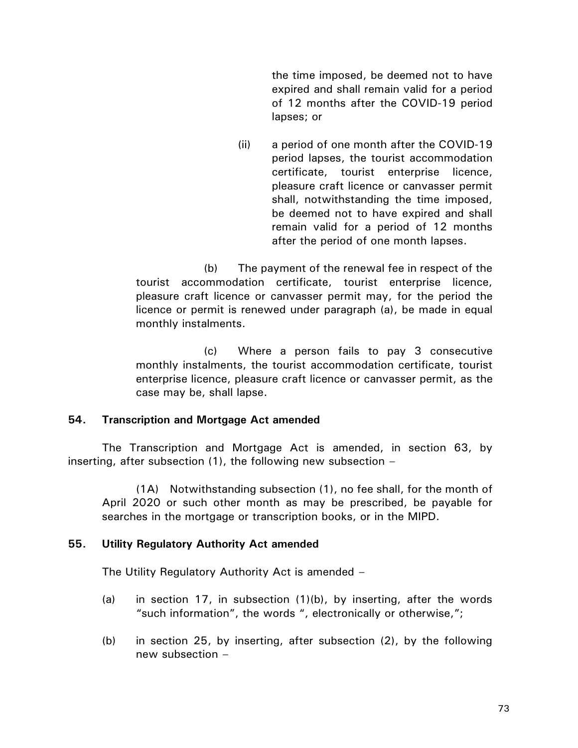the time imposed, be deemed not to have expired and shall remain valid for a period of 12 months after the COVID-19 period lapses; or

(ii) a period of one month after the COVID-19 period lapses, the tourist accommodation certificate, tourist enterprise licence, pleasure craft licence or canvasser permit shall, notwithstanding the time imposed, be deemed not to have expired and shall remain valid for a period of 12 months after the period of one month lapses.

(b) The payment of the renewal fee in respect of the tourist accommodation certificate, tourist enterprise licence, pleasure craft licence or canvasser permit may, for the period the licence or permit is renewed under paragraph (a), be made in equal monthly instalments.

(c) Where a person fails to pay 3 consecutive monthly instalments, the tourist accommodation certificate, tourist enterprise licence, pleasure craft licence or canvasser permit, as the case may be, shall lapse.

**54. Transcription and Mortgage Act amended**

The Transcription and Mortgage Act is amended, in section 63, by inserting, after subsection (1), the following new subsection –

(1A) Notwithstanding subsection (1), no fee shall, for the month of April 2020 or such other month as may be prescribed, be payable for searches in the mortgage or transcription books, or in the MIPD.

**55. Utility Regulatory Authority Act amended**

The Utility Regulatory Authority Act is amended –

(a) in section 17, in subsection (1)(b), by inserting, after the words "such information", the words ", electronically or otherwise,";

(b) in section 25, by inserting, after subsection (2), by the following new subsection –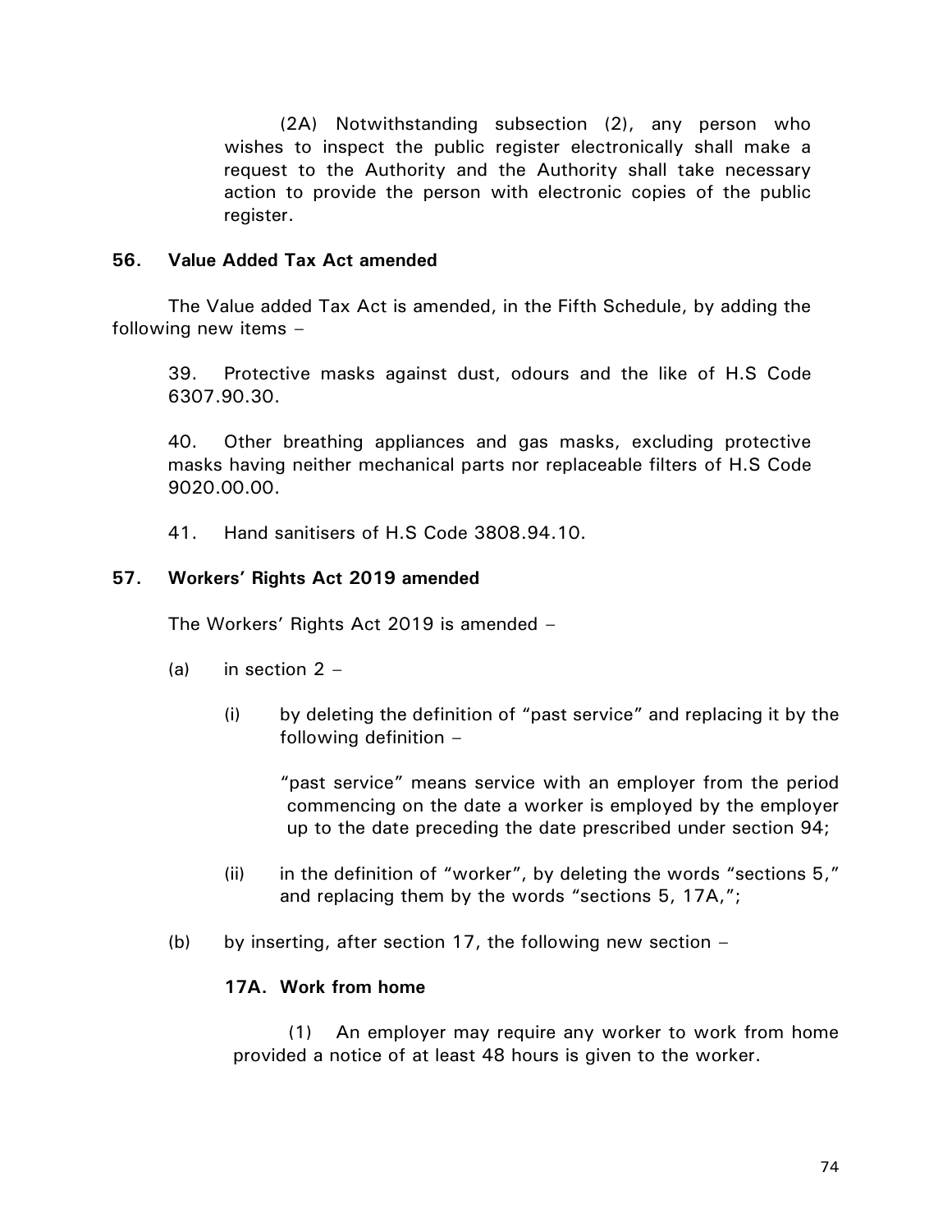(2A) Notwithstanding subsection (2), any person who wishes to inspect the public register electronically shall make a request to the Authority and the Authority shall take necessary action to provide the person with electronic copies of the public register.

**56. Value Added Tax Act amended**

The Value added Tax Act is amended, in the Fifth Schedule, by adding the following new items –

39. Protective masks against dust, odours and the like of H.S Code 6307.90.30.

40. Other breathing appliances and gas masks, excluding protective masks having neither mechanical parts nor replaceable filters of H.S Code 9020.00.00.

41. Hand sanitisers of H.S Code 3808.94.10.

**57. Workers' Rights Act 2019 amended**

The Workers' Rights Act 2019 is amended –

(a) in section 2 –

(i) by deleting the definition of "past service" and replacing it by the following definition –

"past service" means service with an employer from the period commencing on the date a worker is employed by the employer up to the date preceding the date prescribed under section 94;

(ii) in the definition of "worker", by deleting the words "sections 5," and replacing them by the words "sections 5, 17A,";

(b) by inserting, after section 17, the following new section –

**17A. Work from home**

(1) An employer may require any worker to work from home provided a notice of at least 48 hours is given to the worker.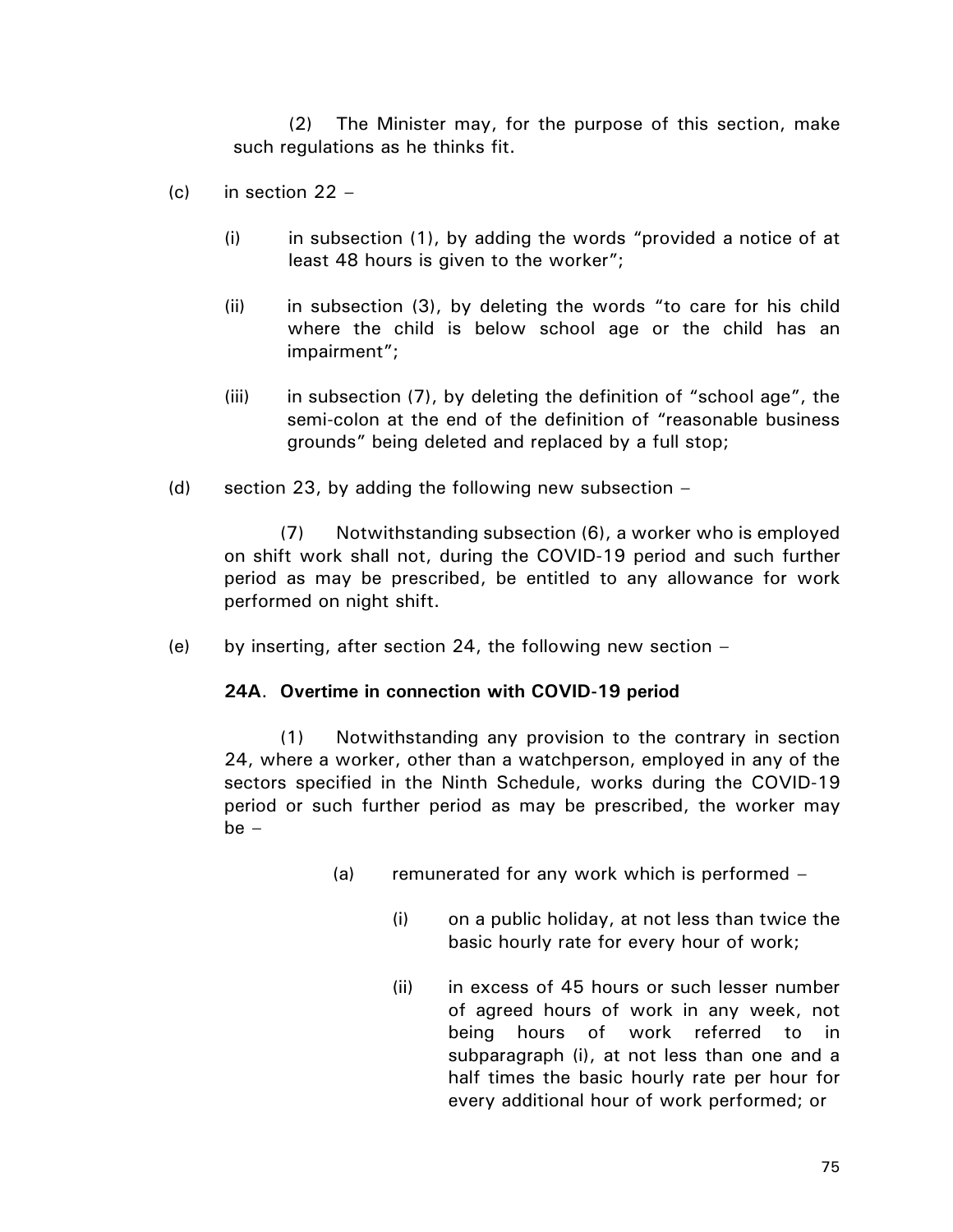(2) The Minister may, for the purpose of this section, make such regulations as he thinks fit.

(c) in section 22 –

   (i) in subsection (1), by adding the words "provided a notice of at least 48 hours is given to the worker";

   (ii) in subsection (3), by deleting the words "to care for his child where the child is below school age or the child has an impairment";

   (iii) in subsection (7), by deleting the definition of "school age", the semi-colon at the end of the definition of "reasonable business grounds" being deleted and replaced by a full stop;

(d) section 23, by adding the following new subsection –

   (7) Notwithstanding subsection (6), a worker who is employed on shift work shall not, during the COVID-19 period and such further period as may be prescribed, be entitled to any allowance for work performed on night shift.

(e) by inserting, after section 24, the following new section –

**24A. Overtime in connection with COVID-19 period**

(1) Notwithstanding any provision to the contrary in section 24, where a worker, other than a watchperson, employed in any of the sectors specified in the Ninth Schedule, works during the COVID-19 period or such further period as may be prescribed, the worker may be –

   (a) remunerated for any work which is performed –

      (i) on a public holiday, at not less than twice the basic hourly rate for every hour of work;

      (ii) in excess of 45 hours or such lesser number of agreed hours of work in any week, not being hours of work referred to in subparagraph (i), at not less than one and a half times the basic hourly rate per hour for every additional hour of work performed; or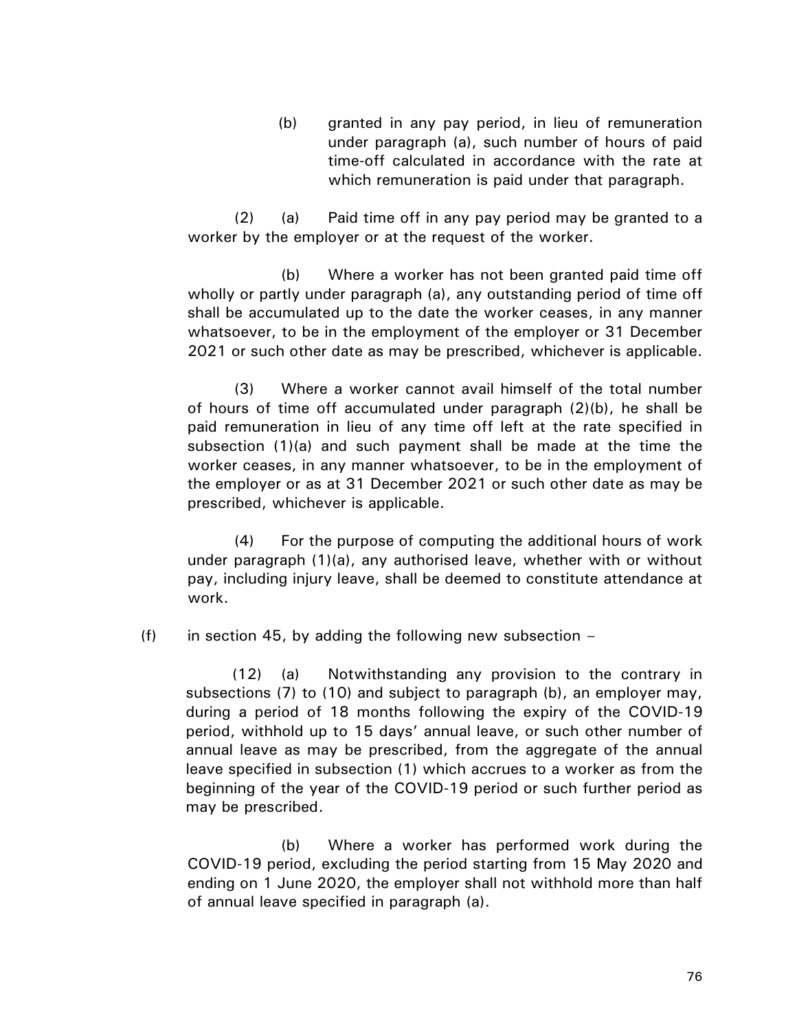(b) granted in any pay period, in lieu of remuneration under paragraph (a), such number of hours of paid time-off calculated in accordance with the rate at which remuneration is paid under that paragraph.

(2) (a) Paid time off in any pay period may be granted to a worker by the employer or at the request of the worker.

(b) Where a worker has not been granted paid time off wholly or partly under paragraph (a), any outstanding period of time off shall be accumulated up to the date the worker ceases, in any manner whatsoever, to be in the employment of the employer or 31 December 2021 or such other date as may be prescribed, whichever is applicable.

(3) Where a worker cannot avail himself of the total number of hours of time off accumulated under paragraph (2)(b), he shall be paid remuneration in lieu of any time off left at the rate specified in subsection (1)(a) and such payment shall be made at the time the worker ceases, in any manner whatsoever, to be in the employment of the employer or as at 31 December 2021 or such other date as may be prescribed, whichever is applicable.

(4) For the purpose of computing the additional hours of work under paragraph (1)(a), any authorised leave, whether with or without pay, including injury leave, shall be deemed to constitute attendance at work.

(f) in section 45, by adding the following new subsection –

(12) (a) Notwithstanding any provision to the contrary in subsections (7) to (10) and subject to paragraph (b), an employer may, during a period of 18 months following the expiry of the COVID-19 period, withhold up to 15 days' annual leave, or such other number of annual leave as may be prescribed, from the aggregate of the annual leave specified in subsection (1) which accrues to a worker as from the beginning of the year of the COVID-19 period or such further period as may be prescribed.

(b) Where a worker has performed work during the COVID-19 period, excluding the period starting from 15 May 2020 and ending on 1 June 2020, the employer shall not withhold more than half of annual leave specified in paragraph (a).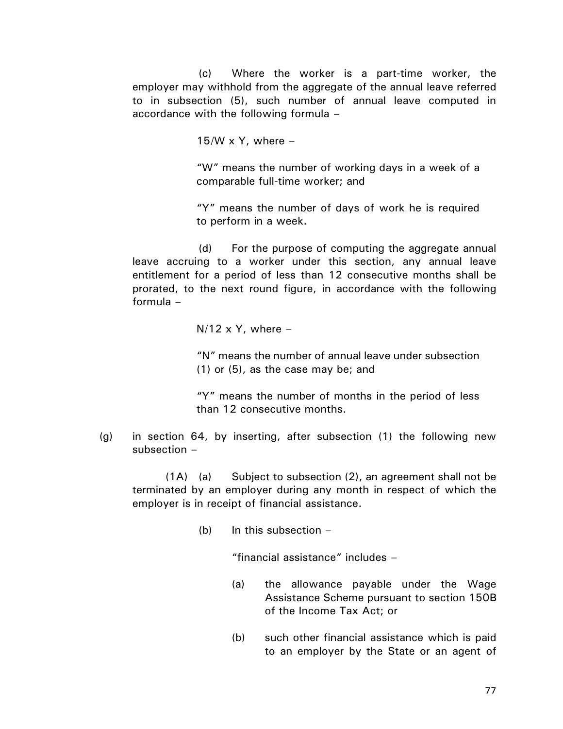(c) Where the worker is a part-time worker, the employer may withhold from the aggregate of the annual leave referred to in subsection (5), such number of annual leave computed in accordance with the following formula –

$15/W \times Y$, where –

"W" means the number of working days in a week of a comparable full-time worker; and

"Y" means the number of days of work he is required to perform in a week.

(d) For the purpose of computing the aggregate annual leave accruing to a worker under this section, any annual leave entitlement for a period of less than 12 consecutive months shall be prorated, to the next round figure, in accordance with the following formula –

$N/12 \times Y$, where –

"N" means the number of annual leave under subsection (1) or (5), as the case may be; and

"Y" means the number of months in the period of less than 12 consecutive months.

(g) in section 64, by inserting, after subsection (1) the following new subsection –

(1A) (a) Subject to subsection (2), an agreement shall not be terminated by an employer during any month in respect of which the employer is in receipt of financial assistance.

(b) In this subsection –

"financial assistance" includes –

(a) the allowance payable under the Wage Assistance Scheme pursuant to section 150B of the Income Tax Act; or

(b) such other financial assistance which is paid to an employer by the State or an agent of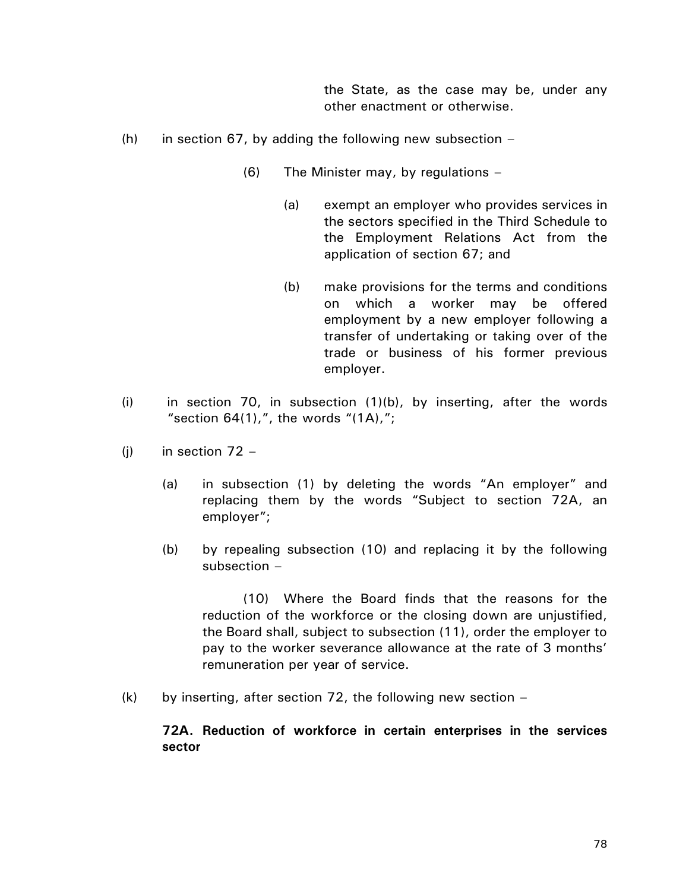the State, as the case may be, under any other enactment or otherwise.

(h) in section 67, by adding the following new subsection –

(6) The Minister may, by regulations –

(a) exempt an employer who provides services in the sectors specified in the Third Schedule to the Employment Relations Act from the application of section 67; and

(b) make provisions for the terms and conditions on which a worker may be offered employment by a new employer following a transfer of undertaking or taking over of the trade or business of his former previous employer.

(i) in section 70, in subsection (1)(b), by inserting, after the words "section 64(1),", the words "(1A),";

(j) in section 72 –

(a) in subsection (1) by deleting the words "An employer" and replacing them by the words "Subject to section 72A, an employer";

(b) by repealing subsection (10) and replacing it by the following subsection –

(10) Where the Board finds that the reasons for the reduction of the workforce or the closing down are unjustified, the Board shall, subject to subsection (11), order the employer to pay to the worker severance allowance at the rate of 3 months' remuneration per year of service.

(k) by inserting, after section 72, the following new section –

**72A. Reduction of workforce in certain enterprises in the services sector**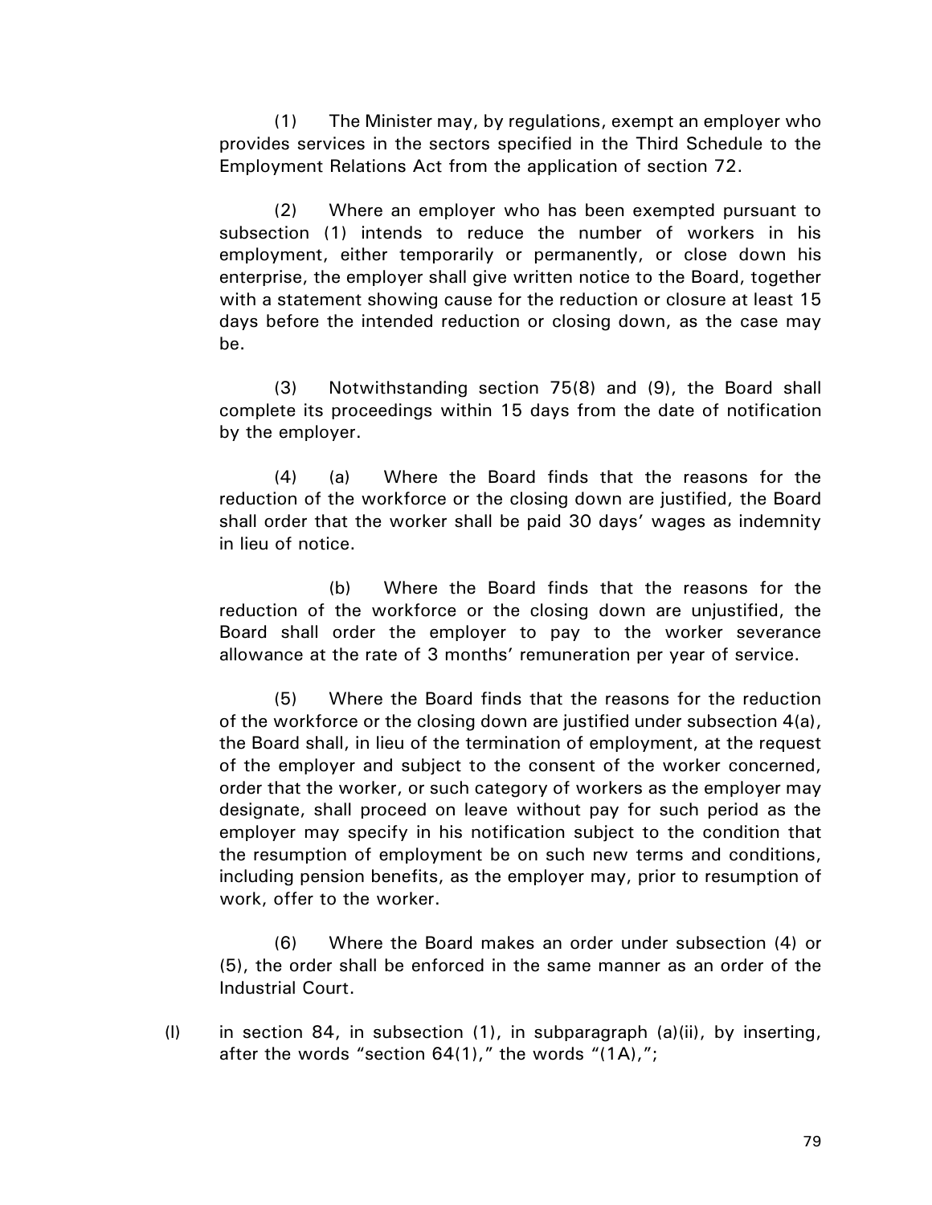(1) The Minister may, by regulations, exempt an employer who provides services in the sectors specified in the Third Schedule to the Employment Relations Act from the application of section 72.

(2) Where an employer who has been exempted pursuant to subsection (1) intends to reduce the number of workers in his employment, either temporarily or permanently, or close down his enterprise, the employer shall give written notice to the Board, together with a statement showing cause for the reduction or closure at least 15 days before the intended reduction or closing down, as the case may be.

(3) Notwithstanding section 75(8) and (9), the Board shall complete its proceedings within 15 days from the date of notification by the employer.

(4) (a) Where the Board finds that the reasons for the reduction of the workforce or the closing down are justified, the Board shall order that the worker shall be paid 30 days' wages as indemnity in lieu of notice.

(b) Where the Board finds that the reasons for the reduction of the workforce or the closing down are unjustified, the Board shall order the employer to pay to the worker severance allowance at the rate of 3 months' remuneration per year of service.

(5) Where the Board finds that the reasons for the reduction of the workforce or the closing down are justified under subsection 4(a), the Board shall, in lieu of the termination of employment, at the request of the employer and subject to the consent of the worker concerned, order that the worker, or such category of workers as the employer may designate, shall proceed on leave without pay for such period as the employer may specify in his notification subject to the condition that the resumption of employment be on such new terms and conditions, including pension benefits, as the employer may, prior to resumption of work, offer to the worker.

(6) Where the Board makes an order under subsection (4) or (5), the order shall be enforced in the same manner as an order of the Industrial Court.

(l) in section 84, in subsection (1), in subparagraph (a)(ii), by inserting, after the words "section 64(1)," the words "(1A),";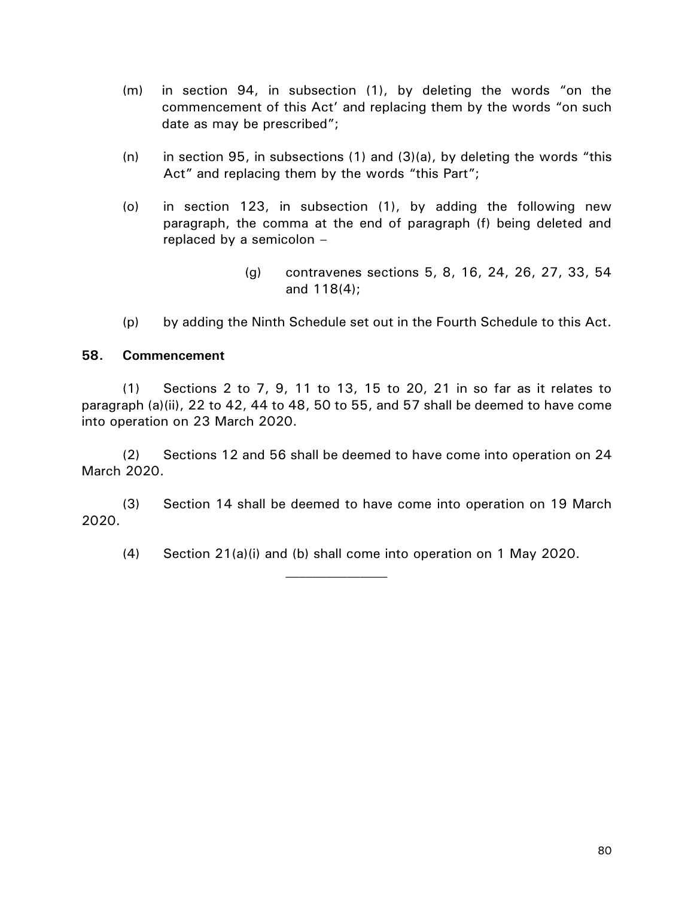(m) in section 94, in subsection (1), by deleting the words "on the commencement of this Act' and replacing them by the words "on such date as may be prescribed";

(n) in section 95, in subsections (1) and (3)(a), by deleting the words "this Act" and replacing them by the words "this Part";

(o) in section 123, in subsection (1), by adding the following new paragraph, the comma at the end of paragraph (f) being deleted and replaced by a semicolon –

> (g) contravenes sections 5, 8, 16, 24, 26, 27, 33, 54 and 118(4);

(p) by adding the Ninth Schedule set out in the Fourth Schedule to this Act.

**58. Commencement**

(1) Sections 2 to 7, 9, 11 to 13, 15 to 20, 21 in so far as it relates to paragraph (a)(ii), 22 to 42, 44 to 48, 50 to 55, and 57 shall be deemed to have come into operation on 23 March 2020.

(2) Sections 12 and 56 shall be deemed to have come into operation on 24 March 2020.

(3) Section 14 shall be deemed to have come into operation on 19 March 2020.

(4) Section 21(a)(i) and (b) shall come into operation on 1 May 2020.

---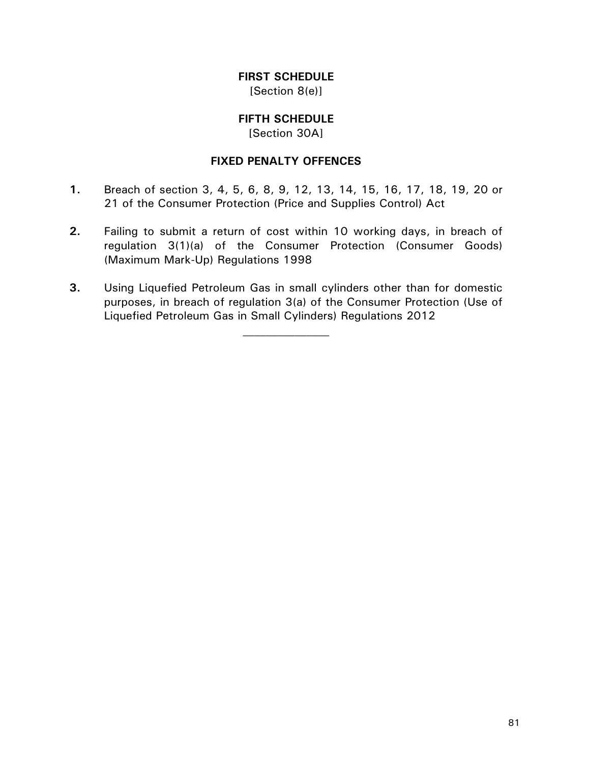**FIRST SCHEDULE**
[Section 8(e)]

**FIFTH SCHEDULE**
[Section 30A]

**FIXED PENALTY OFFENCES**

**1.** Breach of section 3, 4, 5, 6, 8, 9, 12, 13, 14, 15, 16, 17, 18, 19, 20 or 21 of the Consumer Protection (Price and Supplies Control) Act

**2.** Failing to submit a return of cost within 10 working days, in breach of regulation 3(1)(a) of the Consumer Protection (Consumer Goods) (Maximum Mark-Up) Regulations 1998

**3.** Using Liquefied Petroleum Gas in small cylinders other than for domestic purposes, in breach of regulation 3(a) of the Consumer Protection (Use of Liquefied Petroleum Gas in Small Cylinders) Regulations 2012

---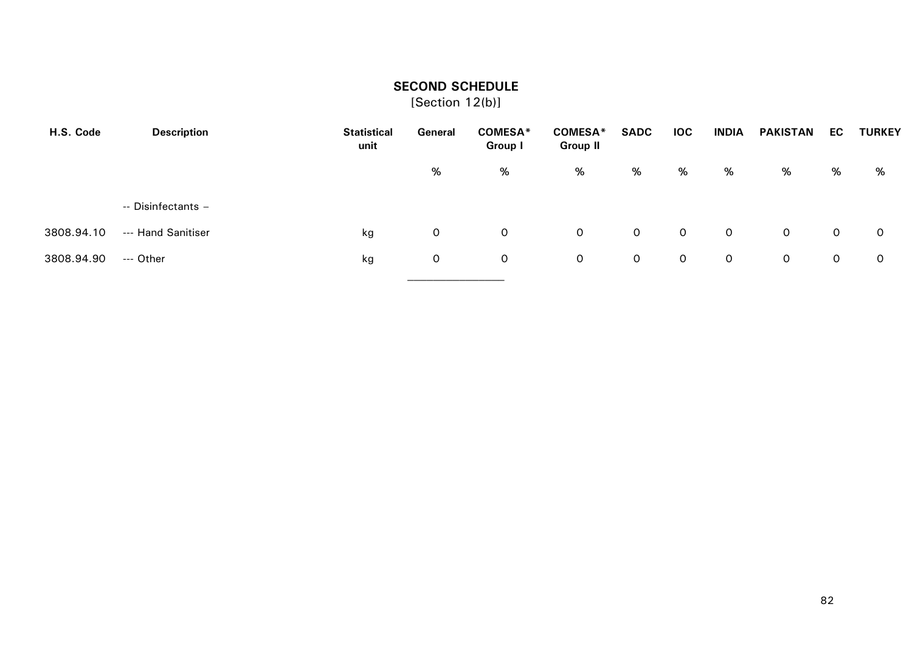## SECOND SCHEDULE

[Section 12(b)]

| H.S. Code | Description | Statistical unit | General | COMESA* Group I | COMESA* Group II | SADC | IOC | INDIA | PAKISTAN | EC | TURKEY |
|---|---|---|---|---|---|---|---|---|---|---|---|
| | | | % | % | % | % | % | % | % | % | % |
| | -- Disinfectants – | | | | | | | | | | |
| 3808.94.10 | --- Hand Sanitiser | kg | 0 | 0 | 0 | 0 | 0 | 0 | 0 | 0 | 0 |
| 3808.94.90 | --- Other | kg | 0 | 0 | 0 | 0 | 0 | 0 | 0 | 0 | 0 |

________________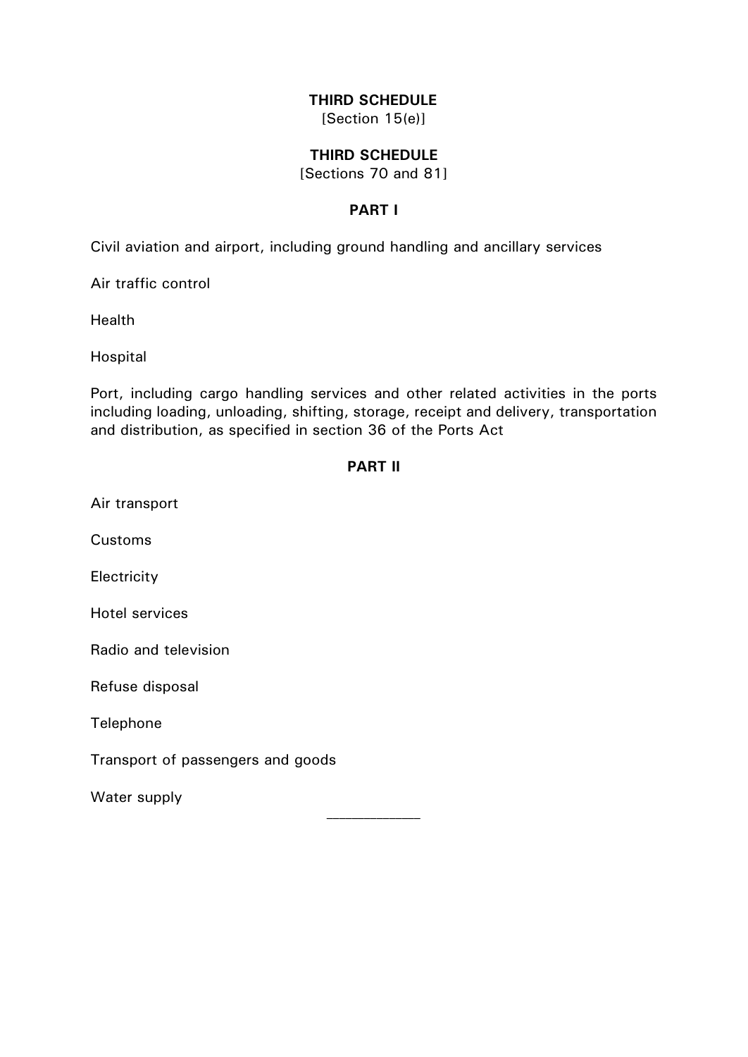## THIRD SCHEDULE

[Section 15(e)]

## THIRD SCHEDULE

[Sections 70 and 81]

### PART I

Civil aviation and airport, including ground handling and ancillary services

Air traffic control

Health

Hospital

Port, including cargo handling services and other related activities in the ports including loading, unloading, shifting, storage, receipt and delivery, transportation and distribution, as specified in section 36 of the Ports Act

### PART II

Air transport

Customs

Electricity

Hotel services

Radio and television

Refuse disposal

Telephone

Transport of passengers and goods

Water supply

---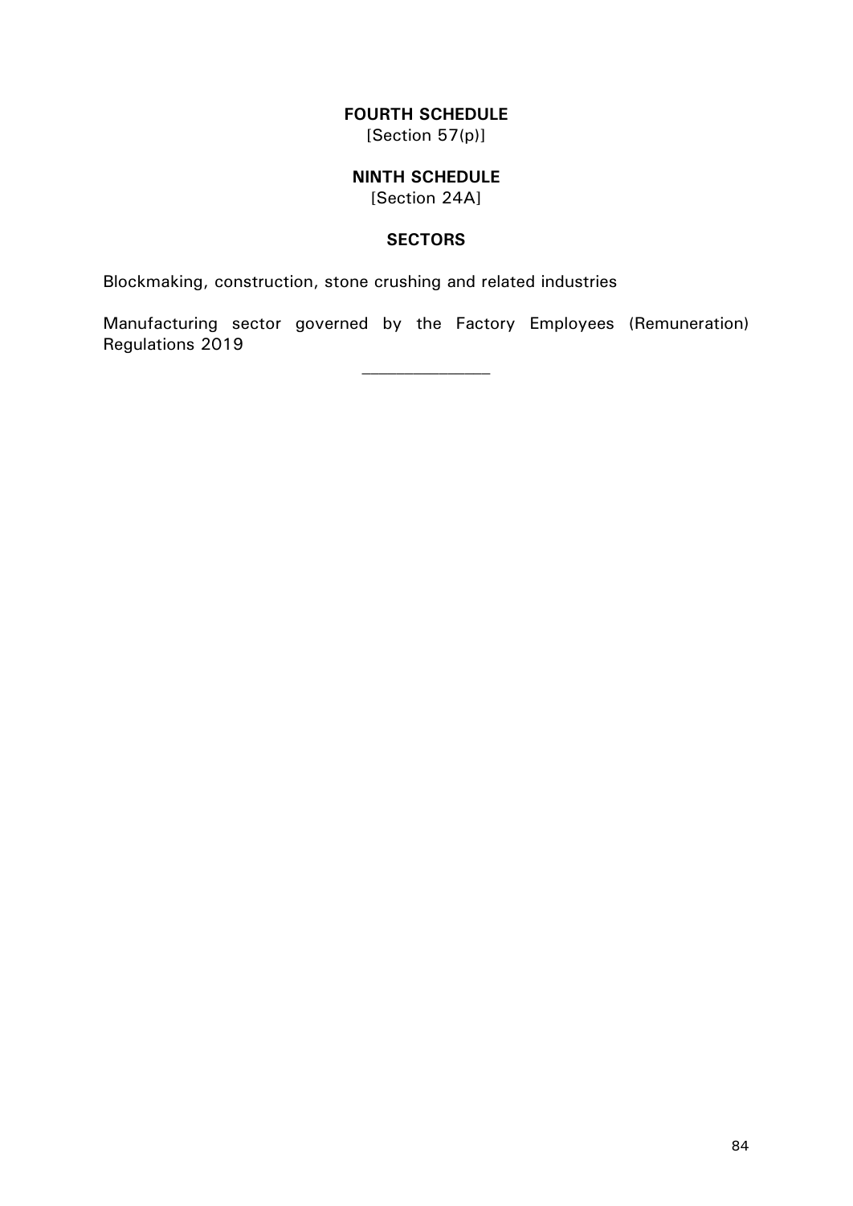## FOURTH SCHEDULE
[Section 57(p)]

## NINTH SCHEDULE
[Section 24A]

### SECTORS

Blockmaking, construction, stone crushing and related industries

Manufacturing sector governed by the Factory Employees (Remuneration) Regulations 2019

---